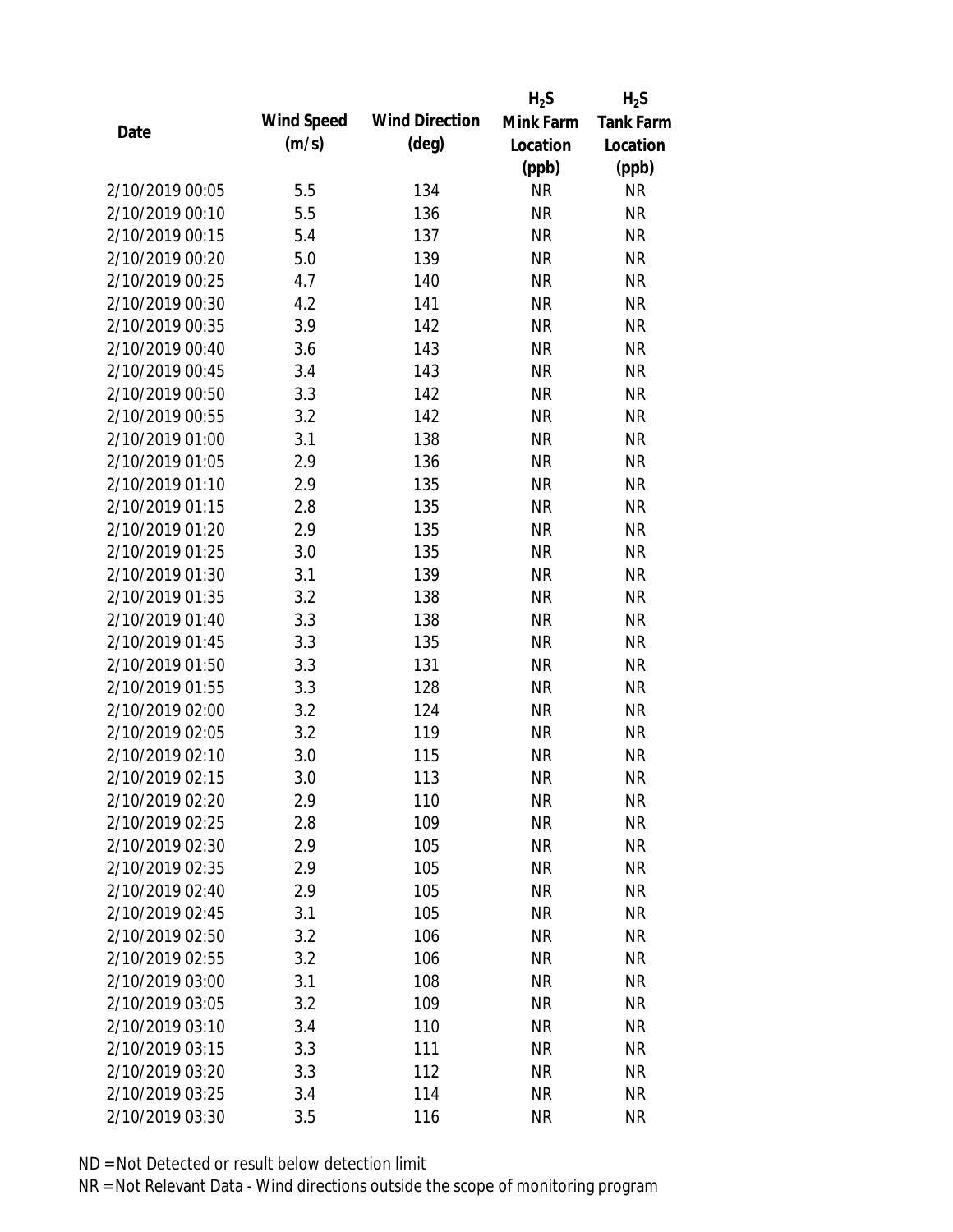| Date | Wind Speed (m/s) | Wind Direction (deg) | $H_2S$ Mink Farm Location (ppb) | $H_2S$ Tank Farm Location (ppb) |
| --- | --- | --- | --- | --- |
| 2/10/2019 00:05 | 5.5 | 134 | NR | NR |
| 2/10/2019 00:10 | 5.5 | 136 | NR | NR |
| 2/10/2019 00:15 | 5.4 | 137 | NR | NR |
| 2/10/2019 00:20 | 5.0 | 139 | NR | NR |
| 2/10/2019 00:25 | 4.7 | 140 | NR | NR |
| 2/10/2019 00:30 | 4.2 | 141 | NR | NR |
| 2/10/2019 00:35 | 3.9 | 142 | NR | NR |
| 2/10/2019 00:40 | 3.6 | 143 | NR | NR |
| 2/10/2019 00:45 | 3.4 | 143 | NR | NR |
| 2/10/2019 00:50 | 3.3 | 142 | NR | NR |
| 2/10/2019 00:55 | 3.2 | 142 | NR | NR |
| 2/10/2019 01:00 | 3.1 | 138 | NR | NR |
| 2/10/2019 01:05 | 2.9 | 136 | NR | NR |
| 2/10/2019 01:10 | 2.9 | 135 | NR | NR |
| 2/10/2019 01:15 | 2.8 | 135 | NR | NR |
| 2/10/2019 01:20 | 2.9 | 135 | NR | NR |
| 2/10/2019 01:25 | 3.0 | 135 | NR | NR |
| 2/10/2019 01:30 | 3.1 | 139 | NR | NR |
| 2/10/2019 01:35 | 3.2 | 138 | NR | NR |
| 2/10/2019 01:40 | 3.3 | 138 | NR | NR |
| 2/10/2019 01:45 | 3.3 | 135 | NR | NR |
| 2/10/2019 01:50 | 3.3 | 131 | NR | NR |
| 2/10/2019 01:55 | 3.3 | 128 | NR | NR |
| 2/10/2019 02:00 | 3.2 | 124 | NR | NR |
| 2/10/2019 02:05 | 3.2 | 119 | NR | NR |
| 2/10/2019 02:10 | 3.0 | 115 | NR | NR |
| 2/10/2019 02:15 | 3.0 | 113 | NR | NR |
| 2/10/2019 02:20 | 2.9 | 110 | NR | NR |
| 2/10/2019 02:25 | 2.8 | 109 | NR | NR |
| 2/10/2019 02:30 | 2.9 | 105 | NR | NR |
| 2/10/2019 02:35 | 2.9 | 105 | NR | NR |
| 2/10/2019 02:40 | 2.9 | 105 | NR | NR |
| 2/10/2019 02:45 | 3.1 | 105 | NR | NR |
| 2/10/2019 02:50 | 3.2 | 106 | NR | NR |
| 2/10/2019 02:55 | 3.2 | 106 | NR | NR |
| 2/10/2019 03:00 | 3.1 | 108 | NR | NR |
| 2/10/2019 03:05 | 3.2 | 109 | NR | NR |
| 2/10/2019 03:10 | 3.4 | 110 | NR | NR |
| 2/10/2019 03:15 | 3.3 | 111 | NR | NR |
| 2/10/2019 03:20 | 3.3 | 112 | NR | NR |
| 2/10/2019 03:25 | 3.4 | 114 | NR | NR |
| 2/10/2019 03:30 | 3.5 | 116 | NR | NR |

ND = Not Detected or result below detection limit

NR = Not Relevant Data - Wind directions outside the scope of monitoring program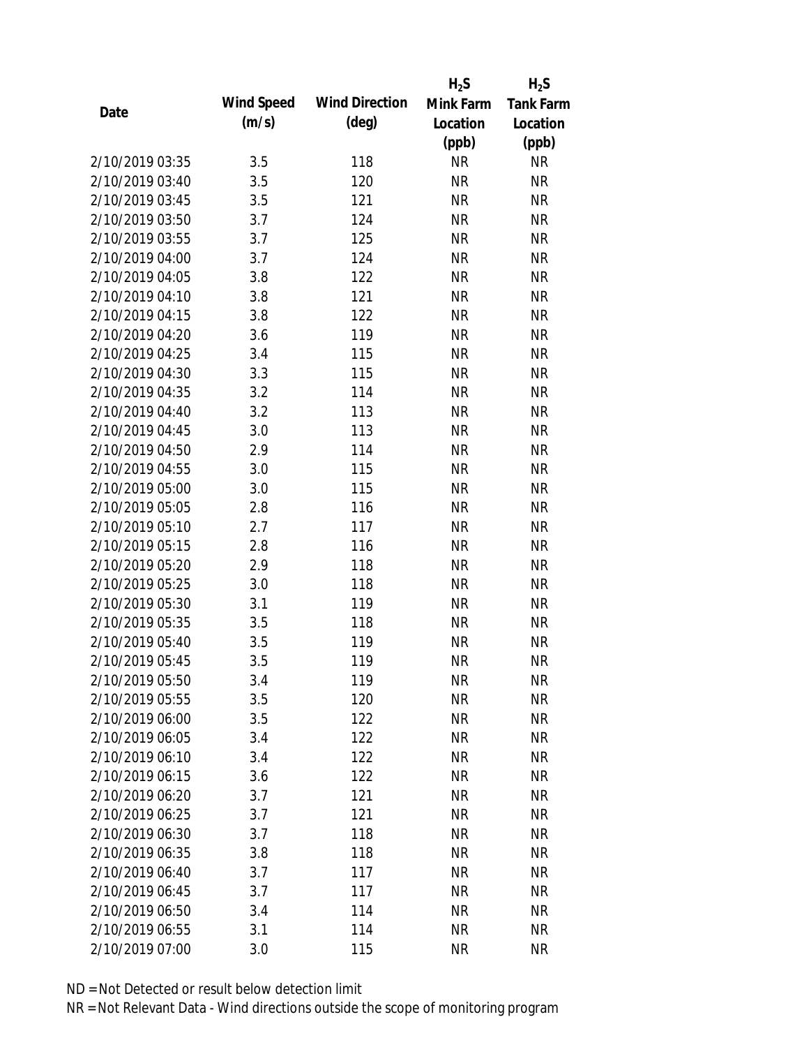| Date | Wind Speed (m/s) | Wind Direction (deg) | $H_2S$ Mink Farm Location (ppb) | $H_2S$ Tank Farm Location (ppb) |
|---|---|---|---|---|
| 2/10/2019 03:35 | 3.5 | 118 | NR | NR |
| 2/10/2019 03:40 | 3.5 | 120 | NR | NR |
| 2/10/2019 03:45 | 3.5 | 121 | NR | NR |
| 2/10/2019 03:50 | 3.7 | 124 | NR | NR |
| 2/10/2019 03:55 | 3.7 | 125 | NR | NR |
| 2/10/2019 04:00 | 3.7 | 124 | NR | NR |
| 2/10/2019 04:05 | 3.8 | 122 | NR | NR |
| 2/10/2019 04:10 | 3.8 | 121 | NR | NR |
| 2/10/2019 04:15 | 3.8 | 122 | NR | NR |
| 2/10/2019 04:20 | 3.6 | 119 | NR | NR |
| 2/10/2019 04:25 | 3.4 | 115 | NR | NR |
| 2/10/2019 04:30 | 3.3 | 115 | NR | NR |
| 2/10/2019 04:35 | 3.2 | 114 | NR | NR |
| 2/10/2019 04:40 | 3.2 | 113 | NR | NR |
| 2/10/2019 04:45 | 3.0 | 113 | NR | NR |
| 2/10/2019 04:50 | 2.9 | 114 | NR | NR |
| 2/10/2019 04:55 | 3.0 | 115 | NR | NR |
| 2/10/2019 05:00 | 3.0 | 115 | NR | NR |
| 2/10/2019 05:05 | 2.8 | 116 | NR | NR |
| 2/10/2019 05:10 | 2.7 | 117 | NR | NR |
| 2/10/2019 05:15 | 2.8 | 116 | NR | NR |
| 2/10/2019 05:20 | 2.9 | 118 | NR | NR |
| 2/10/2019 05:25 | 3.0 | 118 | NR | NR |
| 2/10/2019 05:30 | 3.1 | 119 | NR | NR |
| 2/10/2019 05:35 | 3.5 | 118 | NR | NR |
| 2/10/2019 05:40 | 3.5 | 119 | NR | NR |
| 2/10/2019 05:45 | 3.5 | 119 | NR | NR |
| 2/10/2019 05:50 | 3.4 | 119 | NR | NR |
| 2/10/2019 05:55 | 3.5 | 120 | NR | NR |
| 2/10/2019 06:00 | 3.5 | 122 | NR | NR |
| 2/10/2019 06:05 | 3.4 | 122 | NR | NR |
| 2/10/2019 06:10 | 3.4 | 122 | NR | NR |
| 2/10/2019 06:15 | 3.6 | 122 | NR | NR |
| 2/10/2019 06:20 | 3.7 | 121 | NR | NR |
| 2/10/2019 06:25 | 3.7 | 121 | NR | NR |
| 2/10/2019 06:30 | 3.7 | 118 | NR | NR |
| 2/10/2019 06:35 | 3.8 | 118 | NR | NR |
| 2/10/2019 06:40 | 3.7 | 117 | NR | NR |
| 2/10/2019 06:45 | 3.7 | 117 | NR | NR |
| 2/10/2019 06:50 | 3.4 | 114 | NR | NR |
| 2/10/2019 06:55 | 3.1 | 114 | NR | NR |
| 2/10/2019 07:00 | 3.0 | 115 | NR | NR |

ND = Not Detected or result below detection limit

NR = Not Relevant Data - Wind directions outside the scope of monitoring program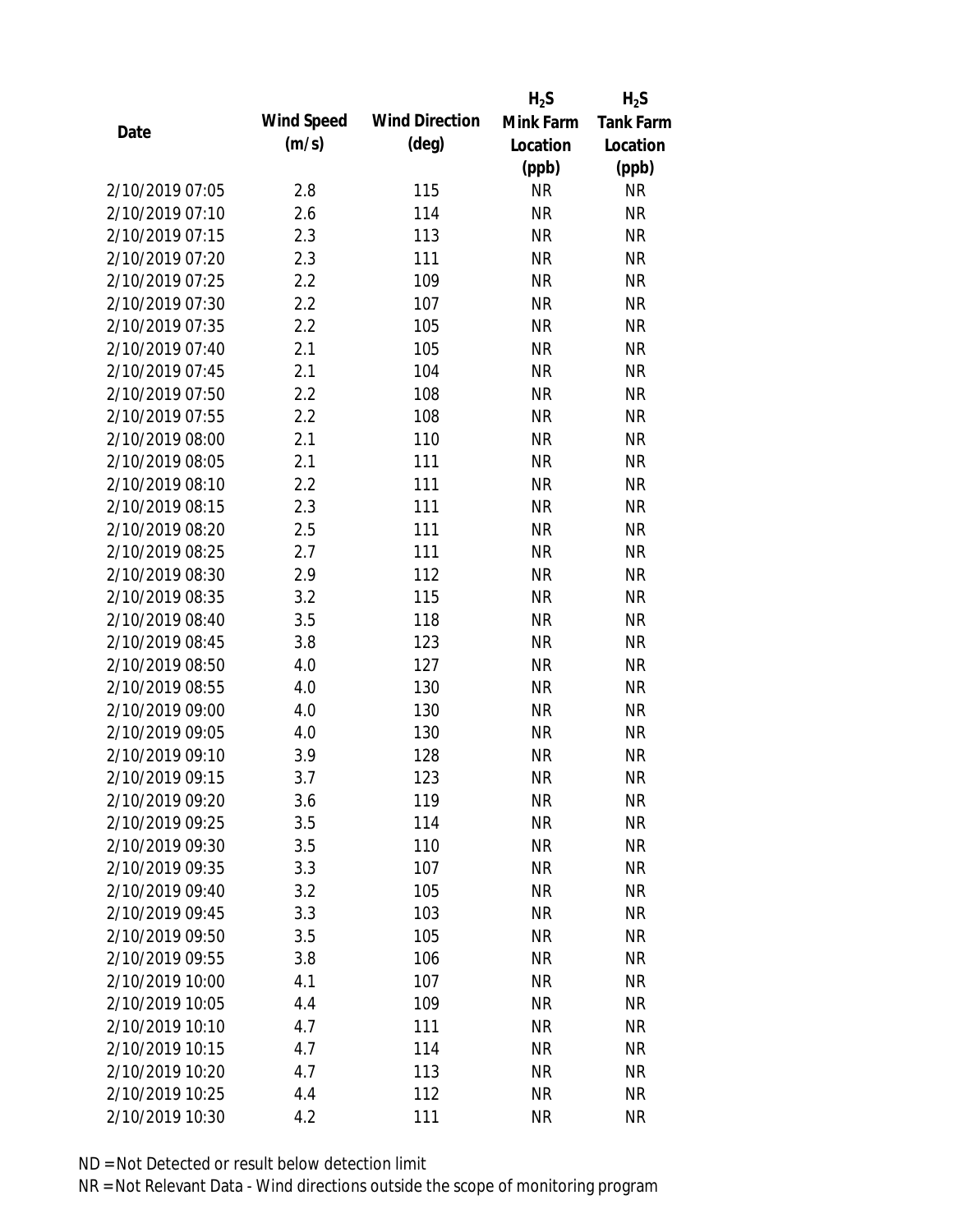| Date | Wind Speed (m/s) | Wind Direction (deg) | $H_2S$ Mink Farm Location (ppb) | $H_2S$ Tank Farm Location (ppb) |
|---|---|---|---|---|
| 2/10/2019 07:05 | 2.8 | 115 | NR | NR |
| 2/10/2019 07:10 | 2.6 | 114 | NR | NR |
| 2/10/2019 07:15 | 2.3 | 113 | NR | NR |
| 2/10/2019 07:20 | 2.3 | 111 | NR | NR |
| 2/10/2019 07:25 | 2.2 | 109 | NR | NR |
| 2/10/2019 07:30 | 2.2 | 107 | NR | NR |
| 2/10/2019 07:35 | 2.2 | 105 | NR | NR |
| 2/10/2019 07:40 | 2.1 | 105 | NR | NR |
| 2/10/2019 07:45 | 2.1 | 104 | NR | NR |
| 2/10/2019 07:50 | 2.2 | 108 | NR | NR |
| 2/10/2019 07:55 | 2.2 | 108 | NR | NR |
| 2/10/2019 08:00 | 2.1 | 110 | NR | NR |
| 2/10/2019 08:05 | 2.1 | 111 | NR | NR |
| 2/10/2019 08:10 | 2.2 | 111 | NR | NR |
| 2/10/2019 08:15 | 2.3 | 111 | NR | NR |
| 2/10/2019 08:20 | 2.5 | 111 | NR | NR |
| 2/10/2019 08:25 | 2.7 | 111 | NR | NR |
| 2/10/2019 08:30 | 2.9 | 112 | NR | NR |
| 2/10/2019 08:35 | 3.2 | 115 | NR | NR |
| 2/10/2019 08:40 | 3.5 | 118 | NR | NR |
| 2/10/2019 08:45 | 3.8 | 123 | NR | NR |
| 2/10/2019 08:50 | 4.0 | 127 | NR | NR |
| 2/10/2019 08:55 | 4.0 | 130 | NR | NR |
| 2/10/2019 09:00 | 4.0 | 130 | NR | NR |
| 2/10/2019 09:05 | 4.0 | 130 | NR | NR |
| 2/10/2019 09:10 | 3.9 | 128 | NR | NR |
| 2/10/2019 09:15 | 3.7 | 123 | NR | NR |
| 2/10/2019 09:20 | 3.6 | 119 | NR | NR |
| 2/10/2019 09:25 | 3.5 | 114 | NR | NR |
| 2/10/2019 09:30 | 3.5 | 110 | NR | NR |
| 2/10/2019 09:35 | 3.3 | 107 | NR | NR |
| 2/10/2019 09:40 | 3.2 | 105 | NR | NR |
| 2/10/2019 09:45 | 3.3 | 103 | NR | NR |
| 2/10/2019 09:50 | 3.5 | 105 | NR | NR |
| 2/10/2019 09:55 | 3.8 | 106 | NR | NR |
| 2/10/2019 10:00 | 4.1 | 107 | NR | NR |
| 2/10/2019 10:05 | 4.4 | 109 | NR | NR |
| 2/10/2019 10:10 | 4.7 | 111 | NR | NR |
| 2/10/2019 10:15 | 4.7 | 114 | NR | NR |
| 2/10/2019 10:20 | 4.7 | 113 | NR | NR |
| 2/10/2019 10:25 | 4.4 | 112 | NR | NR |
| 2/10/2019 10:30 | 4.2 | 111 | NR | NR |

ND = Not Detected or result below detection limit

NR = Not Relevant Data - Wind directions outside the scope of monitoring program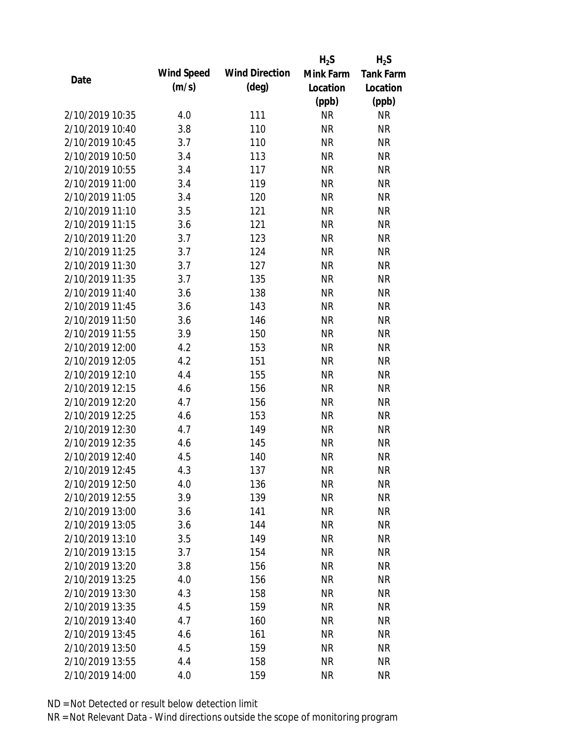| Date | Wind Speed (m/s) | Wind Direction (deg) | $H_2S$ Mink Farm Location (ppb) | $H_2S$ Tank Farm Location (ppb) |
|---|---|---|---|---|
| 2/10/2019 10:35 | 4.0 | 111 | NR | NR |
| 2/10/2019 10:40 | 3.8 | 110 | NR | NR |
| 2/10/2019 10:45 | 3.7 | 110 | NR | NR |
| 2/10/2019 10:50 | 3.4 | 113 | NR | NR |
| 2/10/2019 10:55 | 3.4 | 117 | NR | NR |
| 2/10/2019 11:00 | 3.4 | 119 | NR | NR |
| 2/10/2019 11:05 | 3.4 | 120 | NR | NR |
| 2/10/2019 11:10 | 3.5 | 121 | NR | NR |
| 2/10/2019 11:15 | 3.6 | 121 | NR | NR |
| 2/10/2019 11:20 | 3.7 | 123 | NR | NR |
| 2/10/2019 11:25 | 3.7 | 124 | NR | NR |
| 2/10/2019 11:30 | 3.7 | 127 | NR | NR |
| 2/10/2019 11:35 | 3.7 | 135 | NR | NR |
| 2/10/2019 11:40 | 3.6 | 138 | NR | NR |
| 2/10/2019 11:45 | 3.6 | 143 | NR | NR |
| 2/10/2019 11:50 | 3.6 | 146 | NR | NR |
| 2/10/2019 11:55 | 3.9 | 150 | NR | NR |
| 2/10/2019 12:00 | 4.2 | 153 | NR | NR |
| 2/10/2019 12:05 | 4.2 | 151 | NR | NR |
| 2/10/2019 12:10 | 4.4 | 155 | NR | NR |
| 2/10/2019 12:15 | 4.6 | 156 | NR | NR |
| 2/10/2019 12:20 | 4.7 | 156 | NR | NR |
| 2/10/2019 12:25 | 4.6 | 153 | NR | NR |
| 2/10/2019 12:30 | 4.7 | 149 | NR | NR |
| 2/10/2019 12:35 | 4.6 | 145 | NR | NR |
| 2/10/2019 12:40 | 4.5 | 140 | NR | NR |
| 2/10/2019 12:45 | 4.3 | 137 | NR | NR |
| 2/10/2019 12:50 | 4.0 | 136 | NR | NR |
| 2/10/2019 12:55 | 3.9 | 139 | NR | NR |
| 2/10/2019 13:00 | 3.6 | 141 | NR | NR |
| 2/10/2019 13:05 | 3.6 | 144 | NR | NR |
| 2/10/2019 13:10 | 3.5 | 149 | NR | NR |
| 2/10/2019 13:15 | 3.7 | 154 | NR | NR |
| 2/10/2019 13:20 | 3.8 | 156 | NR | NR |
| 2/10/2019 13:25 | 4.0 | 156 | NR | NR |
| 2/10/2019 13:30 | 4.3 | 158 | NR | NR |
| 2/10/2019 13:35 | 4.5 | 159 | NR | NR |
| 2/10/2019 13:40 | 4.7 | 160 | NR | NR |
| 2/10/2019 13:45 | 4.6 | 161 | NR | NR |
| 2/10/2019 13:50 | 4.5 | 159 | NR | NR |
| 2/10/2019 13:55 | 4.4 | 158 | NR | NR |
| 2/10/2019 14:00 | 4.0 | 159 | NR | NR |

ND = Not Detected or result below detection limit

NR = Not Relevant Data - Wind directions outside the scope of monitoring program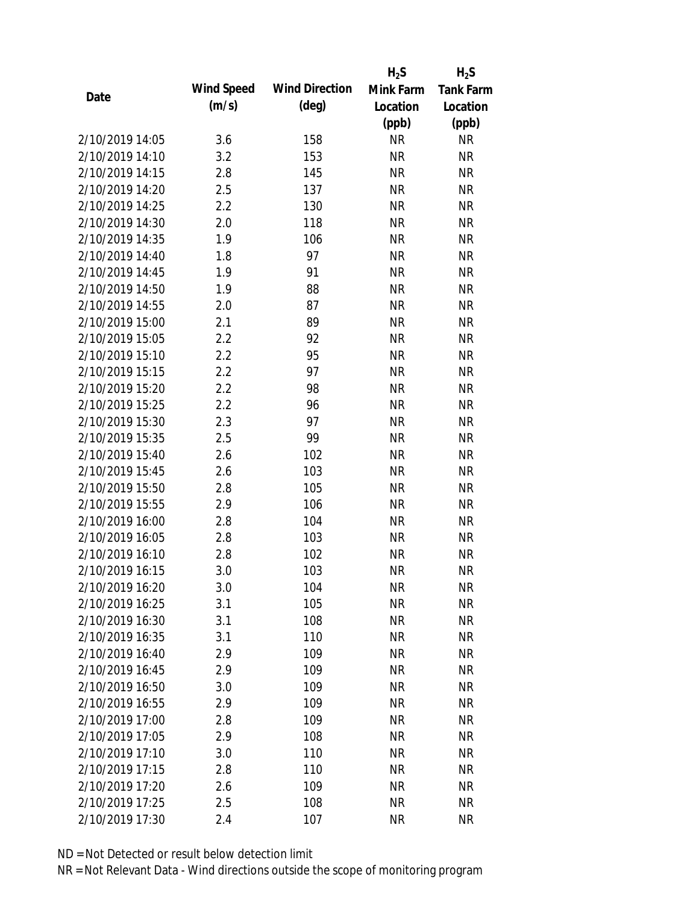| Date | Wind Speed (m/s) | Wind Direction (deg) | $H_2S$ Mink Farm Location (ppb) | $H_2S$ Tank Farm Location (ppb) |
|---|---|---|---|---|
| 2/10/2019 14:05 | 3.6 | 158 | NR | NR |
| 2/10/2019 14:10 | 3.2 | 153 | NR | NR |
| 2/10/2019 14:15 | 2.8 | 145 | NR | NR |
| 2/10/2019 14:20 | 2.5 | 137 | NR | NR |
| 2/10/2019 14:25 | 2.2 | 130 | NR | NR |
| 2/10/2019 14:30 | 2.0 | 118 | NR | NR |
| 2/10/2019 14:35 | 1.9 | 106 | NR | NR |
| 2/10/2019 14:40 | 1.8 | 97 | NR | NR |
| 2/10/2019 14:45 | 1.9 | 91 | NR | NR |
| 2/10/2019 14:50 | 1.9 | 88 | NR | NR |
| 2/10/2019 14:55 | 2.0 | 87 | NR | NR |
| 2/10/2019 15:00 | 2.1 | 89 | NR | NR |
| 2/10/2019 15:05 | 2.2 | 92 | NR | NR |
| 2/10/2019 15:10 | 2.2 | 95 | NR | NR |
| 2/10/2019 15:15 | 2.2 | 97 | NR | NR |
| 2/10/2019 15:20 | 2.2 | 98 | NR | NR |
| 2/10/2019 15:25 | 2.2 | 96 | NR | NR |
| 2/10/2019 15:30 | 2.3 | 97 | NR | NR |
| 2/10/2019 15:35 | 2.5 | 99 | NR | NR |
| 2/10/2019 15:40 | 2.6 | 102 | NR | NR |
| 2/10/2019 15:45 | 2.6 | 103 | NR | NR |
| 2/10/2019 15:50 | 2.8 | 105 | NR | NR |
| 2/10/2019 15:55 | 2.9 | 106 | NR | NR |
| 2/10/2019 16:00 | 2.8 | 104 | NR | NR |
| 2/10/2019 16:05 | 2.8 | 103 | NR | NR |
| 2/10/2019 16:10 | 2.8 | 102 | NR | NR |
| 2/10/2019 16:15 | 3.0 | 103 | NR | NR |
| 2/10/2019 16:20 | 3.0 | 104 | NR | NR |
| 2/10/2019 16:25 | 3.1 | 105 | NR | NR |
| 2/10/2019 16:30 | 3.1 | 108 | NR | NR |
| 2/10/2019 16:35 | 3.1 | 110 | NR | NR |
| 2/10/2019 16:40 | 2.9 | 109 | NR | NR |
| 2/10/2019 16:45 | 2.9 | 109 | NR | NR |
| 2/10/2019 16:50 | 3.0 | 109 | NR | NR |
| 2/10/2019 16:55 | 2.9 | 109 | NR | NR |
| 2/10/2019 17:00 | 2.8 | 109 | NR | NR |
| 2/10/2019 17:05 | 2.9 | 108 | NR | NR |
| 2/10/2019 17:10 | 3.0 | 110 | NR | NR |
| 2/10/2019 17:15 | 2.8 | 110 | NR | NR |
| 2/10/2019 17:20 | 2.6 | 109 | NR | NR |
| 2/10/2019 17:25 | 2.5 | 108 | NR | NR |
| 2/10/2019 17:30 | 2.4 | 107 | NR | NR |

ND = Not Detected or result below detection limit

NR = Not Relevant Data - Wind directions outside the scope of monitoring program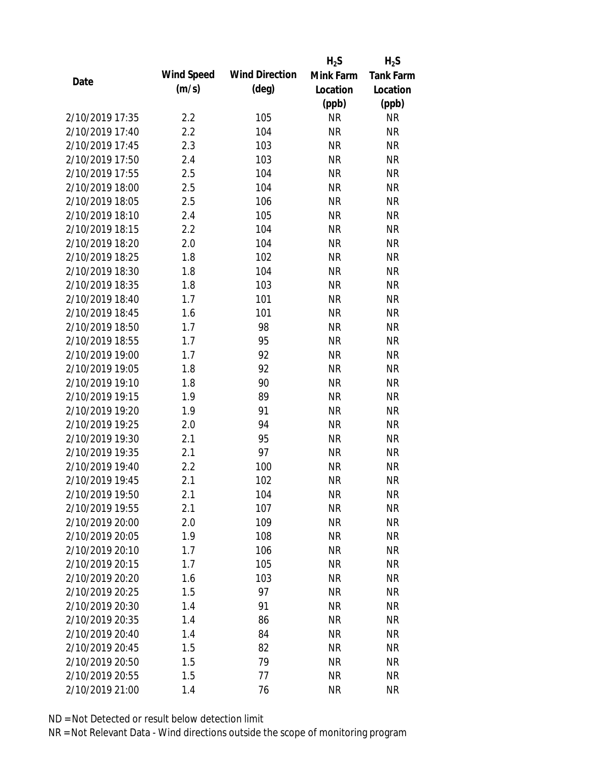| Date | Wind Speed (m/s) | Wind Direction (deg) | $H_2S$ Mink Farm Location (ppb) | $H_2S$ Tank Farm Location (ppb) |
| --- | --- | --- | --- | --- |
| 2/10/2019 17:35 | 2.2 | 105 | NR | NR |
| 2/10/2019 17:40 | 2.2 | 104 | NR | NR |
| 2/10/2019 17:45 | 2.3 | 103 | NR | NR |
| 2/10/2019 17:50 | 2.4 | 103 | NR | NR |
| 2/10/2019 17:55 | 2.5 | 104 | NR | NR |
| 2/10/2019 18:00 | 2.5 | 104 | NR | NR |
| 2/10/2019 18:05 | 2.5 | 106 | NR | NR |
| 2/10/2019 18:10 | 2.4 | 105 | NR | NR |
| 2/10/2019 18:15 | 2.2 | 104 | NR | NR |
| 2/10/2019 18:20 | 2.0 | 104 | NR | NR |
| 2/10/2019 18:25 | 1.8 | 102 | NR | NR |
| 2/10/2019 18:30 | 1.8 | 104 | NR | NR |
| 2/10/2019 18:35 | 1.8 | 103 | NR | NR |
| 2/10/2019 18:40 | 1.7 | 101 | NR | NR |
| 2/10/2019 18:45 | 1.6 | 101 | NR | NR |
| 2/10/2019 18:50 | 1.7 | 98 | NR | NR |
| 2/10/2019 18:55 | 1.7 | 95 | NR | NR |
| 2/10/2019 19:00 | 1.7 | 92 | NR | NR |
| 2/10/2019 19:05 | 1.8 | 92 | NR | NR |
| 2/10/2019 19:10 | 1.8 | 90 | NR | NR |
| 2/10/2019 19:15 | 1.9 | 89 | NR | NR |
| 2/10/2019 19:20 | 1.9 | 91 | NR | NR |
| 2/10/2019 19:25 | 2.0 | 94 | NR | NR |
| 2/10/2019 19:30 | 2.1 | 95 | NR | NR |
| 2/10/2019 19:35 | 2.1 | 97 | NR | NR |
| 2/10/2019 19:40 | 2.2 | 100 | NR | NR |
| 2/10/2019 19:45 | 2.1 | 102 | NR | NR |
| 2/10/2019 19:50 | 2.1 | 104 | NR | NR |
| 2/10/2019 19:55 | 2.1 | 107 | NR | NR |
| 2/10/2019 20:00 | 2.0 | 109 | NR | NR |
| 2/10/2019 20:05 | 1.9 | 108 | NR | NR |
| 2/10/2019 20:10 | 1.7 | 106 | NR | NR |
| 2/10/2019 20:15 | 1.7 | 105 | NR | NR |
| 2/10/2019 20:20 | 1.6 | 103 | NR | NR |
| 2/10/2019 20:25 | 1.5 | 97 | NR | NR |
| 2/10/2019 20:30 | 1.4 | 91 | NR | NR |
| 2/10/2019 20:35 | 1.4 | 86 | NR | NR |
| 2/10/2019 20:40 | 1.4 | 84 | NR | NR |
| 2/10/2019 20:45 | 1.5 | 82 | NR | NR |
| 2/10/2019 20:50 | 1.5 | 79 | NR | NR |
| 2/10/2019 20:55 | 1.5 | 77 | NR | NR |
| 2/10/2019 21:00 | 1.4 | 76 | NR | NR |

ND = Not Detected or result below detection limit

NR = Not Relevant Data - Wind directions outside the scope of monitoring program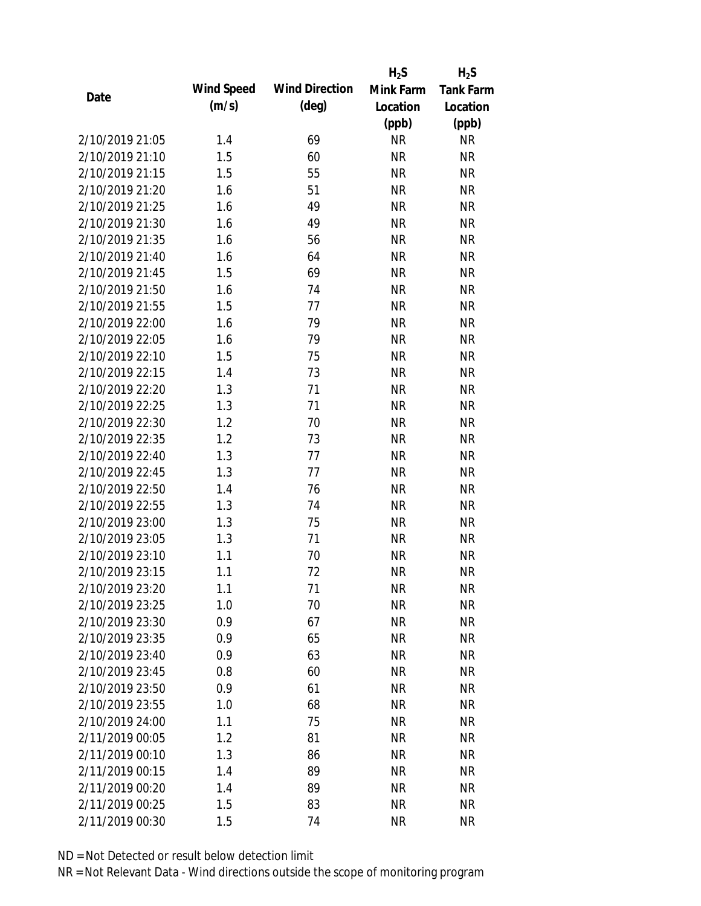| Date | Wind Speed (m/s) | Wind Direction (deg) | $H_2S$ Mink Farm Location (ppb) | $H_2S$ Tank Farm Location (ppb) |
|---|---|---|---|---|
| 2/10/2019 21:05 | 1.4 | 69 | NR | NR |
| 2/10/2019 21:10 | 1.5 | 60 | NR | NR |
| 2/10/2019 21:15 | 1.5 | 55 | NR | NR |
| 2/10/2019 21:20 | 1.6 | 51 | NR | NR |
| 2/10/2019 21:25 | 1.6 | 49 | NR | NR |
| 2/10/2019 21:30 | 1.6 | 49 | NR | NR |
| 2/10/2019 21:35 | 1.6 | 56 | NR | NR |
| 2/10/2019 21:40 | 1.6 | 64 | NR | NR |
| 2/10/2019 21:45 | 1.5 | 69 | NR | NR |
| 2/10/2019 21:50 | 1.6 | 74 | NR | NR |
| 2/10/2019 21:55 | 1.5 | 77 | NR | NR |
| 2/10/2019 22:00 | 1.6 | 79 | NR | NR |
| 2/10/2019 22:05 | 1.6 | 79 | NR | NR |
| 2/10/2019 22:10 | 1.5 | 75 | NR | NR |
| 2/10/2019 22:15 | 1.4 | 73 | NR | NR |
| 2/10/2019 22:20 | 1.3 | 71 | NR | NR |
| 2/10/2019 22:25 | 1.3 | 71 | NR | NR |
| 2/10/2019 22:30 | 1.2 | 70 | NR | NR |
| 2/10/2019 22:35 | 1.2 | 73 | NR | NR |
| 2/10/2019 22:40 | 1.3 | 77 | NR | NR |
| 2/10/2019 22:45 | 1.3 | 77 | NR | NR |
| 2/10/2019 22:50 | 1.4 | 76 | NR | NR |
| 2/10/2019 22:55 | 1.3 | 74 | NR | NR |
| 2/10/2019 23:00 | 1.3 | 75 | NR | NR |
| 2/10/2019 23:05 | 1.3 | 71 | NR | NR |
| 2/10/2019 23:10 | 1.1 | 70 | NR | NR |
| 2/10/2019 23:15 | 1.1 | 72 | NR | NR |
| 2/10/2019 23:20 | 1.1 | 71 | NR | NR |
| 2/10/2019 23:25 | 1.0 | 70 | NR | NR |
| 2/10/2019 23:30 | 0.9 | 67 | NR | NR |
| 2/10/2019 23:35 | 0.9 | 65 | NR | NR |
| 2/10/2019 23:40 | 0.9 | 63 | NR | NR |
| 2/10/2019 23:45 | 0.8 | 60 | NR | NR |
| 2/10/2019 23:50 | 0.9 | 61 | NR | NR |
| 2/10/2019 23:55 | 1.0 | 68 | NR | NR |
| 2/10/2019 24:00 | 1.1 | 75 | NR | NR |
| 2/11/2019 00:05 | 1.2 | 81 | NR | NR |
| 2/11/2019 00:10 | 1.3 | 86 | NR | NR |
| 2/11/2019 00:15 | 1.4 | 89 | NR | NR |
| 2/11/2019 00:20 | 1.4 | 89 | NR | NR |
| 2/11/2019 00:25 | 1.5 | 83 | NR | NR |
| 2/11/2019 00:30 | 1.5 | 74 | NR | NR |

ND = Not Detected or result below detection limit

NR = Not Relevant Data - Wind directions outside the scope of monitoring program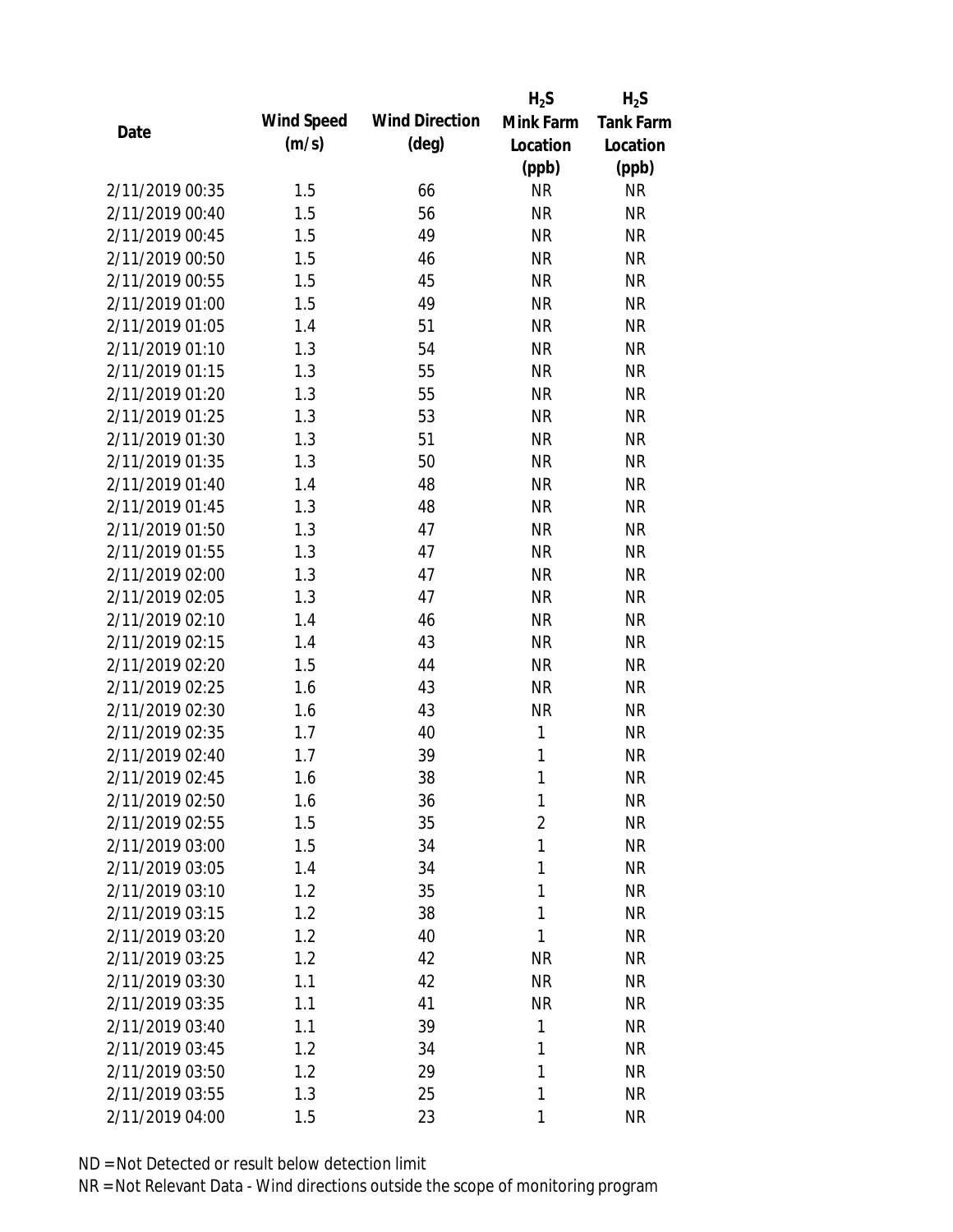| Date | Wind Speed (m/s) | Wind Direction (deg) | $H_2S$ Mink Farm Location (ppb) | $H_2S$ Tank Farm Location (ppb) |
|---|---|---|---|---|
| 2/11/2019 00:35 | 1.5 | 66 | NR | NR |
| 2/11/2019 00:40 | 1.5 | 56 | NR | NR |
| 2/11/2019 00:45 | 1.5 | 49 | NR | NR |
| 2/11/2019 00:50 | 1.5 | 46 | NR | NR |
| 2/11/2019 00:55 | 1.5 | 45 | NR | NR |
| 2/11/2019 01:00 | 1.5 | 49 | NR | NR |
| 2/11/2019 01:05 | 1.4 | 51 | NR | NR |
| 2/11/2019 01:10 | 1.3 | 54 | NR | NR |
| 2/11/2019 01:15 | 1.3 | 55 | NR | NR |
| 2/11/2019 01:20 | 1.3 | 55 | NR | NR |
| 2/11/2019 01:25 | 1.3 | 53 | NR | NR |
| 2/11/2019 01:30 | 1.3 | 51 | NR | NR |
| 2/11/2019 01:35 | 1.3 | 50 | NR | NR |
| 2/11/2019 01:40 | 1.4 | 48 | NR | NR |
| 2/11/2019 01:45 | 1.3 | 48 | NR | NR |
| 2/11/2019 01:50 | 1.3 | 47 | NR | NR |
| 2/11/2019 01:55 | 1.3 | 47 | NR | NR |
| 2/11/2019 02:00 | 1.3 | 47 | NR | NR |
| 2/11/2019 02:05 | 1.3 | 47 | NR | NR |
| 2/11/2019 02:10 | 1.4 | 46 | NR | NR |
| 2/11/2019 02:15 | 1.4 | 43 | NR | NR |
| 2/11/2019 02:20 | 1.5 | 44 | NR | NR |
| 2/11/2019 02:25 | 1.6 | 43 | NR | NR |
| 2/11/2019 02:30 | 1.6 | 43 | NR | NR |
| 2/11/2019 02:35 | 1.7 | 40 | 1 | NR |
| 2/11/2019 02:40 | 1.7 | 39 | 1 | NR |
| 2/11/2019 02:45 | 1.6 | 38 | 1 | NR |
| 2/11/2019 02:50 | 1.6 | 36 | 1 | NR |
| 2/11/2019 02:55 | 1.5 | 35 | 2 | NR |
| 2/11/2019 03:00 | 1.5 | 34 | 1 | NR |
| 2/11/2019 03:05 | 1.4 | 34 | 1 | NR |
| 2/11/2019 03:10 | 1.2 | 35 | 1 | NR |
| 2/11/2019 03:15 | 1.2 | 38 | 1 | NR |
| 2/11/2019 03:20 | 1.2 | 40 | 1 | NR |
| 2/11/2019 03:25 | 1.2 | 42 | NR | NR |
| 2/11/2019 03:30 | 1.1 | 42 | NR | NR |
| 2/11/2019 03:35 | 1.1 | 41 | NR | NR |
| 2/11/2019 03:40 | 1.1 | 39 | 1 | NR |
| 2/11/2019 03:45 | 1.2 | 34 | 1 | NR |
| 2/11/2019 03:50 | 1.2 | 29 | 1 | NR |
| 2/11/2019 03:55 | 1.3 | 25 | 1 | NR |
| 2/11/2019 04:00 | 1.5 | 23 | 1 | NR |

ND = Not Detected or result below detection limit

NR = Not Relevant Data - Wind directions outside the scope of monitoring program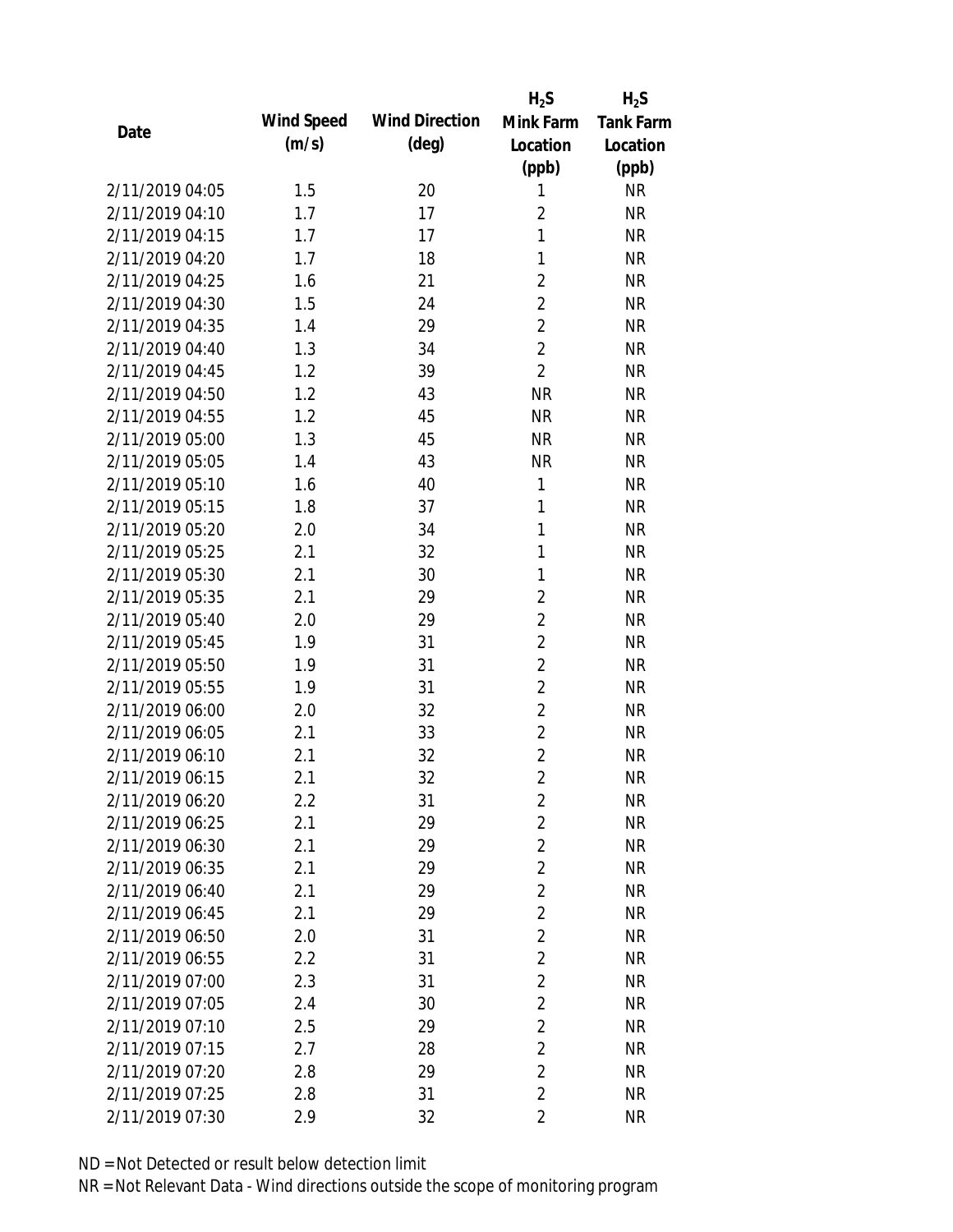| Date | Wind Speed (m/s) | Wind Direction (deg) | $H_2S$ Mink Farm Location (ppb) | $H_2S$ Tank Farm Location (ppb) |
|---|---|---|---|---|
| 2/11/2019 04:05 | 1.5 | 20 | 1 | NR |
| 2/11/2019 04:10 | 1.7 | 17 | 2 | NR |
| 2/11/2019 04:15 | 1.7 | 17 | 1 | NR |
| 2/11/2019 04:20 | 1.7 | 18 | 1 | NR |
| 2/11/2019 04:25 | 1.6 | 21 | 2 | NR |
| 2/11/2019 04:30 | 1.5 | 24 | 2 | NR |
| 2/11/2019 04:35 | 1.4 | 29 | 2 | NR |
| 2/11/2019 04:40 | 1.3 | 34 | 2 | NR |
| 2/11/2019 04:45 | 1.2 | 39 | 2 | NR |
| 2/11/2019 04:50 | 1.2 | 43 | NR | NR |
| 2/11/2019 04:55 | 1.2 | 45 | NR | NR |
| 2/11/2019 05:00 | 1.3 | 45 | NR | NR |
| 2/11/2019 05:05 | 1.4 | 43 | NR | NR |
| 2/11/2019 05:10 | 1.6 | 40 | 1 | NR |
| 2/11/2019 05:15 | 1.8 | 37 | 1 | NR |
| 2/11/2019 05:20 | 2.0 | 34 | 1 | NR |
| 2/11/2019 05:25 | 2.1 | 32 | 1 | NR |
| 2/11/2019 05:30 | 2.1 | 30 | 1 | NR |
| 2/11/2019 05:35 | 2.1 | 29 | 2 | NR |
| 2/11/2019 05:40 | 2.0 | 29 | 2 | NR |
| 2/11/2019 05:45 | 1.9 | 31 | 2 | NR |
| 2/11/2019 05:50 | 1.9 | 31 | 2 | NR |
| 2/11/2019 05:55 | 1.9 | 31 | 2 | NR |
| 2/11/2019 06:00 | 2.0 | 32 | 2 | NR |
| 2/11/2019 06:05 | 2.1 | 33 | 2 | NR |
| 2/11/2019 06:10 | 2.1 | 32 | 2 | NR |
| 2/11/2019 06:15 | 2.1 | 32 | 2 | NR |
| 2/11/2019 06:20 | 2.2 | 31 | 2 | NR |
| 2/11/2019 06:25 | 2.1 | 29 | 2 | NR |
| 2/11/2019 06:30 | 2.1 | 29 | 2 | NR |
| 2/11/2019 06:35 | 2.1 | 29 | 2 | NR |
| 2/11/2019 06:40 | 2.1 | 29 | 2 | NR |
| 2/11/2019 06:45 | 2.1 | 29 | 2 | NR |
| 2/11/2019 06:50 | 2.0 | 31 | 2 | NR |
| 2/11/2019 06:55 | 2.2 | 31 | 2 | NR |
| 2/11/2019 07:00 | 2.3 | 31 | 2 | NR |
| 2/11/2019 07:05 | 2.4 | 30 | 2 | NR |
| 2/11/2019 07:10 | 2.5 | 29 | 2 | NR |
| 2/11/2019 07:15 | 2.7 | 28 | 2 | NR |
| 2/11/2019 07:20 | 2.8 | 29 | 2 | NR |
| 2/11/2019 07:25 | 2.8 | 31 | 2 | NR |
| 2/11/2019 07:30 | 2.9 | 32 | 2 | NR |

ND = Not Detected or result below detection limit

NR = Not Relevant Data - Wind directions outside the scope of monitoring program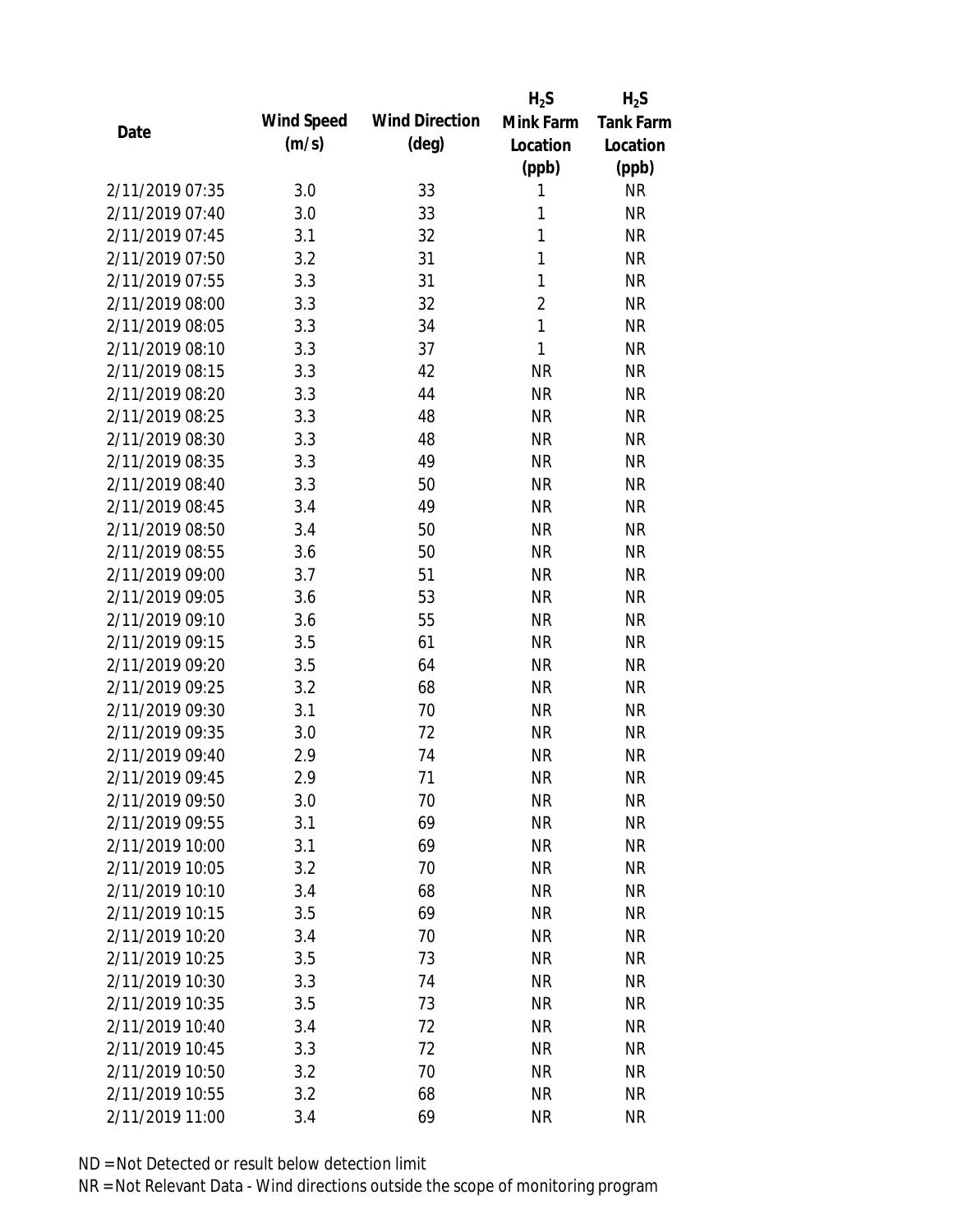| Date | Wind Speed (m/s) | Wind Direction (deg) | $H_2S$ Mink Farm Location (ppb) | $H_2S$ Tank Farm Location (ppb) |
|---|---|---|---|---|
| 2/11/2019 07:35 | 3.0 | 33 | 1 | NR |
| 2/11/2019 07:40 | 3.0 | 33 | 1 | NR |
| 2/11/2019 07:45 | 3.1 | 32 | 1 | NR |
| 2/11/2019 07:50 | 3.2 | 31 | 1 | NR |
| 2/11/2019 07:55 | 3.3 | 31 | 1 | NR |
| 2/11/2019 08:00 | 3.3 | 32 | 2 | NR |
| 2/11/2019 08:05 | 3.3 | 34 | 1 | NR |
| 2/11/2019 08:10 | 3.3 | 37 | 1 | NR |
| 2/11/2019 08:15 | 3.3 | 42 | NR | NR |
| 2/11/2019 08:20 | 3.3 | 44 | NR | NR |
| 2/11/2019 08:25 | 3.3 | 48 | NR | NR |
| 2/11/2019 08:30 | 3.3 | 48 | NR | NR |
| 2/11/2019 08:35 | 3.3 | 49 | NR | NR |
| 2/11/2019 08:40 | 3.3 | 50 | NR | NR |
| 2/11/2019 08:45 | 3.4 | 49 | NR | NR |
| 2/11/2019 08:50 | 3.4 | 50 | NR | NR |
| 2/11/2019 08:55 | 3.6 | 50 | NR | NR |
| 2/11/2019 09:00 | 3.7 | 51 | NR | NR |
| 2/11/2019 09:05 | 3.6 | 53 | NR | NR |
| 2/11/2019 09:10 | 3.6 | 55 | NR | NR |
| 2/11/2019 09:15 | 3.5 | 61 | NR | NR |
| 2/11/2019 09:20 | 3.5 | 64 | NR | NR |
| 2/11/2019 09:25 | 3.2 | 68 | NR | NR |
| 2/11/2019 09:30 | 3.1 | 70 | NR | NR |
| 2/11/2019 09:35 | 3.0 | 72 | NR | NR |
| 2/11/2019 09:40 | 2.9 | 74 | NR | NR |
| 2/11/2019 09:45 | 2.9 | 71 | NR | NR |
| 2/11/2019 09:50 | 3.0 | 70 | NR | NR |
| 2/11/2019 09:55 | 3.1 | 69 | NR | NR |
| 2/11/2019 10:00 | 3.1 | 69 | NR | NR |
| 2/11/2019 10:05 | 3.2 | 70 | NR | NR |
| 2/11/2019 10:10 | 3.4 | 68 | NR | NR |
| 2/11/2019 10:15 | 3.5 | 69 | NR | NR |
| 2/11/2019 10:20 | 3.4 | 70 | NR | NR |
| 2/11/2019 10:25 | 3.5 | 73 | NR | NR |
| 2/11/2019 10:30 | 3.3 | 74 | NR | NR |
| 2/11/2019 10:35 | 3.5 | 73 | NR | NR |
| 2/11/2019 10:40 | 3.4 | 72 | NR | NR |
| 2/11/2019 10:45 | 3.3 | 72 | NR | NR |
| 2/11/2019 10:50 | 3.2 | 70 | NR | NR |
| 2/11/2019 10:55 | 3.2 | 68 | NR | NR |
| 2/11/2019 11:00 | 3.4 | 69 | NR | NR |

ND = Not Detected or result below detection limit

NR = Not Relevant Data - Wind directions outside the scope of monitoring program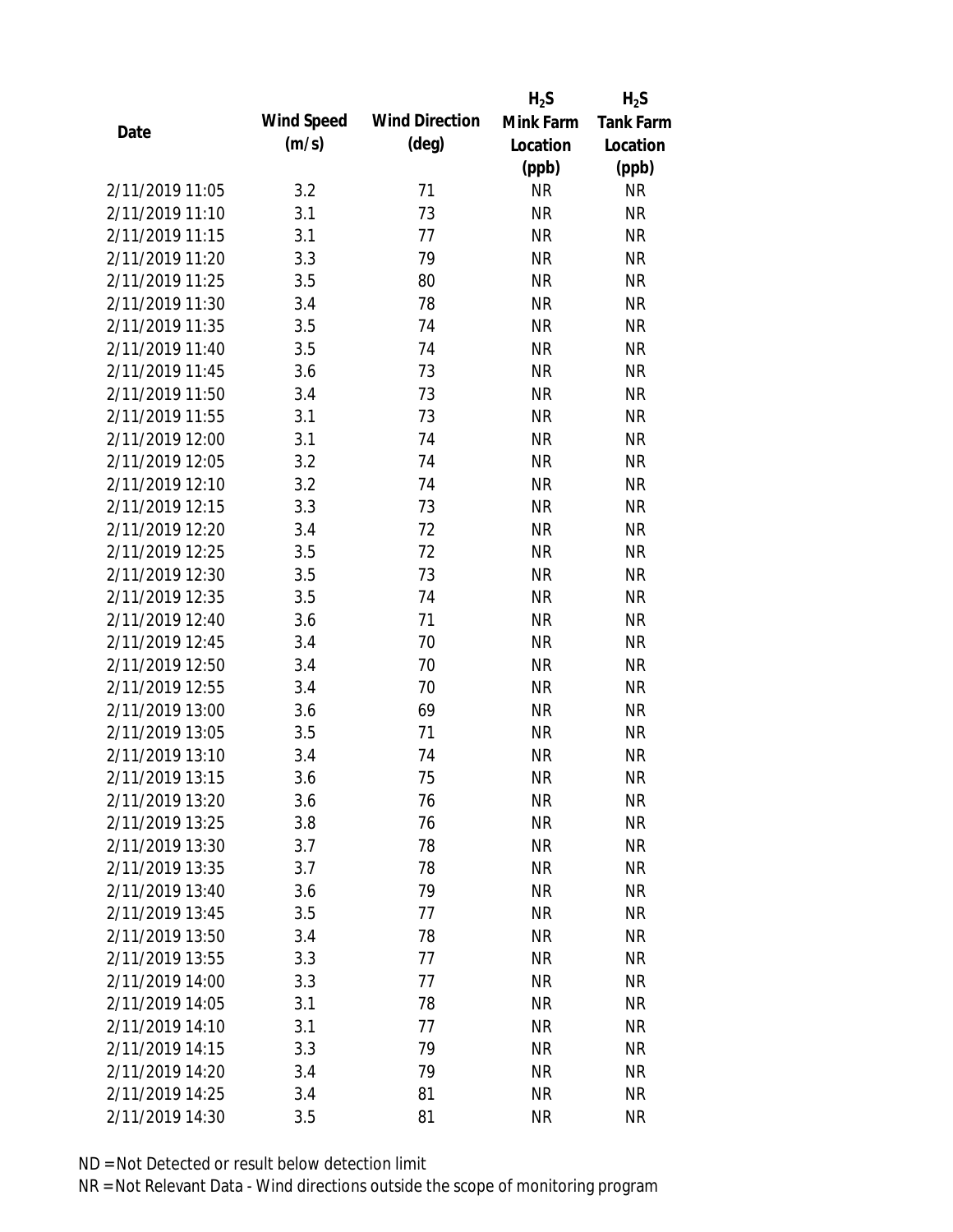| Date | Wind Speed (m/s) | Wind Direction (deg) | $H_2S$ Mink Farm Location (ppb) | $H_2S$ Tank Farm Location (ppb) |
|---|---|---|---|---|
| 2/11/2019 11:05 | 3.2 | 71 | NR | NR |
| 2/11/2019 11:10 | 3.1 | 73 | NR | NR |
| 2/11/2019 11:15 | 3.1 | 77 | NR | NR |
| 2/11/2019 11:20 | 3.3 | 79 | NR | NR |
| 2/11/2019 11:25 | 3.5 | 80 | NR | NR |
| 2/11/2019 11:30 | 3.4 | 78 | NR | NR |
| 2/11/2019 11:35 | 3.5 | 74 | NR | NR |
| 2/11/2019 11:40 | 3.5 | 74 | NR | NR |
| 2/11/2019 11:45 | 3.6 | 73 | NR | NR |
| 2/11/2019 11:50 | 3.4 | 73 | NR | NR |
| 2/11/2019 11:55 | 3.1 | 73 | NR | NR |
| 2/11/2019 12:00 | 3.1 | 74 | NR | NR |
| 2/11/2019 12:05 | 3.2 | 74 | NR | NR |
| 2/11/2019 12:10 | 3.2 | 74 | NR | NR |
| 2/11/2019 12:15 | 3.3 | 73 | NR | NR |
| 2/11/2019 12:20 | 3.4 | 72 | NR | NR |
| 2/11/2019 12:25 | 3.5 | 72 | NR | NR |
| 2/11/2019 12:30 | 3.5 | 73 | NR | NR |
| 2/11/2019 12:35 | 3.5 | 74 | NR | NR |
| 2/11/2019 12:40 | 3.6 | 71 | NR | NR |
| 2/11/2019 12:45 | 3.4 | 70 | NR | NR |
| 2/11/2019 12:50 | 3.4 | 70 | NR | NR |
| 2/11/2019 12:55 | 3.4 | 70 | NR | NR |
| 2/11/2019 13:00 | 3.6 | 69 | NR | NR |
| 2/11/2019 13:05 | 3.5 | 71 | NR | NR |
| 2/11/2019 13:10 | 3.4 | 74 | NR | NR |
| 2/11/2019 13:15 | 3.6 | 75 | NR | NR |
| 2/11/2019 13:20 | 3.6 | 76 | NR | NR |
| 2/11/2019 13:25 | 3.8 | 76 | NR | NR |
| 2/11/2019 13:30 | 3.7 | 78 | NR | NR |
| 2/11/2019 13:35 | 3.7 | 78 | NR | NR |
| 2/11/2019 13:40 | 3.6 | 79 | NR | NR |
| 2/11/2019 13:45 | 3.5 | 77 | NR | NR |
| 2/11/2019 13:50 | 3.4 | 78 | NR | NR |
| 2/11/2019 13:55 | 3.3 | 77 | NR | NR |
| 2/11/2019 14:00 | 3.3 | 77 | NR | NR |
| 2/11/2019 14:05 | 3.1 | 78 | NR | NR |
| 2/11/2019 14:10 | 3.1 | 77 | NR | NR |
| 2/11/2019 14:15 | 3.3 | 79 | NR | NR |
| 2/11/2019 14:20 | 3.4 | 79 | NR | NR |
| 2/11/2019 14:25 | 3.4 | 81 | NR | NR |
| 2/11/2019 14:30 | 3.5 | 81 | NR | NR |

ND = Not Detected or result below detection limit

NR = Not Relevant Data - Wind directions outside the scope of monitoring program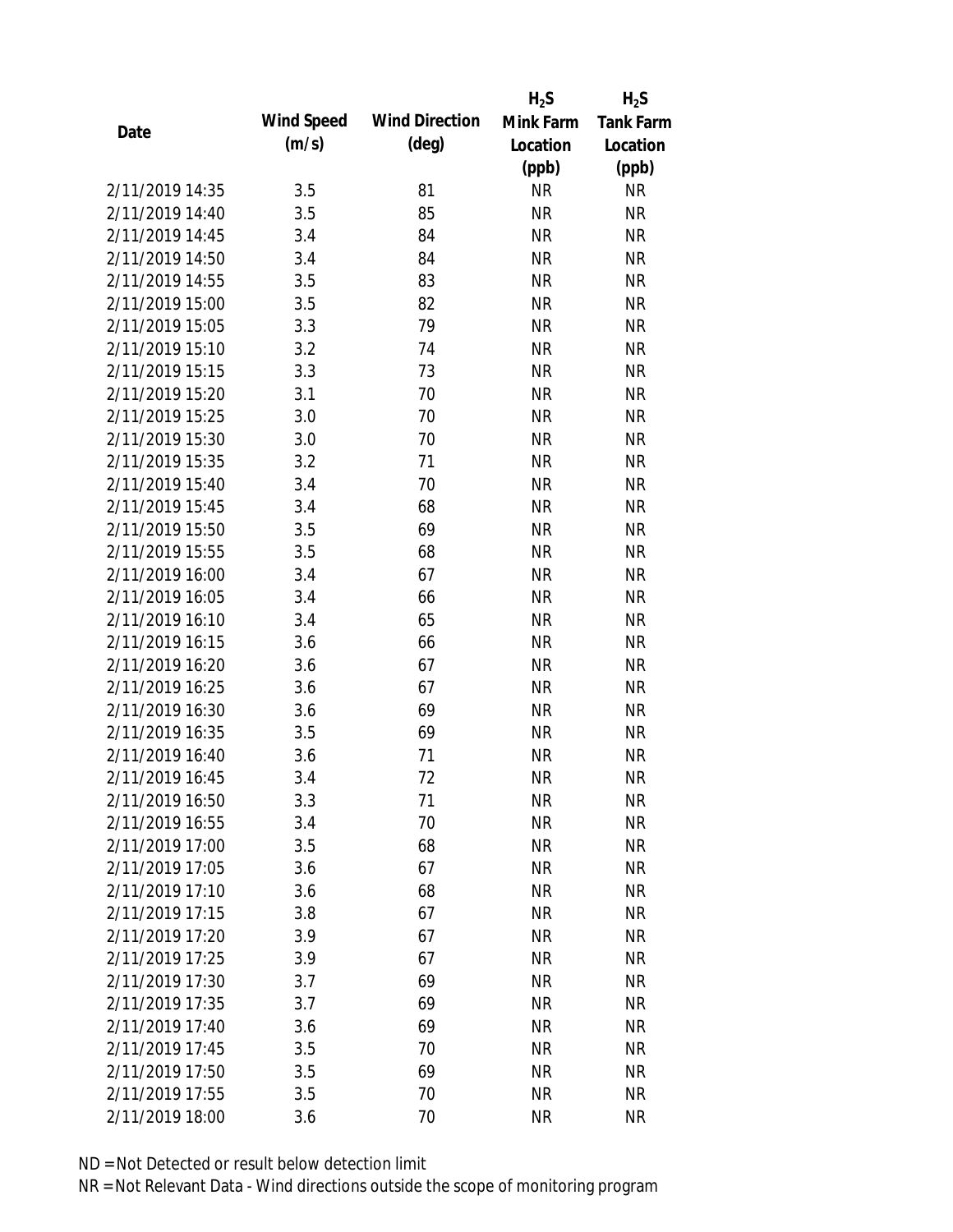| Date | Wind Speed (m/s) | Wind Direction (deg) | $H_2S$ Mink Farm Location (ppb) | $H_2S$ Tank Farm Location (ppb) |
|---|---|---|---|---|
| 2/11/2019 14:35 | 3.5 | 81 | NR | NR |
| 2/11/2019 14:40 | 3.5 | 85 | NR | NR |
| 2/11/2019 14:45 | 3.4 | 84 | NR | NR |
| 2/11/2019 14:50 | 3.4 | 84 | NR | NR |
| 2/11/2019 14:55 | 3.5 | 83 | NR | NR |
| 2/11/2019 15:00 | 3.5 | 82 | NR | NR |
| 2/11/2019 15:05 | 3.3 | 79 | NR | NR |
| 2/11/2019 15:10 | 3.2 | 74 | NR | NR |
| 2/11/2019 15:15 | 3.3 | 73 | NR | NR |
| 2/11/2019 15:20 | 3.1 | 70 | NR | NR |
| 2/11/2019 15:25 | 3.0 | 70 | NR | NR |
| 2/11/2019 15:30 | 3.0 | 70 | NR | NR |
| 2/11/2019 15:35 | 3.2 | 71 | NR | NR |
| 2/11/2019 15:40 | 3.4 | 70 | NR | NR |
| 2/11/2019 15:45 | 3.4 | 68 | NR | NR |
| 2/11/2019 15:50 | 3.5 | 69 | NR | NR |
| 2/11/2019 15:55 | 3.5 | 68 | NR | NR |
| 2/11/2019 16:00 | 3.4 | 67 | NR | NR |
| 2/11/2019 16:05 | 3.4 | 66 | NR | NR |
| 2/11/2019 16:10 | 3.4 | 65 | NR | NR |
| 2/11/2019 16:15 | 3.6 | 66 | NR | NR |
| 2/11/2019 16:20 | 3.6 | 67 | NR | NR |
| 2/11/2019 16:25 | 3.6 | 67 | NR | NR |
| 2/11/2019 16:30 | 3.6 | 69 | NR | NR |
| 2/11/2019 16:35 | 3.5 | 69 | NR | NR |
| 2/11/2019 16:40 | 3.6 | 71 | NR | NR |
| 2/11/2019 16:45 | 3.4 | 72 | NR | NR |
| 2/11/2019 16:50 | 3.3 | 71 | NR | NR |
| 2/11/2019 16:55 | 3.4 | 70 | NR | NR |
| 2/11/2019 17:00 | 3.5 | 68 | NR | NR |
| 2/11/2019 17:05 | 3.6 | 67 | NR | NR |
| 2/11/2019 17:10 | 3.6 | 68 | NR | NR |
| 2/11/2019 17:15 | 3.8 | 67 | NR | NR |
| 2/11/2019 17:20 | 3.9 | 67 | NR | NR |
| 2/11/2019 17:25 | 3.9 | 67 | NR | NR |
| 2/11/2019 17:30 | 3.7 | 69 | NR | NR |
| 2/11/2019 17:35 | 3.7 | 69 | NR | NR |
| 2/11/2019 17:40 | 3.6 | 69 | NR | NR |
| 2/11/2019 17:45 | 3.5 | 70 | NR | NR |
| 2/11/2019 17:50 | 3.5 | 69 | NR | NR |
| 2/11/2019 17:55 | 3.5 | 70 | NR | NR |
| 2/11/2019 18:00 | 3.6 | 70 | NR | NR |

ND = Not Detected or result below detection limit

NR = Not Relevant Data - Wind directions outside the scope of monitoring program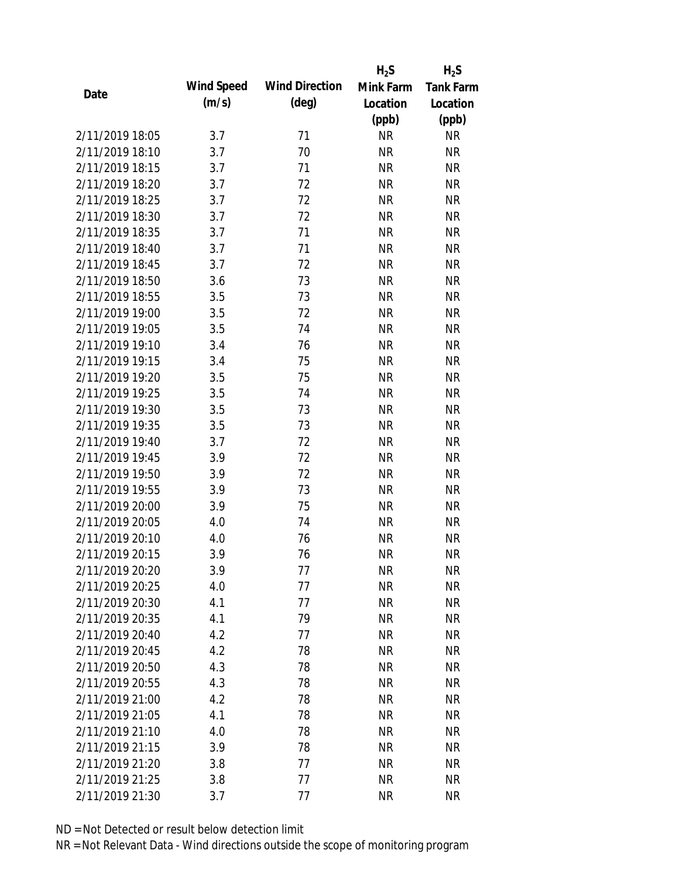| Date | Wind Speed (m/s) | Wind Direction (deg) | $H_2S$ Mink Farm Location (ppb) | $H_2S$ Tank Farm Location (ppb) |
|---|---|---|---|---|
| 2/11/2019 18:05 | 3.7 | 71 | NR | NR |
| 2/11/2019 18:10 | 3.7 | 70 | NR | NR |
| 2/11/2019 18:15 | 3.7 | 71 | NR | NR |
| 2/11/2019 18:20 | 3.7 | 72 | NR | NR |
| 2/11/2019 18:25 | 3.7 | 72 | NR | NR |
| 2/11/2019 18:30 | 3.7 | 72 | NR | NR |
| 2/11/2019 18:35 | 3.7 | 71 | NR | NR |
| 2/11/2019 18:40 | 3.7 | 71 | NR | NR |
| 2/11/2019 18:45 | 3.7 | 72 | NR | NR |
| 2/11/2019 18:50 | 3.6 | 73 | NR | NR |
| 2/11/2019 18:55 | 3.5 | 73 | NR | NR |
| 2/11/2019 19:00 | 3.5 | 72 | NR | NR |
| 2/11/2019 19:05 | 3.5 | 74 | NR | NR |
| 2/11/2019 19:10 | 3.4 | 76 | NR | NR |
| 2/11/2019 19:15 | 3.4 | 75 | NR | NR |
| 2/11/2019 19:20 | 3.5 | 75 | NR | NR |
| 2/11/2019 19:25 | 3.5 | 74 | NR | NR |
| 2/11/2019 19:30 | 3.5 | 73 | NR | NR |
| 2/11/2019 19:35 | 3.5 | 73 | NR | NR |
| 2/11/2019 19:40 | 3.7 | 72 | NR | NR |
| 2/11/2019 19:45 | 3.9 | 72 | NR | NR |
| 2/11/2019 19:50 | 3.9 | 72 | NR | NR |
| 2/11/2019 19:55 | 3.9 | 73 | NR | NR |
| 2/11/2019 20:00 | 3.9 | 75 | NR | NR |
| 2/11/2019 20:05 | 4.0 | 74 | NR | NR |
| 2/11/2019 20:10 | 4.0 | 76 | NR | NR |
| 2/11/2019 20:15 | 3.9 | 76 | NR | NR |
| 2/11/2019 20:20 | 3.9 | 77 | NR | NR |
| 2/11/2019 20:25 | 4.0 | 77 | NR | NR |
| 2/11/2019 20:30 | 4.1 | 77 | NR | NR |
| 2/11/2019 20:35 | 4.1 | 79 | NR | NR |
| 2/11/2019 20:40 | 4.2 | 77 | NR | NR |
| 2/11/2019 20:45 | 4.2 | 78 | NR | NR |
| 2/11/2019 20:50 | 4.3 | 78 | NR | NR |
| 2/11/2019 20:55 | 4.3 | 78 | NR | NR |
| 2/11/2019 21:00 | 4.2 | 78 | NR | NR |
| 2/11/2019 21:05 | 4.1 | 78 | NR | NR |
| 2/11/2019 21:10 | 4.0 | 78 | NR | NR |
| 2/11/2019 21:15 | 3.9 | 78 | NR | NR |
| 2/11/2019 21:20 | 3.8 | 77 | NR | NR |
| 2/11/2019 21:25 | 3.8 | 77 | NR | NR |
| 2/11/2019 21:30 | 3.7 | 77 | NR | NR |

ND = Not Detected or result below detection limit

NR = Not Relevant Data - Wind directions outside the scope of monitoring program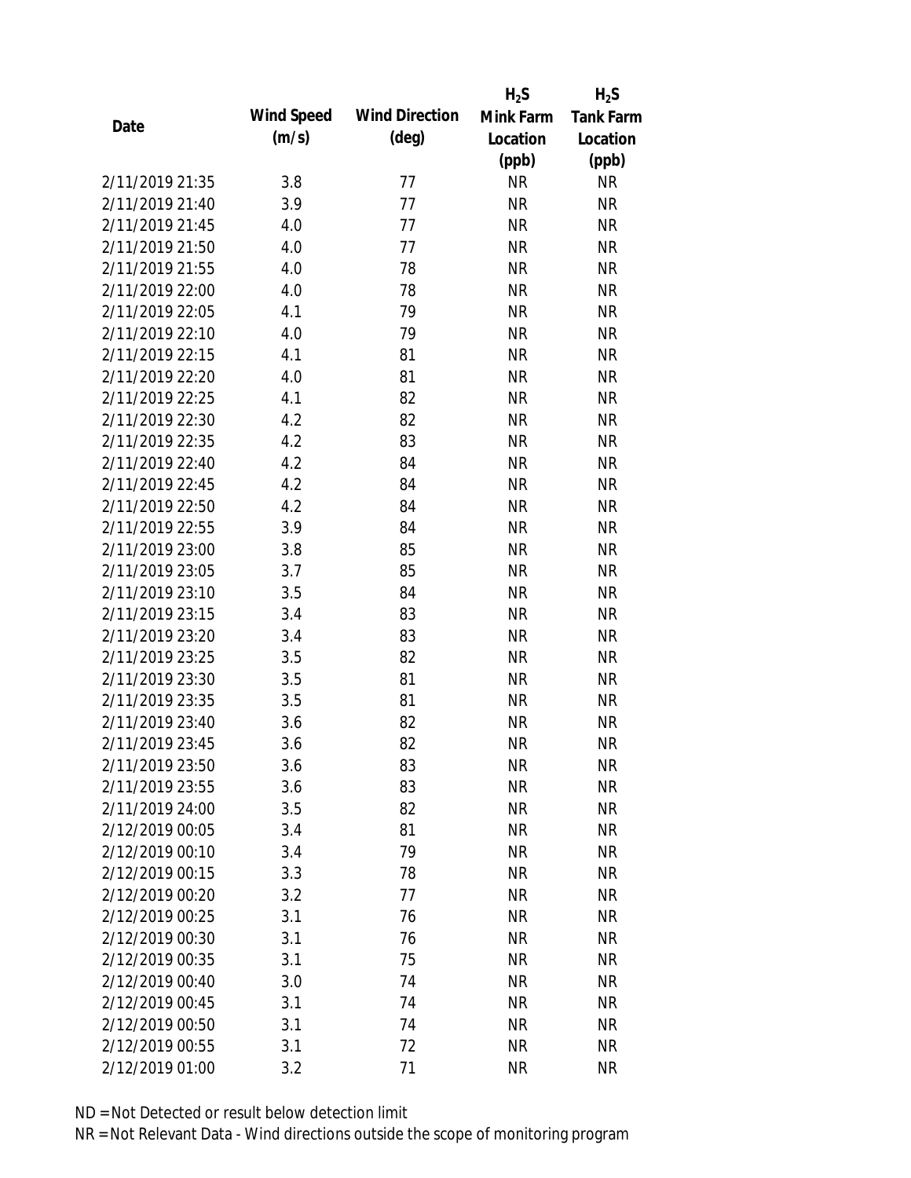| Date | Wind Speed (m/s) | Wind Direction (deg) | $H_2S$ Mink Farm Location (ppb) | $H_2S$ Tank Farm Location (ppb) |
|---|---|---|---|---|
| 2/11/2019 21:35 | 3.8 | 77 | NR | NR |
| 2/11/2019 21:40 | 3.9 | 77 | NR | NR |
| 2/11/2019 21:45 | 4.0 | 77 | NR | NR |
| 2/11/2019 21:50 | 4.0 | 77 | NR | NR |
| 2/11/2019 21:55 | 4.0 | 78 | NR | NR |
| 2/11/2019 22:00 | 4.0 | 78 | NR | NR |
| 2/11/2019 22:05 | 4.1 | 79 | NR | NR |
| 2/11/2019 22:10 | 4.0 | 79 | NR | NR |
| 2/11/2019 22:15 | 4.1 | 81 | NR | NR |
| 2/11/2019 22:20 | 4.0 | 81 | NR | NR |
| 2/11/2019 22:25 | 4.1 | 82 | NR | NR |
| 2/11/2019 22:30 | 4.2 | 82 | NR | NR |
| 2/11/2019 22:35 | 4.2 | 83 | NR | NR |
| 2/11/2019 22:40 | 4.2 | 84 | NR | NR |
| 2/11/2019 22:45 | 4.2 | 84 | NR | NR |
| 2/11/2019 22:50 | 4.2 | 84 | NR | NR |
| 2/11/2019 22:55 | 3.9 | 84 | NR | NR |
| 2/11/2019 23:00 | 3.8 | 85 | NR | NR |
| 2/11/2019 23:05 | 3.7 | 85 | NR | NR |
| 2/11/2019 23:10 | 3.5 | 84 | NR | NR |
| 2/11/2019 23:15 | 3.4 | 83 | NR | NR |
| 2/11/2019 23:20 | 3.4 | 83 | NR | NR |
| 2/11/2019 23:25 | 3.5 | 82 | NR | NR |
| 2/11/2019 23:30 | 3.5 | 81 | NR | NR |
| 2/11/2019 23:35 | 3.5 | 81 | NR | NR |
| 2/11/2019 23:40 | 3.6 | 82 | NR | NR |
| 2/11/2019 23:45 | 3.6 | 82 | NR | NR |
| 2/11/2019 23:50 | 3.6 | 83 | NR | NR |
| 2/11/2019 23:55 | 3.6 | 83 | NR | NR |
| 2/11/2019 24:00 | 3.5 | 82 | NR | NR |
| 2/12/2019 00:05 | 3.4 | 81 | NR | NR |
| 2/12/2019 00:10 | 3.4 | 79 | NR | NR |
| 2/12/2019 00:15 | 3.3 | 78 | NR | NR |
| 2/12/2019 00:20 | 3.2 | 77 | NR | NR |
| 2/12/2019 00:25 | 3.1 | 76 | NR | NR |
| 2/12/2019 00:30 | 3.1 | 76 | NR | NR |
| 2/12/2019 00:35 | 3.1 | 75 | NR | NR |
| 2/12/2019 00:40 | 3.0 | 74 | NR | NR |
| 2/12/2019 00:45 | 3.1 | 74 | NR | NR |
| 2/12/2019 00:50 | 3.1 | 74 | NR | NR |
| 2/12/2019 00:55 | 3.1 | 72 | NR | NR |
| 2/12/2019 01:00 | 3.2 | 71 | NR | NR |

ND = Not Detected or result below detection limit

NR = Not Relevant Data - Wind directions outside the scope of monitoring program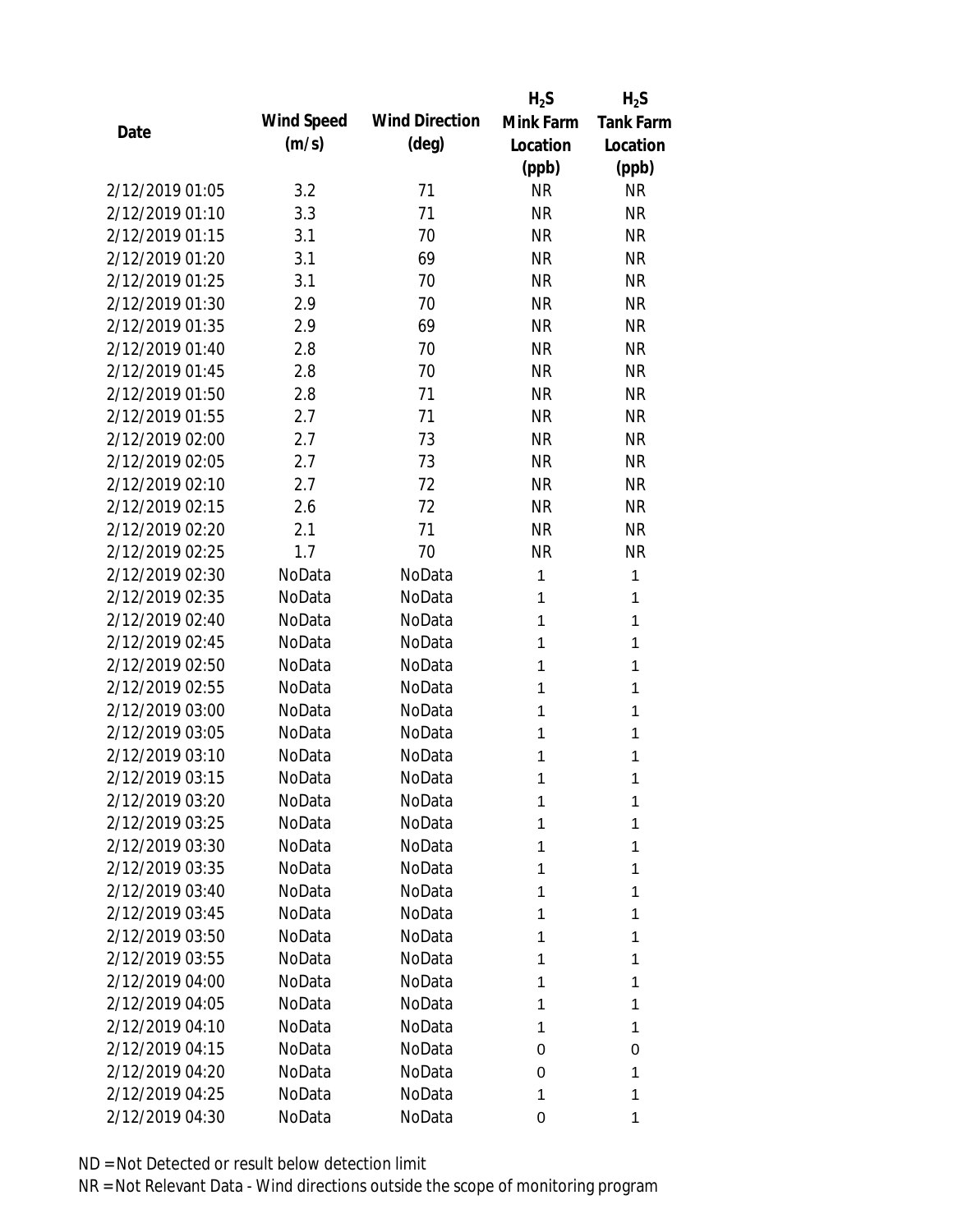| Date | Wind Speed (m/s) | Wind Direction (deg) | $H_2S$ Mink Farm Location (ppb) | $H_2S$ Tank Farm Location (ppb) |
|---|---|---|---|---|
| 2/12/2019 01:05 | 3.2 | 71 | NR | NR |
| 2/12/2019 01:10 | 3.3 | 71 | NR | NR |
| 2/12/2019 01:15 | 3.1 | 70 | NR | NR |
| 2/12/2019 01:20 | 3.1 | 69 | NR | NR |
| 2/12/2019 01:25 | 3.1 | 70 | NR | NR |
| 2/12/2019 01:30 | 2.9 | 70 | NR | NR |
| 2/12/2019 01:35 | 2.9 | 69 | NR | NR |
| 2/12/2019 01:40 | 2.8 | 70 | NR | NR |
| 2/12/2019 01:45 | 2.8 | 70 | NR | NR |
| 2/12/2019 01:50 | 2.8 | 71 | NR | NR |
| 2/12/2019 01:55 | 2.7 | 71 | NR | NR |
| 2/12/2019 02:00 | 2.7 | 73 | NR | NR |
| 2/12/2019 02:05 | 2.7 | 73 | NR | NR |
| 2/12/2019 02:10 | 2.7 | 72 | NR | NR |
| 2/12/2019 02:15 | 2.6 | 72 | NR | NR |
| 2/12/2019 02:20 | 2.1 | 71 | NR | NR |
| 2/12/2019 02:25 | 1.7 | 70 | NR | NR |
| 2/12/2019 02:30 | NoData | NoData | 1 | 1 |
| 2/12/2019 02:35 | NoData | NoData | 1 | 1 |
| 2/12/2019 02:40 | NoData | NoData | 1 | 1 |
| 2/12/2019 02:45 | NoData | NoData | 1 | 1 |
| 2/12/2019 02:50 | NoData | NoData | 1 | 1 |
| 2/12/2019 02:55 | NoData | NoData | 1 | 1 |
| 2/12/2019 03:00 | NoData | NoData | 1 | 1 |
| 2/12/2019 03:05 | NoData | NoData | 1 | 1 |
| 2/12/2019 03:10 | NoData | NoData | 1 | 1 |
| 2/12/2019 03:15 | NoData | NoData | 1 | 1 |
| 2/12/2019 03:20 | NoData | NoData | 1 | 1 |
| 2/12/2019 03:25 | NoData | NoData | 1 | 1 |
| 2/12/2019 03:30 | NoData | NoData | 1 | 1 |
| 2/12/2019 03:35 | NoData | NoData | 1 | 1 |
| 2/12/2019 03:40 | NoData | NoData | 1 | 1 |
| 2/12/2019 03:45 | NoData | NoData | 1 | 1 |
| 2/12/2019 03:50 | NoData | NoData | 1 | 1 |
| 2/12/2019 03:55 | NoData | NoData | 1 | 1 |
| 2/12/2019 04:00 | NoData | NoData | 1 | 1 |
| 2/12/2019 04:05 | NoData | NoData | 1 | 1 |
| 2/12/2019 04:10 | NoData | NoData | 1 | 1 |
| 2/12/2019 04:15 | NoData | NoData | 0 | 0 |
| 2/12/2019 04:20 | NoData | NoData | 0 | 1 |
| 2/12/2019 04:25 | NoData | NoData | 1 | 1 |
| 2/12/2019 04:30 | NoData | NoData | 0 | 1 |

ND = Not Detected or result below detection limit

NR = Not Relevant Data - Wind directions outside the scope of monitoring program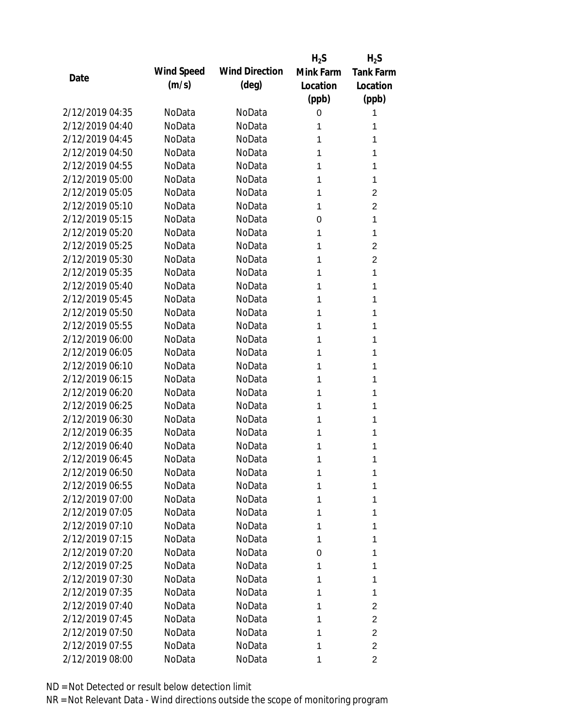| Date | Wind Speed (m/s) | Wind Direction (deg) | $H_2S$ Mink Farm Location (ppb) | $H_2S$ Tank Farm Location (ppb) |
|---|---|---|---|---|
| 2/12/2019 04:35 | NoData | NoData | 0 | 1 |
| 2/12/2019 04:40 | NoData | NoData | 1 | 1 |
| 2/12/2019 04:45 | NoData | NoData | 1 | 1 |
| 2/12/2019 04:50 | NoData | NoData | 1 | 1 |
| 2/12/2019 04:55 | NoData | NoData | 1 | 1 |
| 2/12/2019 05:00 | NoData | NoData | 1 | 1 |
| 2/12/2019 05:05 | NoData | NoData | 1 | 2 |
| 2/12/2019 05:10 | NoData | NoData | 1 | 2 |
| 2/12/2019 05:15 | NoData | NoData | 0 | 1 |
| 2/12/2019 05:20 | NoData | NoData | 1 | 1 |
| 2/12/2019 05:25 | NoData | NoData | 1 | 2 |
| 2/12/2019 05:30 | NoData | NoData | 1 | 2 |
| 2/12/2019 05:35 | NoData | NoData | 1 | 1 |
| 2/12/2019 05:40 | NoData | NoData | 1 | 1 |
| 2/12/2019 05:45 | NoData | NoData | 1 | 1 |
| 2/12/2019 05:50 | NoData | NoData | 1 | 1 |
| 2/12/2019 05:55 | NoData | NoData | 1 | 1 |
| 2/12/2019 06:00 | NoData | NoData | 1 | 1 |
| 2/12/2019 06:05 | NoData | NoData | 1 | 1 |
| 2/12/2019 06:10 | NoData | NoData | 1 | 1 |
| 2/12/2019 06:15 | NoData | NoData | 1 | 1 |
| 2/12/2019 06:20 | NoData | NoData | 1 | 1 |
| 2/12/2019 06:25 | NoData | NoData | 1 | 1 |
| 2/12/2019 06:30 | NoData | NoData | 1 | 1 |
| 2/12/2019 06:35 | NoData | NoData | 1 | 1 |
| 2/12/2019 06:40 | NoData | NoData | 1 | 1 |
| 2/12/2019 06:45 | NoData | NoData | 1 | 1 |
| 2/12/2019 06:50 | NoData | NoData | 1 | 1 |
| 2/12/2019 06:55 | NoData | NoData | 1 | 1 |
| 2/12/2019 07:00 | NoData | NoData | 1 | 1 |
| 2/12/2019 07:05 | NoData | NoData | 1 | 1 |
| 2/12/2019 07:10 | NoData | NoData | 1 | 1 |
| 2/12/2019 07:15 | NoData | NoData | 1 | 1 |
| 2/12/2019 07:20 | NoData | NoData | 0 | 1 |
| 2/12/2019 07:25 | NoData | NoData | 1 | 1 |
| 2/12/2019 07:30 | NoData | NoData | 1 | 1 |
| 2/12/2019 07:35 | NoData | NoData | 1 | 1 |
| 2/12/2019 07:40 | NoData | NoData | 1 | 2 |
| 2/12/2019 07:45 | NoData | NoData | 1 | 2 |
| 2/12/2019 07:50 | NoData | NoData | 1 | 2 |
| 2/12/2019 07:55 | NoData | NoData | 1 | 2 |
| 2/12/2019 08:00 | NoData | NoData | 1 | 2 |

ND = Not Detected or result below detection limit

NR = Not Relevant Data - Wind directions outside the scope of monitoring program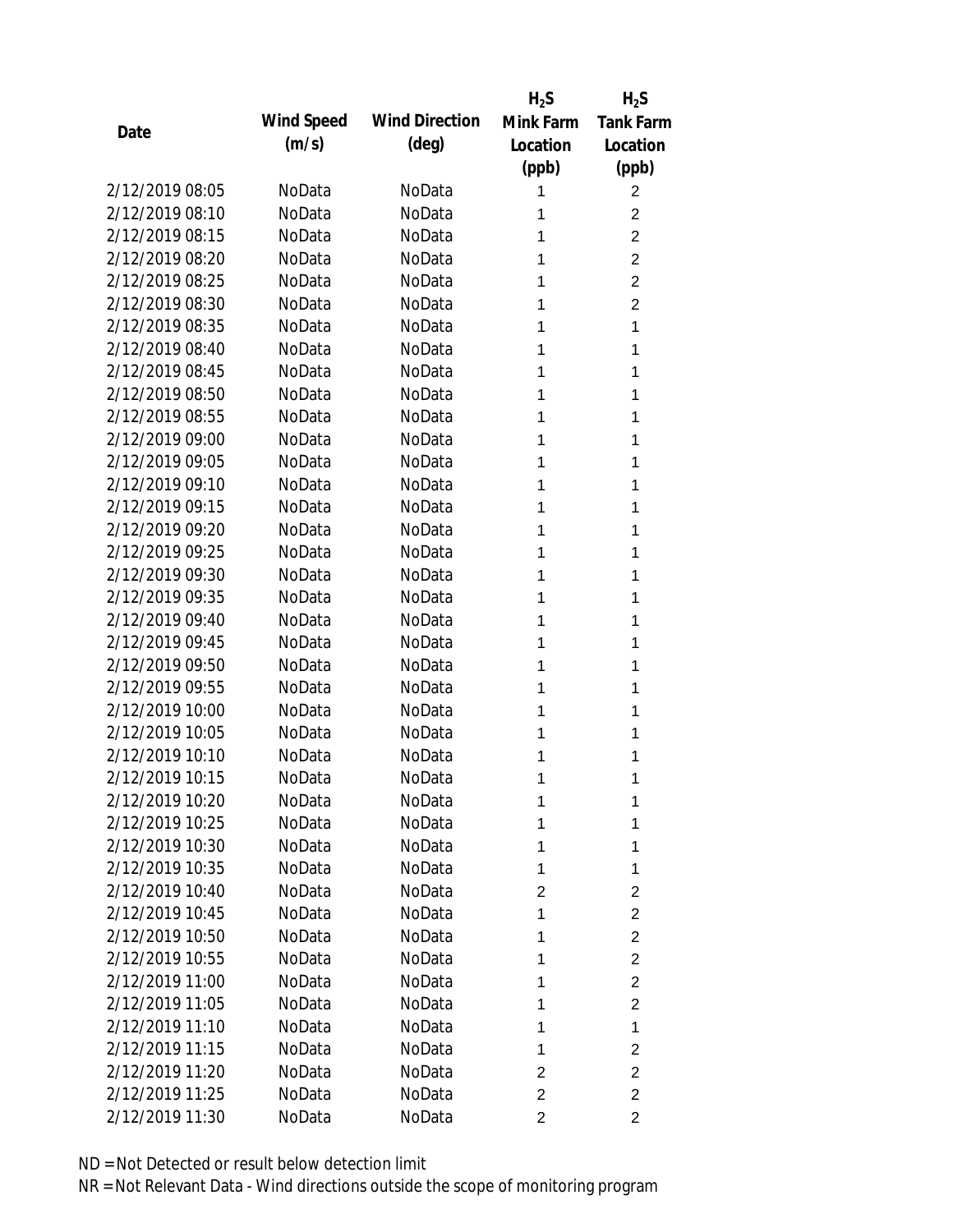| Date | Wind Speed (m/s) | Wind Direction (deg) | $H_2S$ Mink Farm Location (ppb) | $H_2S$ Tank Farm Location (ppb) |
|---|---|---|---|---|
| 2/12/2019 08:05 | NoData | NoData | 1 | 2 |
| 2/12/2019 08:10 | NoData | NoData | 1 | 2 |
| 2/12/2019 08:15 | NoData | NoData | 1 | 2 |
| 2/12/2019 08:20 | NoData | NoData | 1 | 2 |
| 2/12/2019 08:25 | NoData | NoData | 1 | 2 |
| 2/12/2019 08:30 | NoData | NoData | 1 | 2 |
| 2/12/2019 08:35 | NoData | NoData | 1 | 1 |
| 2/12/2019 08:40 | NoData | NoData | 1 | 1 |
| 2/12/2019 08:45 | NoData | NoData | 1 | 1 |
| 2/12/2019 08:50 | NoData | NoData | 1 | 1 |
| 2/12/2019 08:55 | NoData | NoData | 1 | 1 |
| 2/12/2019 09:00 | NoData | NoData | 1 | 1 |
| 2/12/2019 09:05 | NoData | NoData | 1 | 1 |
| 2/12/2019 09:10 | NoData | NoData | 1 | 1 |
| 2/12/2019 09:15 | NoData | NoData | 1 | 1 |
| 2/12/2019 09:20 | NoData | NoData | 1 | 1 |
| 2/12/2019 09:25 | NoData | NoData | 1 | 1 |
| 2/12/2019 09:30 | NoData | NoData | 1 | 1 |
| 2/12/2019 09:35 | NoData | NoData | 1 | 1 |
| 2/12/2019 09:40 | NoData | NoData | 1 | 1 |
| 2/12/2019 09:45 | NoData | NoData | 1 | 1 |
| 2/12/2019 09:50 | NoData | NoData | 1 | 1 |
| 2/12/2019 09:55 | NoData | NoData | 1 | 1 |
| 2/12/2019 10:00 | NoData | NoData | 1 | 1 |
| 2/12/2019 10:05 | NoData | NoData | 1 | 1 |
| 2/12/2019 10:10 | NoData | NoData | 1 | 1 |
| 2/12/2019 10:15 | NoData | NoData | 1 | 1 |
| 2/12/2019 10:20 | NoData | NoData | 1 | 1 |
| 2/12/2019 10:25 | NoData | NoData | 1 | 1 |
| 2/12/2019 10:30 | NoData | NoData | 1 | 1 |
| 2/12/2019 10:35 | NoData | NoData | 1 | 1 |
| 2/12/2019 10:40 | NoData | NoData | 2 | 2 |
| 2/12/2019 10:45 | NoData | NoData | 1 | 2 |
| 2/12/2019 10:50 | NoData | NoData | 1 | 2 |
| 2/12/2019 10:55 | NoData | NoData | 1 | 2 |
| 2/12/2019 11:00 | NoData | NoData | 1 | 2 |
| 2/12/2019 11:05 | NoData | NoData | 1 | 2 |
| 2/12/2019 11:10 | NoData | NoData | 1 | 1 |
| 2/12/2019 11:15 | NoData | NoData | 1 | 2 |
| 2/12/2019 11:20 | NoData | NoData | 2 | 2 |
| 2/12/2019 11:25 | NoData | NoData | 2 | 2 |
| 2/12/2019 11:30 | NoData | NoData | 2 | 2 |

ND = Not Detected or result below detection limit

NR = Not Relevant Data - Wind directions outside the scope of monitoring program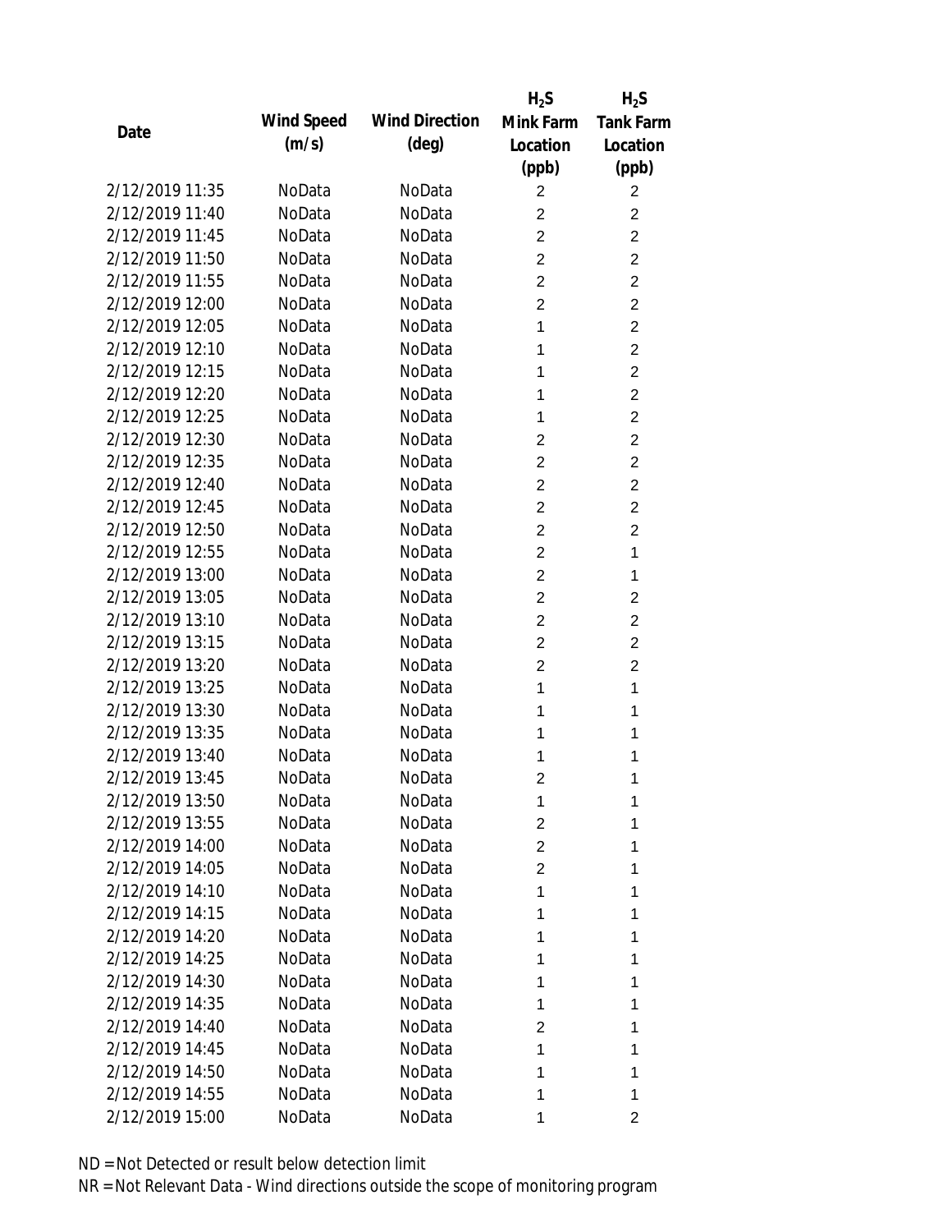| Date | Wind Speed (m/s) | Wind Direction (deg) | $H_2S$ Mink Farm Location (ppb) | $H_2S$ Tank Farm Location (ppb) |
|---|---|---|---|---|
| 2/12/2019 11:35 | NoData | NoData | 2 | 2 |
| 2/12/2019 11:40 | NoData | NoData | 2 | 2 |
| 2/12/2019 11:45 | NoData | NoData | 2 | 2 |
| 2/12/2019 11:50 | NoData | NoData | 2 | 2 |
| 2/12/2019 11:55 | NoData | NoData | 2 | 2 |
| 2/12/2019 12:00 | NoData | NoData | 2 | 2 |
| 2/12/2019 12:05 | NoData | NoData | 1 | 2 |
| 2/12/2019 12:10 | NoData | NoData | 1 | 2 |
| 2/12/2019 12:15 | NoData | NoData | 1 | 2 |
| 2/12/2019 12:20 | NoData | NoData | 1 | 2 |
| 2/12/2019 12:25 | NoData | NoData | 1 | 2 |
| 2/12/2019 12:30 | NoData | NoData | 2 | 2 |
| 2/12/2019 12:35 | NoData | NoData | 2 | 2 |
| 2/12/2019 12:40 | NoData | NoData | 2 | 2 |
| 2/12/2019 12:45 | NoData | NoData | 2 | 2 |
| 2/12/2019 12:50 | NoData | NoData | 2 | 2 |
| 2/12/2019 12:55 | NoData | NoData | 2 | 1 |
| 2/12/2019 13:00 | NoData | NoData | 2 | 1 |
| 2/12/2019 13:05 | NoData | NoData | 2 | 2 |
| 2/12/2019 13:10 | NoData | NoData | 2 | 2 |
| 2/12/2019 13:15 | NoData | NoData | 2 | 2 |
| 2/12/2019 13:20 | NoData | NoData | 2 | 2 |
| 2/12/2019 13:25 | NoData | NoData | 1 | 1 |
| 2/12/2019 13:30 | NoData | NoData | 1 | 1 |
| 2/12/2019 13:35 | NoData | NoData | 1 | 1 |
| 2/12/2019 13:40 | NoData | NoData | 1 | 1 |
| 2/12/2019 13:45 | NoData | NoData | 2 | 1 |
| 2/12/2019 13:50 | NoData | NoData | 1 | 1 |
| 2/12/2019 13:55 | NoData | NoData | 2 | 1 |
| 2/12/2019 14:00 | NoData | NoData | 2 | 1 |
| 2/12/2019 14:05 | NoData | NoData | 2 | 1 |
| 2/12/2019 14:10 | NoData | NoData | 1 | 1 |
| 2/12/2019 14:15 | NoData | NoData | 1 | 1 |
| 2/12/2019 14:20 | NoData | NoData | 1 | 1 |
| 2/12/2019 14:25 | NoData | NoData | 1 | 1 |
| 2/12/2019 14:30 | NoData | NoData | 1 | 1 |
| 2/12/2019 14:35 | NoData | NoData | 1 | 1 |
| 2/12/2019 14:40 | NoData | NoData | 2 | 1 |
| 2/12/2019 14:45 | NoData | NoData | 1 | 1 |
| 2/12/2019 14:50 | NoData | NoData | 1 | 1 |
| 2/12/2019 14:55 | NoData | NoData | 1 | 1 |
| 2/12/2019 15:00 | NoData | NoData | 1 | 2 |

ND = Not Detected or result below detection limit

NR = Not Relevant Data - Wind directions outside the scope of monitoring program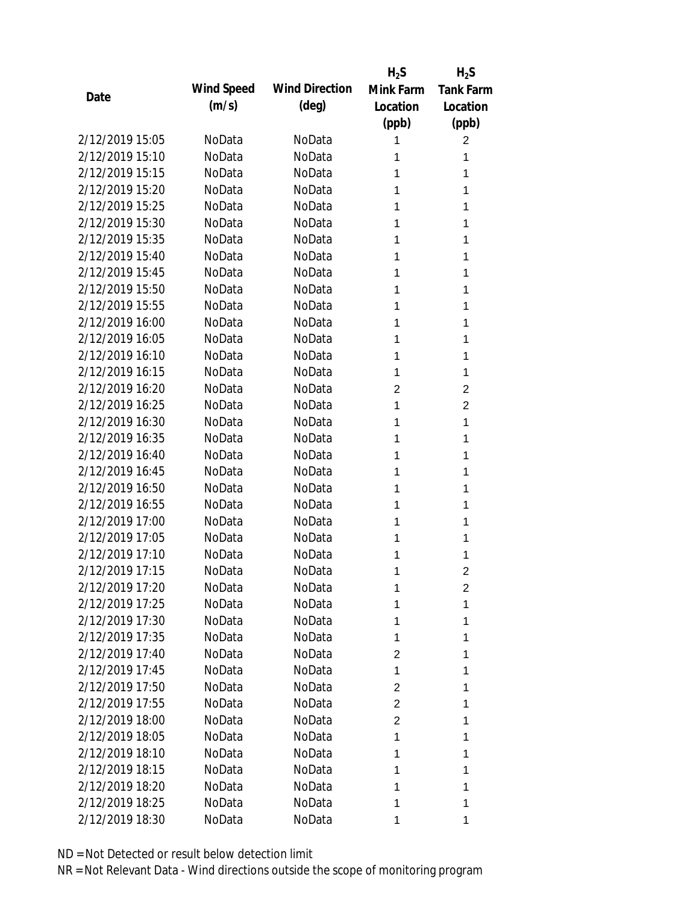| Date | Wind Speed (m/s) | Wind Direction (deg) | $H_2S$ Mink Farm Location (ppb) | $H_2S$ Tank Farm Location (ppb) |
|---|---|---|---|---|
| 2/12/2019 15:05 | NoData | NoData | 1 | 2 |
| 2/12/2019 15:10 | NoData | NoData | 1 | 1 |
| 2/12/2019 15:15 | NoData | NoData | 1 | 1 |
| 2/12/2019 15:20 | NoData | NoData | 1 | 1 |
| 2/12/2019 15:25 | NoData | NoData | 1 | 1 |
| 2/12/2019 15:30 | NoData | NoData | 1 | 1 |
| 2/12/2019 15:35 | NoData | NoData | 1 | 1 |
| 2/12/2019 15:40 | NoData | NoData | 1 | 1 |
| 2/12/2019 15:45 | NoData | NoData | 1 | 1 |
| 2/12/2019 15:50 | NoData | NoData | 1 | 1 |
| 2/12/2019 15:55 | NoData | NoData | 1 | 1 |
| 2/12/2019 16:00 | NoData | NoData | 1 | 1 |
| 2/12/2019 16:05 | NoData | NoData | 1 | 1 |
| 2/12/2019 16:10 | NoData | NoData | 1 | 1 |
| 2/12/2019 16:15 | NoData | NoData | 1 | 1 |
| 2/12/2019 16:20 | NoData | NoData | 2 | 2 |
| 2/12/2019 16:25 | NoData | NoData | 1 | 2 |
| 2/12/2019 16:30 | NoData | NoData | 1 | 1 |
| 2/12/2019 16:35 | NoData | NoData | 1 | 1 |
| 2/12/2019 16:40 | NoData | NoData | 1 | 1 |
| 2/12/2019 16:45 | NoData | NoData | 1 | 1 |
| 2/12/2019 16:50 | NoData | NoData | 1 | 1 |
| 2/12/2019 16:55 | NoData | NoData | 1 | 1 |
| 2/12/2019 17:00 | NoData | NoData | 1 | 1 |
| 2/12/2019 17:05 | NoData | NoData | 1 | 1 |
| 2/12/2019 17:10 | NoData | NoData | 1 | 1 |
| 2/12/2019 17:15 | NoData | NoData | 1 | 2 |
| 2/12/2019 17:20 | NoData | NoData | 1 | 2 |
| 2/12/2019 17:25 | NoData | NoData | 1 | 1 |
| 2/12/2019 17:30 | NoData | NoData | 1 | 1 |
| 2/12/2019 17:35 | NoData | NoData | 1 | 1 |
| 2/12/2019 17:40 | NoData | NoData | 2 | 1 |
| 2/12/2019 17:45 | NoData | NoData | 1 | 1 |
| 2/12/2019 17:50 | NoData | NoData | 2 | 1 |
| 2/12/2019 17:55 | NoData | NoData | 2 | 1 |
| 2/12/2019 18:00 | NoData | NoData | 2 | 1 |
| 2/12/2019 18:05 | NoData | NoData | 1 | 1 |
| 2/12/2019 18:10 | NoData | NoData | 1 | 1 |
| 2/12/2019 18:15 | NoData | NoData | 1 | 1 |
| 2/12/2019 18:20 | NoData | NoData | 1 | 1 |
| 2/12/2019 18:25 | NoData | NoData | 1 | 1 |
| 2/12/2019 18:30 | NoData | NoData | 1 | 1 |

ND = Not Detected or result below detection limit

NR = Not Relevant Data - Wind directions outside the scope of monitoring program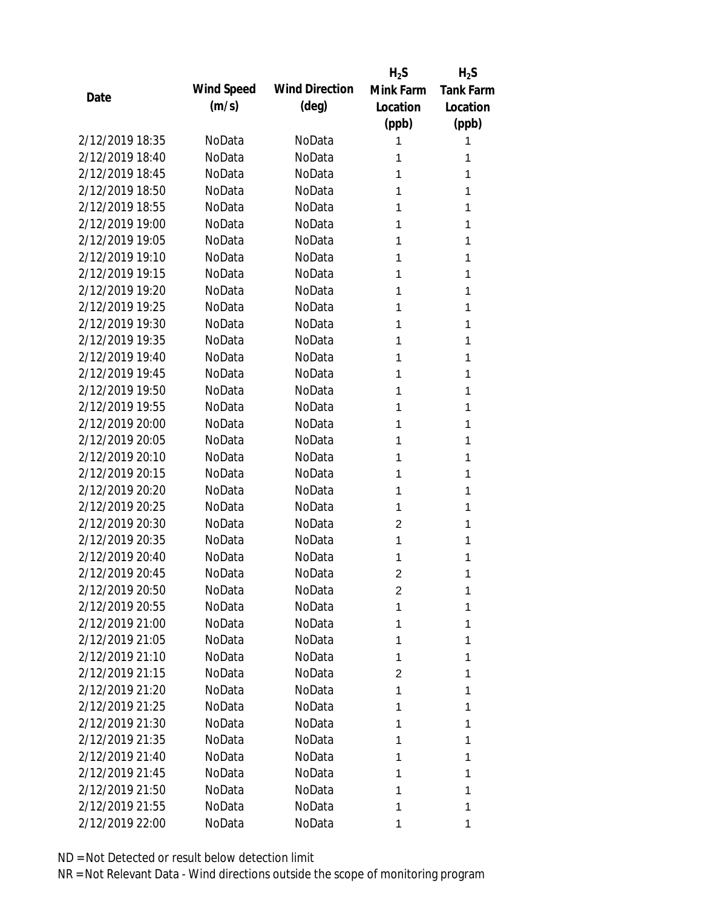| Date | Wind Speed (m/s) | Wind Direction (deg) | $H_2S$ Mink Farm Location (ppb) | $H_2S$ Tank Farm Location (ppb) |
|---|---|---|---|---|
| 2/12/2019 18:35 | NoData | NoData | 1 | 1 |
| 2/12/2019 18:40 | NoData | NoData | 1 | 1 |
| 2/12/2019 18:45 | NoData | NoData | 1 | 1 |
| 2/12/2019 18:50 | NoData | NoData | 1 | 1 |
| 2/12/2019 18:55 | NoData | NoData | 1 | 1 |
| 2/12/2019 19:00 | NoData | NoData | 1 | 1 |
| 2/12/2019 19:05 | NoData | NoData | 1 | 1 |
| 2/12/2019 19:10 | NoData | NoData | 1 | 1 |
| 2/12/2019 19:15 | NoData | NoData | 1 | 1 |
| 2/12/2019 19:20 | NoData | NoData | 1 | 1 |
| 2/12/2019 19:25 | NoData | NoData | 1 | 1 |
| 2/12/2019 19:30 | NoData | NoData | 1 | 1 |
| 2/12/2019 19:35 | NoData | NoData | 1 | 1 |
| 2/12/2019 19:40 | NoData | NoData | 1 | 1 |
| 2/12/2019 19:45 | NoData | NoData | 1 | 1 |
| 2/12/2019 19:50 | NoData | NoData | 1 | 1 |
| 2/12/2019 19:55 | NoData | NoData | 1 | 1 |
| 2/12/2019 20:00 | NoData | NoData | 1 | 1 |
| 2/12/2019 20:05 | NoData | NoData | 1 | 1 |
| 2/12/2019 20:10 | NoData | NoData | 1 | 1 |
| 2/12/2019 20:15 | NoData | NoData | 1 | 1 |
| 2/12/2019 20:20 | NoData | NoData | 1 | 1 |
| 2/12/2019 20:25 | NoData | NoData | 1 | 1 |
| 2/12/2019 20:30 | NoData | NoData | 2 | 1 |
| 2/12/2019 20:35 | NoData | NoData | 1 | 1 |
| 2/12/2019 20:40 | NoData | NoData | 1 | 1 |
| 2/12/2019 20:45 | NoData | NoData | 2 | 1 |
| 2/12/2019 20:50 | NoData | NoData | 2 | 1 |
| 2/12/2019 20:55 | NoData | NoData | 1 | 1 |
| 2/12/2019 21:00 | NoData | NoData | 1 | 1 |
| 2/12/2019 21:05 | NoData | NoData | 1 | 1 |
| 2/12/2019 21:10 | NoData | NoData | 1 | 1 |
| 2/12/2019 21:15 | NoData | NoData | 2 | 1 |
| 2/12/2019 21:20 | NoData | NoData | 1 | 1 |
| 2/12/2019 21:25 | NoData | NoData | 1 | 1 |
| 2/12/2019 21:30 | NoData | NoData | 1 | 1 |
| 2/12/2019 21:35 | NoData | NoData | 1 | 1 |
| 2/12/2019 21:40 | NoData | NoData | 1 | 1 |
| 2/12/2019 21:45 | NoData | NoData | 1 | 1 |
| 2/12/2019 21:50 | NoData | NoData | 1 | 1 |
| 2/12/2019 21:55 | NoData | NoData | 1 | 1 |
| 2/12/2019 22:00 | NoData | NoData | 1 | 1 |

ND = Not Detected or result below detection limit

NR = Not Relevant Data - Wind directions outside the scope of monitoring program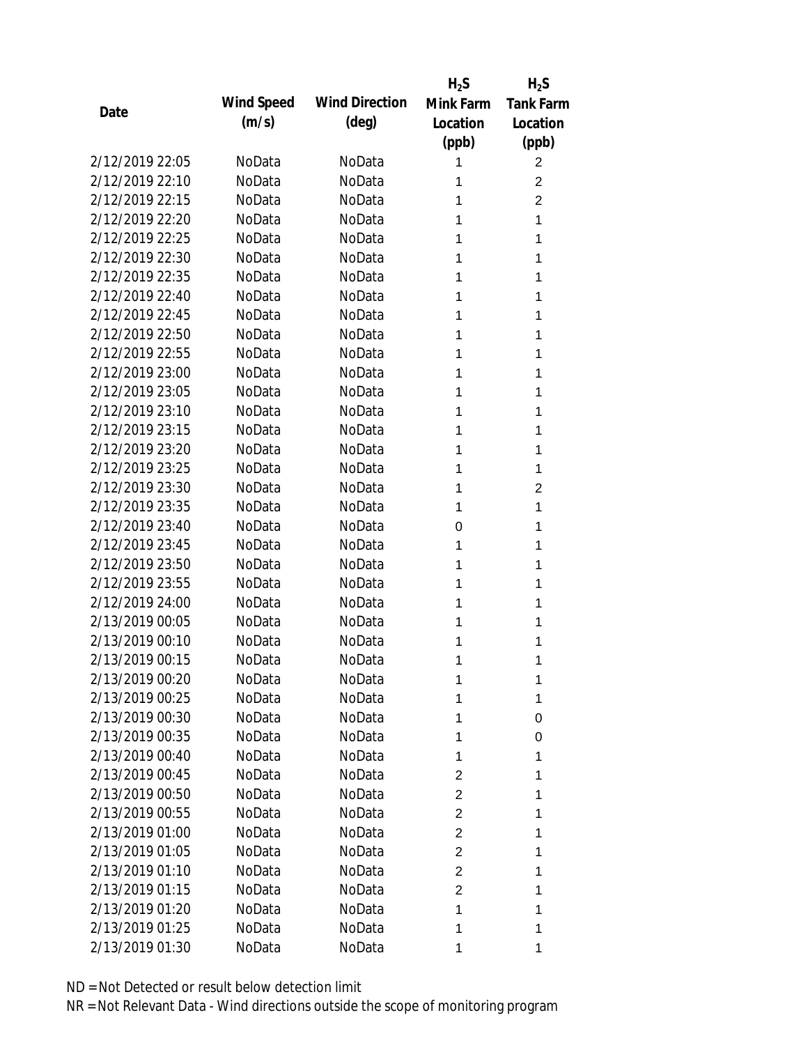| Date | Wind Speed (m/s) | Wind Direction (deg) | $H_2S$ Mink Farm Location (ppb) | $H_2S$ Tank Farm Location (ppb) |
|---|---|---|---|---|
| 2/12/2019 22:05 | NoData | NoData | 1 | 2 |
| 2/12/2019 22:10 | NoData | NoData | 1 | 2 |
| 2/12/2019 22:15 | NoData | NoData | 1 | 2 |
| 2/12/2019 22:20 | NoData | NoData | 1 | 1 |
| 2/12/2019 22:25 | NoData | NoData | 1 | 1 |
| 2/12/2019 22:30 | NoData | NoData | 1 | 1 |
| 2/12/2019 22:35 | NoData | NoData | 1 | 1 |
| 2/12/2019 22:40 | NoData | NoData | 1 | 1 |
| 2/12/2019 22:45 | NoData | NoData | 1 | 1 |
| 2/12/2019 22:50 | NoData | NoData | 1 | 1 |
| 2/12/2019 22:55 | NoData | NoData | 1 | 1 |
| 2/12/2019 23:00 | NoData | NoData | 1 | 1 |
| 2/12/2019 23:05 | NoData | NoData | 1 | 1 |
| 2/12/2019 23:10 | NoData | NoData | 1 | 1 |
| 2/12/2019 23:15 | NoData | NoData | 1 | 1 |
| 2/12/2019 23:20 | NoData | NoData | 1 | 1 |
| 2/12/2019 23:25 | NoData | NoData | 1 | 1 |
| 2/12/2019 23:30 | NoData | NoData | 1 | 2 |
| 2/12/2019 23:35 | NoData | NoData | 1 | 1 |
| 2/12/2019 23:40 | NoData | NoData | 0 | 1 |
| 2/12/2019 23:45 | NoData | NoData | 1 | 1 |
| 2/12/2019 23:50 | NoData | NoData | 1 | 1 |
| 2/12/2019 23:55 | NoData | NoData | 1 | 1 |
| 2/12/2019 24:00 | NoData | NoData | 1 | 1 |
| 2/13/2019 00:05 | NoData | NoData | 1 | 1 |
| 2/13/2019 00:10 | NoData | NoData | 1 | 1 |
| 2/13/2019 00:15 | NoData | NoData | 1 | 1 |
| 2/13/2019 00:20 | NoData | NoData | 1 | 1 |
| 2/13/2019 00:25 | NoData | NoData | 1 | 1 |
| 2/13/2019 00:30 | NoData | NoData | 1 | 0 |
| 2/13/2019 00:35 | NoData | NoData | 1 | 0 |
| 2/13/2019 00:40 | NoData | NoData | 1 | 1 |
| 2/13/2019 00:45 | NoData | NoData | 2 | 1 |
| 2/13/2019 00:50 | NoData | NoData | 2 | 1 |
| 2/13/2019 00:55 | NoData | NoData | 2 | 1 |
| 2/13/2019 01:00 | NoData | NoData | 2 | 1 |
| 2/13/2019 01:05 | NoData | NoData | 2 | 1 |
| 2/13/2019 01:10 | NoData | NoData | 2 | 1 |
| 2/13/2019 01:15 | NoData | NoData | 2 | 1 |
| 2/13/2019 01:20 | NoData | NoData | 1 | 1 |
| 2/13/2019 01:25 | NoData | NoData | 1 | 1 |
| 2/13/2019 01:30 | NoData | NoData | 1 | 1 |

ND = Not Detected or result below detection limit

NR = Not Relevant Data - Wind directions outside the scope of monitoring program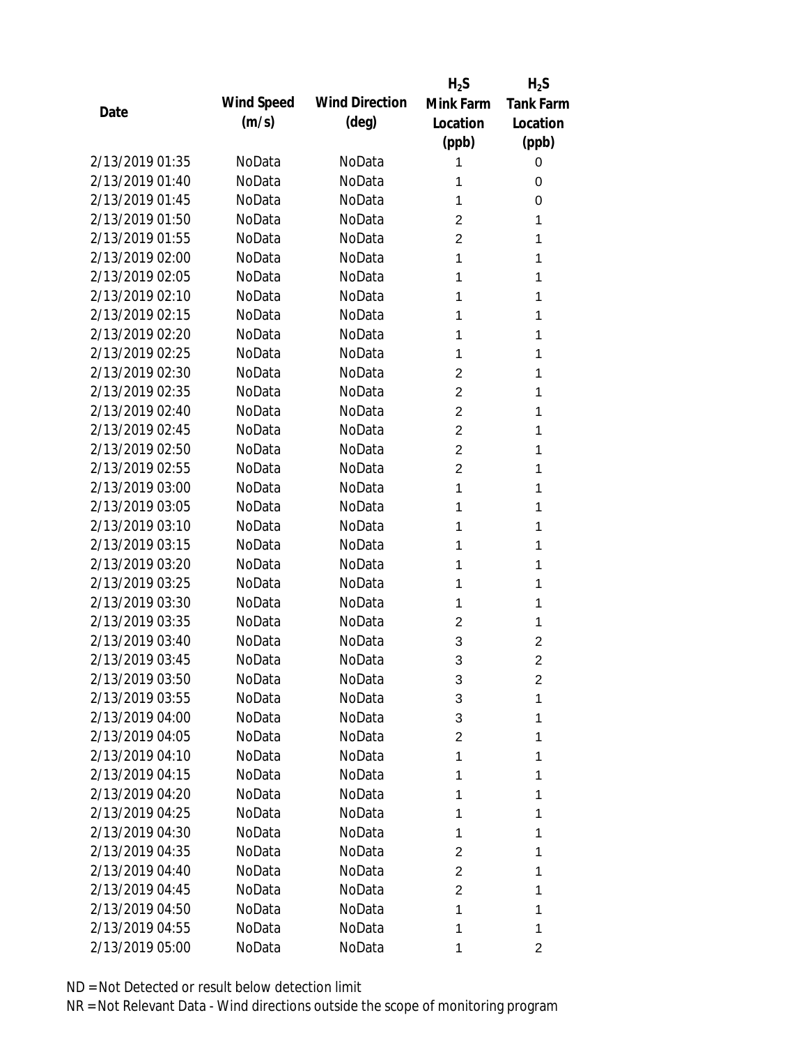| Date | Wind Speed (m/s) | Wind Direction (deg) | $H_2S$ Mink Farm Location (ppb) | $H_2S$ Tank Farm Location (ppb) |
|---|---|---|---|---|
| 2/13/2019 01:35 | NoData | NoData | 1 | 0 |
| 2/13/2019 01:40 | NoData | NoData | 1 | 0 |
| 2/13/2019 01:45 | NoData | NoData | 1 | 0 |
| 2/13/2019 01:50 | NoData | NoData | 2 | 1 |
| 2/13/2019 01:55 | NoData | NoData | 2 | 1 |
| 2/13/2019 02:00 | NoData | NoData | 1 | 1 |
| 2/13/2019 02:05 | NoData | NoData | 1 | 1 |
| 2/13/2019 02:10 | NoData | NoData | 1 | 1 |
| 2/13/2019 02:15 | NoData | NoData | 1 | 1 |
| 2/13/2019 02:20 | NoData | NoData | 1 | 1 |
| 2/13/2019 02:25 | NoData | NoData | 1 | 1 |
| 2/13/2019 02:30 | NoData | NoData | 2 | 1 |
| 2/13/2019 02:35 | NoData | NoData | 2 | 1 |
| 2/13/2019 02:40 | NoData | NoData | 2 | 1 |
| 2/13/2019 02:45 | NoData | NoData | 2 | 1 |
| 2/13/2019 02:50 | NoData | NoData | 2 | 1 |
| 2/13/2019 02:55 | NoData | NoData | 2 | 1 |
| 2/13/2019 03:00 | NoData | NoData | 1 | 1 |
| 2/13/2019 03:05 | NoData | NoData | 1 | 1 |
| 2/13/2019 03:10 | NoData | NoData | 1 | 1 |
| 2/13/2019 03:15 | NoData | NoData | 1 | 1 |
| 2/13/2019 03:20 | NoData | NoData | 1 | 1 |
| 2/13/2019 03:25 | NoData | NoData | 1 | 1 |
| 2/13/2019 03:30 | NoData | NoData | 1 | 1 |
| 2/13/2019 03:35 | NoData | NoData | 2 | 1 |
| 2/13/2019 03:40 | NoData | NoData | 3 | 2 |
| 2/13/2019 03:45 | NoData | NoData | 3 | 2 |
| 2/13/2019 03:50 | NoData | NoData | 3 | 2 |
| 2/13/2019 03:55 | NoData | NoData | 3 | 1 |
| 2/13/2019 04:00 | NoData | NoData | 3 | 1 |
| 2/13/2019 04:05 | NoData | NoData | 2 | 1 |
| 2/13/2019 04:10 | NoData | NoData | 1 | 1 |
| 2/13/2019 04:15 | NoData | NoData | 1 | 1 |
| 2/13/2019 04:20 | NoData | NoData | 1 | 1 |
| 2/13/2019 04:25 | NoData | NoData | 1 | 1 |
| 2/13/2019 04:30 | NoData | NoData | 1 | 1 |
| 2/13/2019 04:35 | NoData | NoData | 2 | 1 |
| 2/13/2019 04:40 | NoData | NoData | 2 | 1 |
| 2/13/2019 04:45 | NoData | NoData | 2 | 1 |
| 2/13/2019 04:50 | NoData | NoData | 1 | 1 |
| 2/13/2019 04:55 | NoData | NoData | 1 | 1 |
| 2/13/2019 05:00 | NoData | NoData | 1 | 2 |

ND = Not Detected or result below detection limit

NR = Not Relevant Data - Wind directions outside the scope of monitoring program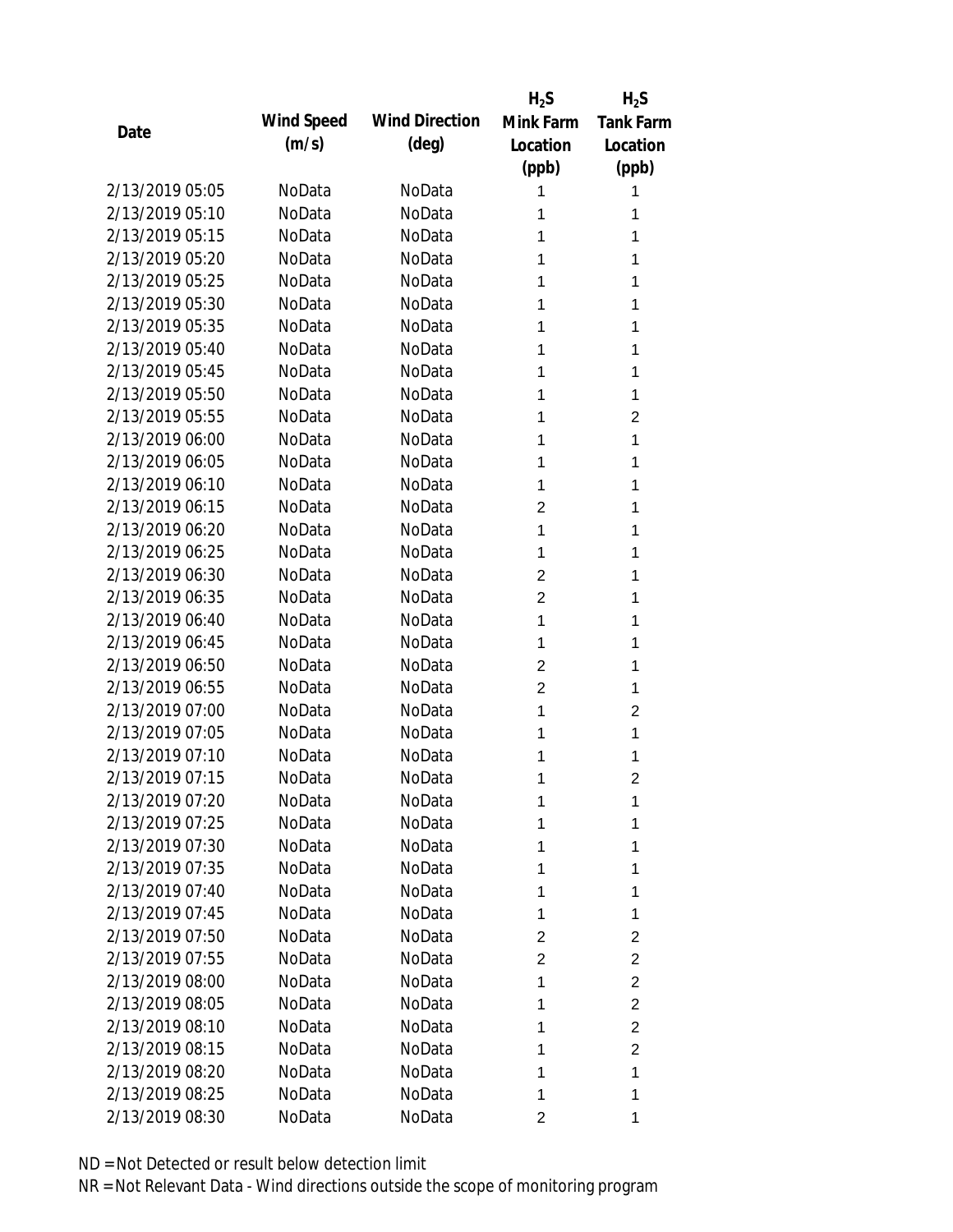| Date | Wind Speed (m/s) | Wind Direction (deg) | $H_2S$ Mink Farm Location (ppb) | $H_2S$ Tank Farm Location (ppb) |
|---|---|---|---|---|
| 2/13/2019 05:05 | NoData | NoData | 1 | 1 |
| 2/13/2019 05:10 | NoData | NoData | 1 | 1 |
| 2/13/2019 05:15 | NoData | NoData | 1 | 1 |
| 2/13/2019 05:20 | NoData | NoData | 1 | 1 |
| 2/13/2019 05:25 | NoData | NoData | 1 | 1 |
| 2/13/2019 05:30 | NoData | NoData | 1 | 1 |
| 2/13/2019 05:35 | NoData | NoData | 1 | 1 |
| 2/13/2019 05:40 | NoData | NoData | 1 | 1 |
| 2/13/2019 05:45 | NoData | NoData | 1 | 1 |
| 2/13/2019 05:50 | NoData | NoData | 1 | 1 |
| 2/13/2019 05:55 | NoData | NoData | 1 | 2 |
| 2/13/2019 06:00 | NoData | NoData | 1 | 1 |
| 2/13/2019 06:05 | NoData | NoData | 1 | 1 |
| 2/13/2019 06:10 | NoData | NoData | 1 | 1 |
| 2/13/2019 06:15 | NoData | NoData | 2 | 1 |
| 2/13/2019 06:20 | NoData | NoData | 1 | 1 |
| 2/13/2019 06:25 | NoData | NoData | 1 | 1 |
| 2/13/2019 06:30 | NoData | NoData | 2 | 1 |
| 2/13/2019 06:35 | NoData | NoData | 2 | 1 |
| 2/13/2019 06:40 | NoData | NoData | 1 | 1 |
| 2/13/2019 06:45 | NoData | NoData | 1 | 1 |
| 2/13/2019 06:50 | NoData | NoData | 2 | 1 |
| 2/13/2019 06:55 | NoData | NoData | 2 | 1 |
| 2/13/2019 07:00 | NoData | NoData | 1 | 2 |
| 2/13/2019 07:05 | NoData | NoData | 1 | 1 |
| 2/13/2019 07:10 | NoData | NoData | 1 | 1 |
| 2/13/2019 07:15 | NoData | NoData | 1 | 2 |
| 2/13/2019 07:20 | NoData | NoData | 1 | 1 |
| 2/13/2019 07:25 | NoData | NoData | 1 | 1 |
| 2/13/2019 07:30 | NoData | NoData | 1 | 1 |
| 2/13/2019 07:35 | NoData | NoData | 1 | 1 |
| 2/13/2019 07:40 | NoData | NoData | 1 | 1 |
| 2/13/2019 07:45 | NoData | NoData | 1 | 1 |
| 2/13/2019 07:50 | NoData | NoData | 2 | 2 |
| 2/13/2019 07:55 | NoData | NoData | 2 | 2 |
| 2/13/2019 08:00 | NoData | NoData | 1 | 2 |
| 2/13/2019 08:05 | NoData | NoData | 1 | 2 |
| 2/13/2019 08:10 | NoData | NoData | 1 | 2 |
| 2/13/2019 08:15 | NoData | NoData | 1 | 2 |
| 2/13/2019 08:20 | NoData | NoData | 1 | 1 |
| 2/13/2019 08:25 | NoData | NoData | 1 | 1 |
| 2/13/2019 08:30 | NoData | NoData | 2 | 1 |

ND = Not Detected or result below detection limit

NR = Not Relevant Data - Wind directions outside the scope of monitoring program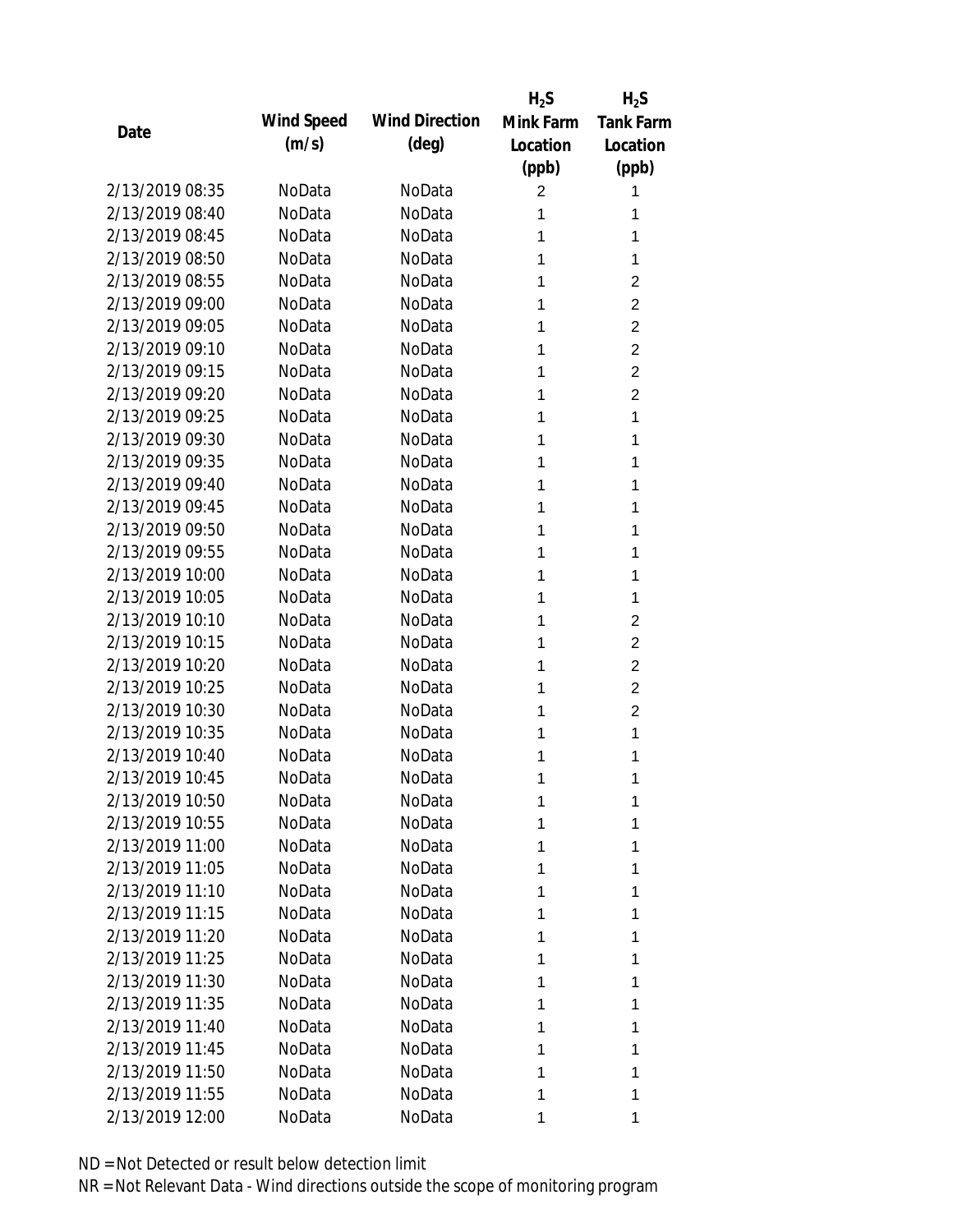| Date | Wind Speed (m/s) | Wind Direction (deg) | $H_2S$ Mink Farm Location (ppb) | $H_2S$ Tank Farm Location (ppb) |
|---|---|---|---|---|
| 2/13/2019 08:35 | NoData | NoData | 2 | 1 |
| 2/13/2019 08:40 | NoData | NoData | 1 | 1 |
| 2/13/2019 08:45 | NoData | NoData | 1 | 1 |
| 2/13/2019 08:50 | NoData | NoData | 1 | 1 |
| 2/13/2019 08:55 | NoData | NoData | 1 | 2 |
| 2/13/2019 09:00 | NoData | NoData | 1 | 2 |
| 2/13/2019 09:05 | NoData | NoData | 1 | 2 |
| 2/13/2019 09:10 | NoData | NoData | 1 | 2 |
| 2/13/2019 09:15 | NoData | NoData | 1 | 2 |
| 2/13/2019 09:20 | NoData | NoData | 1 | 2 |
| 2/13/2019 09:25 | NoData | NoData | 1 | 1 |
| 2/13/2019 09:30 | NoData | NoData | 1 | 1 |
| 2/13/2019 09:35 | NoData | NoData | 1 | 1 |
| 2/13/2019 09:40 | NoData | NoData | 1 | 1 |
| 2/13/2019 09:45 | NoData | NoData | 1 | 1 |
| 2/13/2019 09:50 | NoData | NoData | 1 | 1 |
| 2/13/2019 09:55 | NoData | NoData | 1 | 1 |
| 2/13/2019 10:00 | NoData | NoData | 1 | 1 |
| 2/13/2019 10:05 | NoData | NoData | 1 | 1 |
| 2/13/2019 10:10 | NoData | NoData | 1 | 2 |
| 2/13/2019 10:15 | NoData | NoData | 1 | 2 |
| 2/13/2019 10:20 | NoData | NoData | 1 | 2 |
| 2/13/2019 10:25 | NoData | NoData | 1 | 2 |
| 2/13/2019 10:30 | NoData | NoData | 1 | 2 |
| 2/13/2019 10:35 | NoData | NoData | 1 | 1 |
| 2/13/2019 10:40 | NoData | NoData | 1 | 1 |
| 2/13/2019 10:45 | NoData | NoData | 1 | 1 |
| 2/13/2019 10:50 | NoData | NoData | 1 | 1 |
| 2/13/2019 10:55 | NoData | NoData | 1 | 1 |
| 2/13/2019 11:00 | NoData | NoData | 1 | 1 |
| 2/13/2019 11:05 | NoData | NoData | 1 | 1 |
| 2/13/2019 11:10 | NoData | NoData | 1 | 1 |
| 2/13/2019 11:15 | NoData | NoData | 1 | 1 |
| 2/13/2019 11:20 | NoData | NoData | 1 | 1 |
| 2/13/2019 11:25 | NoData | NoData | 1 | 1 |
| 2/13/2019 11:30 | NoData | NoData | 1 | 1 |
| 2/13/2019 11:35 | NoData | NoData | 1 | 1 |
| 2/13/2019 11:40 | NoData | NoData | 1 | 1 |
| 2/13/2019 11:45 | NoData | NoData | 1 | 1 |
| 2/13/2019 11:50 | NoData | NoData | 1 | 1 |
| 2/13/2019 11:55 | NoData | NoData | 1 | 1 |
| 2/13/2019 12:00 | NoData | NoData | 1 | 1 |

ND = Not Detected or result below detection limit

NR = Not Relevant Data - Wind directions outside the scope of monitoring program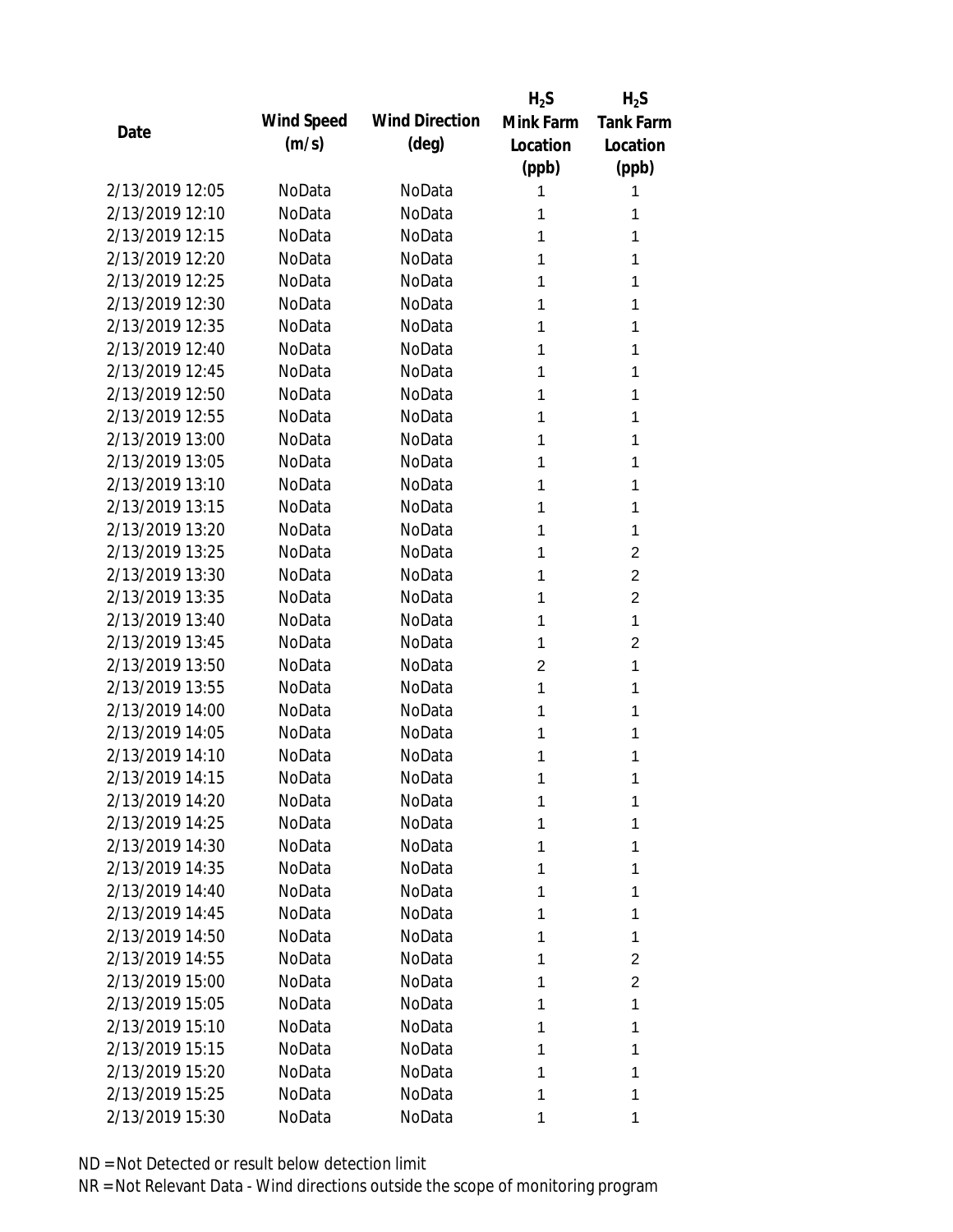| Date | Wind Speed (m/s) | Wind Direction (deg) | $H_2S$ Mink Farm Location (ppb) | $H_2S$ Tank Farm Location (ppb) |
|---|---|---|---|---|
| 2/13/2019 12:05 | NoData | NoData | 1 | 1 |
| 2/13/2019 12:10 | NoData | NoData | 1 | 1 |
| 2/13/2019 12:15 | NoData | NoData | 1 | 1 |
| 2/13/2019 12:20 | NoData | NoData | 1 | 1 |
| 2/13/2019 12:25 | NoData | NoData | 1 | 1 |
| 2/13/2019 12:30 | NoData | NoData | 1 | 1 |
| 2/13/2019 12:35 | NoData | NoData | 1 | 1 |
| 2/13/2019 12:40 | NoData | NoData | 1 | 1 |
| 2/13/2019 12:45 | NoData | NoData | 1 | 1 |
| 2/13/2019 12:50 | NoData | NoData | 1 | 1 |
| 2/13/2019 12:55 | NoData | NoData | 1 | 1 |
| 2/13/2019 13:00 | NoData | NoData | 1 | 1 |
| 2/13/2019 13:05 | NoData | NoData | 1 | 1 |
| 2/13/2019 13:10 | NoData | NoData | 1 | 1 |
| 2/13/2019 13:15 | NoData | NoData | 1 | 1 |
| 2/13/2019 13:20 | NoData | NoData | 1 | 1 |
| 2/13/2019 13:25 | NoData | NoData | 1 | 2 |
| 2/13/2019 13:30 | NoData | NoData | 1 | 2 |
| 2/13/2019 13:35 | NoData | NoData | 1 | 2 |
| 2/13/2019 13:40 | NoData | NoData | 1 | 1 |
| 2/13/2019 13:45 | NoData | NoData | 1 | 2 |
| 2/13/2019 13:50 | NoData | NoData | 2 | 1 |
| 2/13/2019 13:55 | NoData | NoData | 1 | 1 |
| 2/13/2019 14:00 | NoData | NoData | 1 | 1 |
| 2/13/2019 14:05 | NoData | NoData | 1 | 1 |
| 2/13/2019 14:10 | NoData | NoData | 1 | 1 |
| 2/13/2019 14:15 | NoData | NoData | 1 | 1 |
| 2/13/2019 14:20 | NoData | NoData | 1 | 1 |
| 2/13/2019 14:25 | NoData | NoData | 1 | 1 |
| 2/13/2019 14:30 | NoData | NoData | 1 | 1 |
| 2/13/2019 14:35 | NoData | NoData | 1 | 1 |
| 2/13/2019 14:40 | NoData | NoData | 1 | 1 |
| 2/13/2019 14:45 | NoData | NoData | 1 | 1 |
| 2/13/2019 14:50 | NoData | NoData | 1 | 1 |
| 2/13/2019 14:55 | NoData | NoData | 1 | 2 |
| 2/13/2019 15:00 | NoData | NoData | 1 | 2 |
| 2/13/2019 15:05 | NoData | NoData | 1 | 1 |
| 2/13/2019 15:10 | NoData | NoData | 1 | 1 |
| 2/13/2019 15:15 | NoData | NoData | 1 | 1 |
| 2/13/2019 15:20 | NoData | NoData | 1 | 1 |
| 2/13/2019 15:25 | NoData | NoData | 1 | 1 |
| 2/13/2019 15:30 | NoData | NoData | 1 | 1 |

ND = Not Detected or result below detection limit

NR = Not Relevant Data - Wind directions outside the scope of monitoring program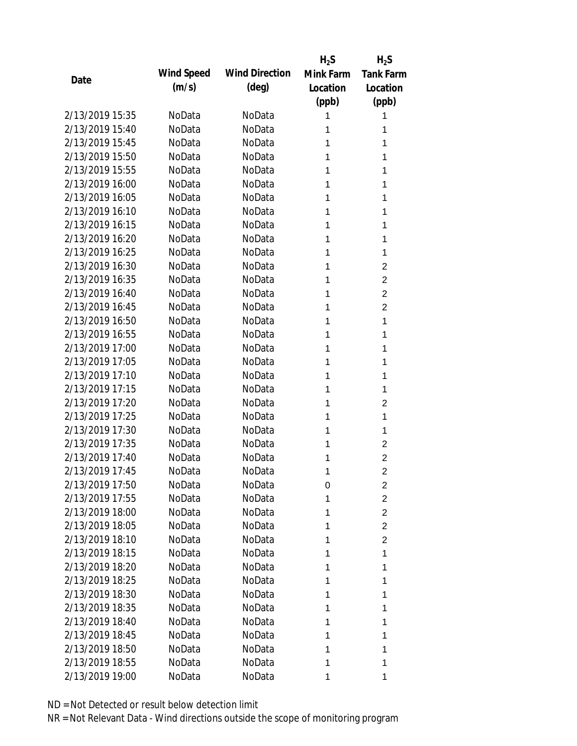| Date | Wind Speed (m/s) | Wind Direction (deg) | $H_2S$ Mink Farm Location (ppb) | $H_2S$ Tank Farm Location (ppb) |
|---|---|---|---|---|
| 2/13/2019 15:35 | NoData | NoData | 1 | 1 |
| 2/13/2019 15:40 | NoData | NoData | 1 | 1 |
| 2/13/2019 15:45 | NoData | NoData | 1 | 1 |
| 2/13/2019 15:50 | NoData | NoData | 1 | 1 |
| 2/13/2019 15:55 | NoData | NoData | 1 | 1 |
| 2/13/2019 16:00 | NoData | NoData | 1 | 1 |
| 2/13/2019 16:05 | NoData | NoData | 1 | 1 |
| 2/13/2019 16:10 | NoData | NoData | 1 | 1 |
| 2/13/2019 16:15 | NoData | NoData | 1 | 1 |
| 2/13/2019 16:20 | NoData | NoData | 1 | 1 |
| 2/13/2019 16:25 | NoData | NoData | 1 | 1 |
| 2/13/2019 16:30 | NoData | NoData | 1 | 2 |
| 2/13/2019 16:35 | NoData | NoData | 1 | 2 |
| 2/13/2019 16:40 | NoData | NoData | 1 | 2 |
| 2/13/2019 16:45 | NoData | NoData | 1 | 2 |
| 2/13/2019 16:50 | NoData | NoData | 1 | 1 |
| 2/13/2019 16:55 | NoData | NoData | 1 | 1 |
| 2/13/2019 17:00 | NoData | NoData | 1 | 1 |
| 2/13/2019 17:05 | NoData | NoData | 1 | 1 |
| 2/13/2019 17:10 | NoData | NoData | 1 | 1 |
| 2/13/2019 17:15 | NoData | NoData | 1 | 1 |
| 2/13/2019 17:20 | NoData | NoData | 1 | 2 |
| 2/13/2019 17:25 | NoData | NoData | 1 | 1 |
| 2/13/2019 17:30 | NoData | NoData | 1 | 1 |
| 2/13/2019 17:35 | NoData | NoData | 1 | 2 |
| 2/13/2019 17:40 | NoData | NoData | 1 | 2 |
| 2/13/2019 17:45 | NoData | NoData | 1 | 2 |
| 2/13/2019 17:50 | NoData | NoData | 0 | 2 |
| 2/13/2019 17:55 | NoData | NoData | 1 | 2 |
| 2/13/2019 18:00 | NoData | NoData | 1 | 2 |
| 2/13/2019 18:05 | NoData | NoData | 1 | 2 |
| 2/13/2019 18:10 | NoData | NoData | 1 | 2 |
| 2/13/2019 18:15 | NoData | NoData | 1 | 1 |
| 2/13/2019 18:20 | NoData | NoData | 1 | 1 |
| 2/13/2019 18:25 | NoData | NoData | 1 | 1 |
| 2/13/2019 18:30 | NoData | NoData | 1 | 1 |
| 2/13/2019 18:35 | NoData | NoData | 1 | 1 |
| 2/13/2019 18:40 | NoData | NoData | 1 | 1 |
| 2/13/2019 18:45 | NoData | NoData | 1 | 1 |
| 2/13/2019 18:50 | NoData | NoData | 1 | 1 |
| 2/13/2019 18:55 | NoData | NoData | 1 | 1 |
| 2/13/2019 19:00 | NoData | NoData | 1 | 1 |

ND = Not Detected or result below detection limit

NR = Not Relevant Data - Wind directions outside the scope of monitoring program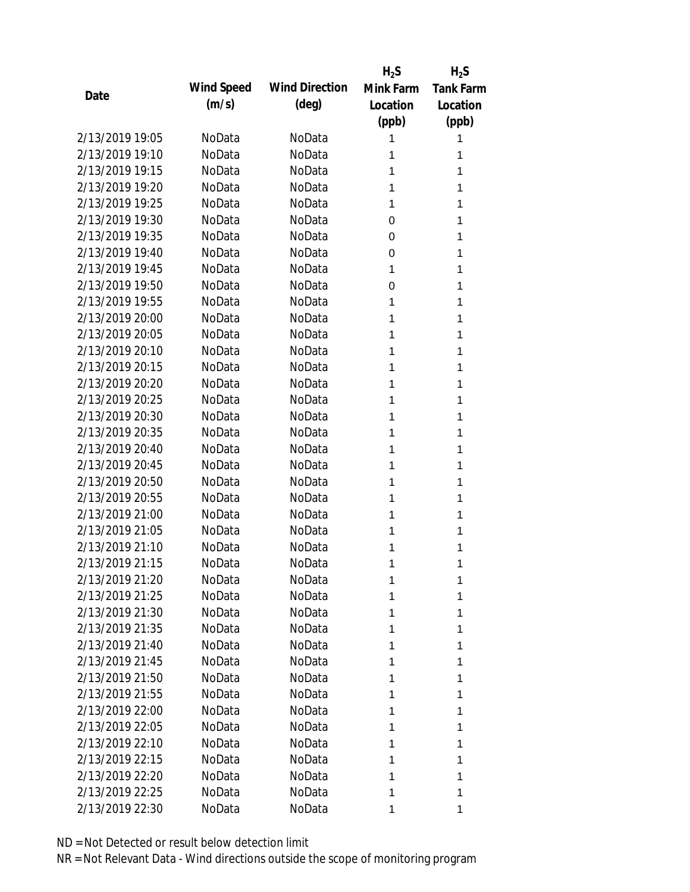| Date | Wind Speed (m/s) | Wind Direction (deg) | $H_2S$ Mink Farm Location (ppb) | $H_2S$ Tank Farm Location (ppb) |
|---|---|---|---|---|
| 2/13/2019 19:05 | NoData | NoData | 1 | 1 |
| 2/13/2019 19:10 | NoData | NoData | 1 | 1 |
| 2/13/2019 19:15 | NoData | NoData | 1 | 1 |
| 2/13/2019 19:20 | NoData | NoData | 1 | 1 |
| 2/13/2019 19:25 | NoData | NoData | 1 | 1 |
| 2/13/2019 19:30 | NoData | NoData | 0 | 1 |
| 2/13/2019 19:35 | NoData | NoData | 0 | 1 |
| 2/13/2019 19:40 | NoData | NoData | 0 | 1 |
| 2/13/2019 19:45 | NoData | NoData | 1 | 1 |
| 2/13/2019 19:50 | NoData | NoData | 0 | 1 |
| 2/13/2019 19:55 | NoData | NoData | 1 | 1 |
| 2/13/2019 20:00 | NoData | NoData | 1 | 1 |
| 2/13/2019 20:05 | NoData | NoData | 1 | 1 |
| 2/13/2019 20:10 | NoData | NoData | 1 | 1 |
| 2/13/2019 20:15 | NoData | NoData | 1 | 1 |
| 2/13/2019 20:20 | NoData | NoData | 1 | 1 |
| 2/13/2019 20:25 | NoData | NoData | 1 | 1 |
| 2/13/2019 20:30 | NoData | NoData | 1 | 1 |
| 2/13/2019 20:35 | NoData | NoData | 1 | 1 |
| 2/13/2019 20:40 | NoData | NoData | 1 | 1 |
| 2/13/2019 20:45 | NoData | NoData | 1 | 1 |
| 2/13/2019 20:50 | NoData | NoData | 1 | 1 |
| 2/13/2019 20:55 | NoData | NoData | 1 | 1 |
| 2/13/2019 21:00 | NoData | NoData | 1 | 1 |
| 2/13/2019 21:05 | NoData | NoData | 1 | 1 |
| 2/13/2019 21:10 | NoData | NoData | 1 | 1 |
| 2/13/2019 21:15 | NoData | NoData | 1 | 1 |
| 2/13/2019 21:20 | NoData | NoData | 1 | 1 |
| 2/13/2019 21:25 | NoData | NoData | 1 | 1 |
| 2/13/2019 21:30 | NoData | NoData | 1 | 1 |
| 2/13/2019 21:35 | NoData | NoData | 1 | 1 |
| 2/13/2019 21:40 | NoData | NoData | 1 | 1 |
| 2/13/2019 21:45 | NoData | NoData | 1 | 1 |
| 2/13/2019 21:50 | NoData | NoData | 1 | 1 |
| 2/13/2019 21:55 | NoData | NoData | 1 | 1 |
| 2/13/2019 22:00 | NoData | NoData | 1 | 1 |
| 2/13/2019 22:05 | NoData | NoData | 1 | 1 |
| 2/13/2019 22:10 | NoData | NoData | 1 | 1 |
| 2/13/2019 22:15 | NoData | NoData | 1 | 1 |
| 2/13/2019 22:20 | NoData | NoData | 1 | 1 |
| 2/13/2019 22:25 | NoData | NoData | 1 | 1 |
| 2/13/2019 22:30 | NoData | NoData | 1 | 1 |

ND = Not Detected or result below detection limit

NR = Not Relevant Data - Wind directions outside the scope of monitoring program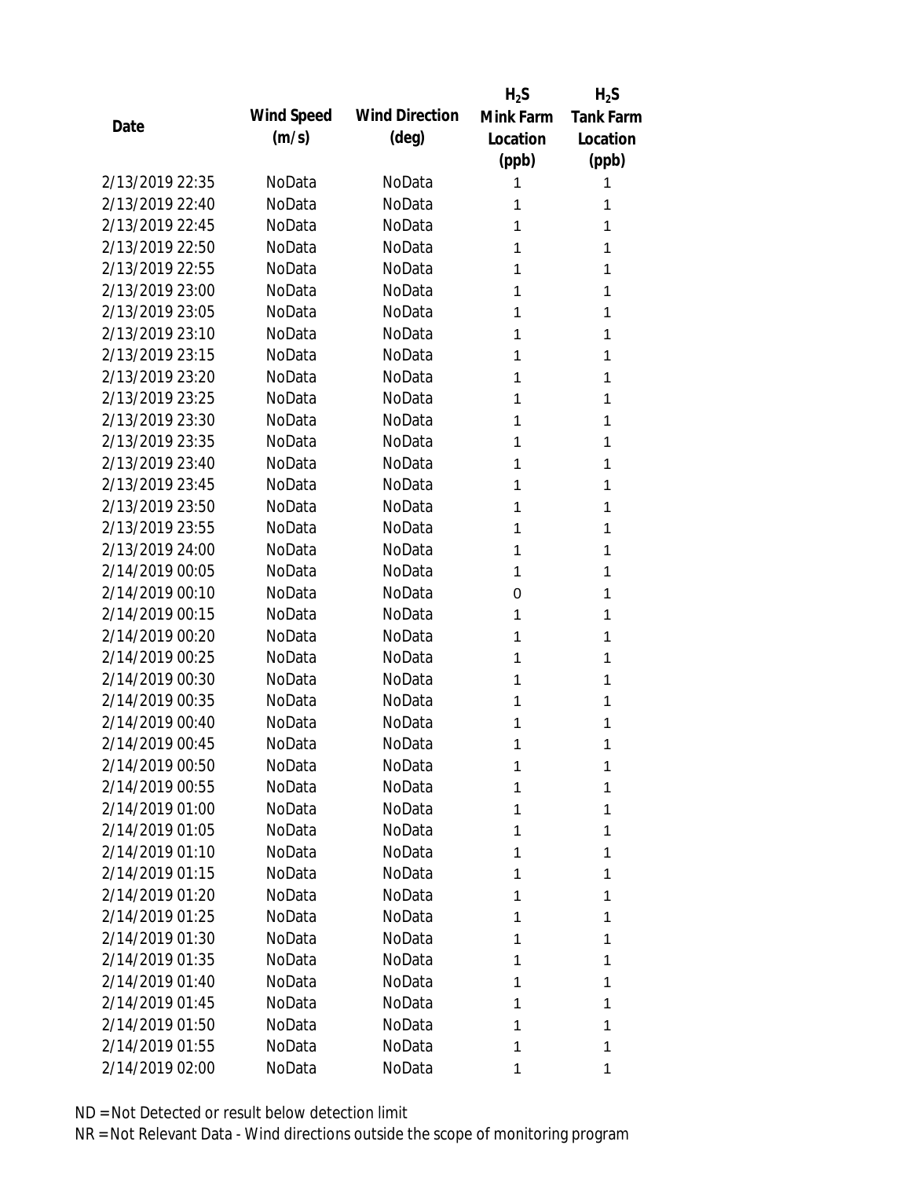| Date | Wind Speed (m/s) | Wind Direction (deg) | $H_2S$ Mink Farm Location (ppb) | $H_2S$ Tank Farm Location (ppb) |
|---|---|---|---|---|
| 2/13/2019 22:35 | NoData | NoData | 1 | 1 |
| 2/13/2019 22:40 | NoData | NoData | 1 | 1 |
| 2/13/2019 22:45 | NoData | NoData | 1 | 1 |
| 2/13/2019 22:50 | NoData | NoData | 1 | 1 |
| 2/13/2019 22:55 | NoData | NoData | 1 | 1 |
| 2/13/2019 23:00 | NoData | NoData | 1 | 1 |
| 2/13/2019 23:05 | NoData | NoData | 1 | 1 |
| 2/13/2019 23:10 | NoData | NoData | 1 | 1 |
| 2/13/2019 23:15 | NoData | NoData | 1 | 1 |
| 2/13/2019 23:20 | NoData | NoData | 1 | 1 |
| 2/13/2019 23:25 | NoData | NoData | 1 | 1 |
| 2/13/2019 23:30 | NoData | NoData | 1 | 1 |
| 2/13/2019 23:35 | NoData | NoData | 1 | 1 |
| 2/13/2019 23:40 | NoData | NoData | 1 | 1 |
| 2/13/2019 23:45 | NoData | NoData | 1 | 1 |
| 2/13/2019 23:50 | NoData | NoData | 1 | 1 |
| 2/13/2019 23:55 | NoData | NoData | 1 | 1 |
| 2/13/2019 24:00 | NoData | NoData | 1 | 1 |
| 2/14/2019 00:05 | NoData | NoData | 1 | 1 |
| 2/14/2019 00:10 | NoData | NoData | 0 | 1 |
| 2/14/2019 00:15 | NoData | NoData | 1 | 1 |
| 2/14/2019 00:20 | NoData | NoData | 1 | 1 |
| 2/14/2019 00:25 | NoData | NoData | 1 | 1 |
| 2/14/2019 00:30 | NoData | NoData | 1 | 1 |
| 2/14/2019 00:35 | NoData | NoData | 1 | 1 |
| 2/14/2019 00:40 | NoData | NoData | 1 | 1 |
| 2/14/2019 00:45 | NoData | NoData | 1 | 1 |
| 2/14/2019 00:50 | NoData | NoData | 1 | 1 |
| 2/14/2019 00:55 | NoData | NoData | 1 | 1 |
| 2/14/2019 01:00 | NoData | NoData | 1 | 1 |
| 2/14/2019 01:05 | NoData | NoData | 1 | 1 |
| 2/14/2019 01:10 | NoData | NoData | 1 | 1 |
| 2/14/2019 01:15 | NoData | NoData | 1 | 1 |
| 2/14/2019 01:20 | NoData | NoData | 1 | 1 |
| 2/14/2019 01:25 | NoData | NoData | 1 | 1 |
| 2/14/2019 01:30 | NoData | NoData | 1 | 1 |
| 2/14/2019 01:35 | NoData | NoData | 1 | 1 |
| 2/14/2019 01:40 | NoData | NoData | 1 | 1 |
| 2/14/2019 01:45 | NoData | NoData | 1 | 1 |
| 2/14/2019 01:50 | NoData | NoData | 1 | 1 |
| 2/14/2019 01:55 | NoData | NoData | 1 | 1 |
| 2/14/2019 02:00 | NoData | NoData | 1 | 1 |

ND = Not Detected or result below detection limit

NR = Not Relevant Data - Wind directions outside the scope of monitoring program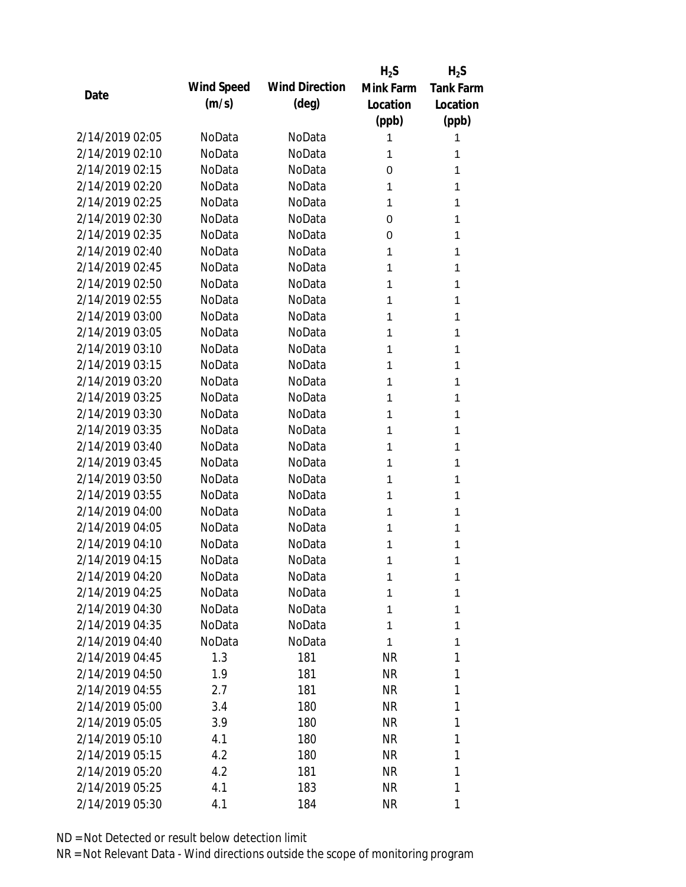| Date | Wind Speed (m/s) | Wind Direction (deg) | $H_2S$ Mink Farm Location (ppb) | $H_2S$ Tank Farm Location (ppb) |
|---|---|---|---|---|
| 2/14/2019 02:05 | NoData | NoData | 1 | 1 |
| 2/14/2019 02:10 | NoData | NoData | 1 | 1 |
| 2/14/2019 02:15 | NoData | NoData | 0 | 1 |
| 2/14/2019 02:20 | NoData | NoData | 1 | 1 |
| 2/14/2019 02:25 | NoData | NoData | 1 | 1 |
| 2/14/2019 02:30 | NoData | NoData | 0 | 1 |
| 2/14/2019 02:35 | NoData | NoData | 0 | 1 |
| 2/14/2019 02:40 | NoData | NoData | 1 | 1 |
| 2/14/2019 02:45 | NoData | NoData | 1 | 1 |
| 2/14/2019 02:50 | NoData | NoData | 1 | 1 |
| 2/14/2019 02:55 | NoData | NoData | 1 | 1 |
| 2/14/2019 03:00 | NoData | NoData | 1 | 1 |
| 2/14/2019 03:05 | NoData | NoData | 1 | 1 |
| 2/14/2019 03:10 | NoData | NoData | 1 | 1 |
| 2/14/2019 03:15 | NoData | NoData | 1 | 1 |
| 2/14/2019 03:20 | NoData | NoData | 1 | 1 |
| 2/14/2019 03:25 | NoData | NoData | 1 | 1 |
| 2/14/2019 03:30 | NoData | NoData | 1 | 1 |
| 2/14/2019 03:35 | NoData | NoData | 1 | 1 |
| 2/14/2019 03:40 | NoData | NoData | 1 | 1 |
| 2/14/2019 03:45 | NoData | NoData | 1 | 1 |
| 2/14/2019 03:50 | NoData | NoData | 1 | 1 |
| 2/14/2019 03:55 | NoData | NoData | 1 | 1 |
| 2/14/2019 04:00 | NoData | NoData | 1 | 1 |
| 2/14/2019 04:05 | NoData | NoData | 1 | 1 |
| 2/14/2019 04:10 | NoData | NoData | 1 | 1 |
| 2/14/2019 04:15 | NoData | NoData | 1 | 1 |
| 2/14/2019 04:20 | NoData | NoData | 1 | 1 |
| 2/14/2019 04:25 | NoData | NoData | 1 | 1 |
| 2/14/2019 04:30 | NoData | NoData | 1 | 1 |
| 2/14/2019 04:35 | NoData | NoData | 1 | 1 |
| 2/14/2019 04:40 | NoData | NoData | 1 | 1 |
| 2/14/2019 04:45 | 1.3 | 181 | NR | 1 |
| 2/14/2019 04:50 | 1.9 | 181 | NR | 1 |
| 2/14/2019 04:55 | 2.7 | 181 | NR | 1 |
| 2/14/2019 05:00 | 3.4 | 180 | NR | 1 |
| 2/14/2019 05:05 | 3.9 | 180 | NR | 1 |
| 2/14/2019 05:10 | 4.1 | 180 | NR | 1 |
| 2/14/2019 05:15 | 4.2 | 180 | NR | 1 |
| 2/14/2019 05:20 | 4.2 | 181 | NR | 1 |
| 2/14/2019 05:25 | 4.1 | 183 | NR | 1 |
| 2/14/2019 05:30 | 4.1 | 184 | NR | 1 |

ND = Not Detected or result below detection limit

NR = Not Relevant Data - Wind directions outside the scope of monitoring program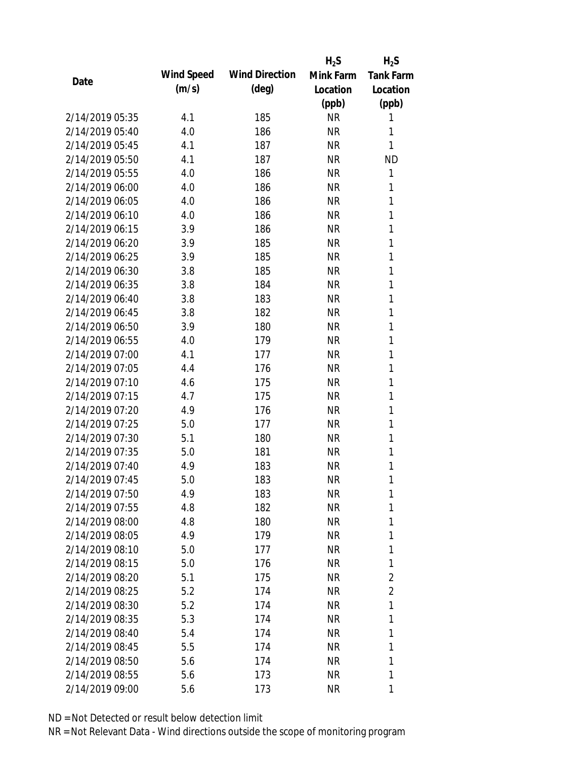| Date | Wind Speed (m/s) | Wind Direction (deg) | $H_2S$ Mink Farm Location (ppb) | $H_2S$ Tank Farm Location (ppb) |
|---|---|---|---|---|
| 2/14/2019 05:35 | 4.1 | 185 | NR | 1 |
| 2/14/2019 05:40 | 4.0 | 186 | NR | 1 |
| 2/14/2019 05:45 | 4.1 | 187 | NR | 1 |
| 2/14/2019 05:50 | 4.1 | 187 | NR | ND |
| 2/14/2019 05:55 | 4.0 | 186 | NR | 1 |
| 2/14/2019 06:00 | 4.0 | 186 | NR | 1 |
| 2/14/2019 06:05 | 4.0 | 186 | NR | 1 |
| 2/14/2019 06:10 | 4.0 | 186 | NR | 1 |
| 2/14/2019 06:15 | 3.9 | 186 | NR | 1 |
| 2/14/2019 06:20 | 3.9 | 185 | NR | 1 |
| 2/14/2019 06:25 | 3.9 | 185 | NR | 1 |
| 2/14/2019 06:30 | 3.8 | 185 | NR | 1 |
| 2/14/2019 06:35 | 3.8 | 184 | NR | 1 |
| 2/14/2019 06:40 | 3.8 | 183 | NR | 1 |
| 2/14/2019 06:45 | 3.8 | 182 | NR | 1 |
| 2/14/2019 06:50 | 3.9 | 180 | NR | 1 |
| 2/14/2019 06:55 | 4.0 | 179 | NR | 1 |
| 2/14/2019 07:00 | 4.1 | 177 | NR | 1 |
| 2/14/2019 07:05 | 4.4 | 176 | NR | 1 |
| 2/14/2019 07:10 | 4.6 | 175 | NR | 1 |
| 2/14/2019 07:15 | 4.7 | 175 | NR | 1 |
| 2/14/2019 07:20 | 4.9 | 176 | NR | 1 |
| 2/14/2019 07:25 | 5.0 | 177 | NR | 1 |
| 2/14/2019 07:30 | 5.1 | 180 | NR | 1 |
| 2/14/2019 07:35 | 5.0 | 181 | NR | 1 |
| 2/14/2019 07:40 | 4.9 | 183 | NR | 1 |
| 2/14/2019 07:45 | 5.0 | 183 | NR | 1 |
| 2/14/2019 07:50 | 4.9 | 183 | NR | 1 |
| 2/14/2019 07:55 | 4.8 | 182 | NR | 1 |
| 2/14/2019 08:00 | 4.8 | 180 | NR | 1 |
| 2/14/2019 08:05 | 4.9 | 179 | NR | 1 |
| 2/14/2019 08:10 | 5.0 | 177 | NR | 1 |
| 2/14/2019 08:15 | 5.0 | 176 | NR | 1 |
| 2/14/2019 08:20 | 5.1 | 175 | NR | 2 |
| 2/14/2019 08:25 | 5.2 | 174 | NR | 2 |
| 2/14/2019 08:30 | 5.2 | 174 | NR | 1 |
| 2/14/2019 08:35 | 5.3 | 174 | NR | 1 |
| 2/14/2019 08:40 | 5.4 | 174 | NR | 1 |
| 2/14/2019 08:45 | 5.5 | 174 | NR | 1 |
| 2/14/2019 08:50 | 5.6 | 174 | NR | 1 |
| 2/14/2019 08:55 | 5.6 | 173 | NR | 1 |
| 2/14/2019 09:00 | 5.6 | 173 | NR | 1 |

ND = Not Detected or result below detection limit

NR = Not Relevant Data - Wind directions outside the scope of monitoring program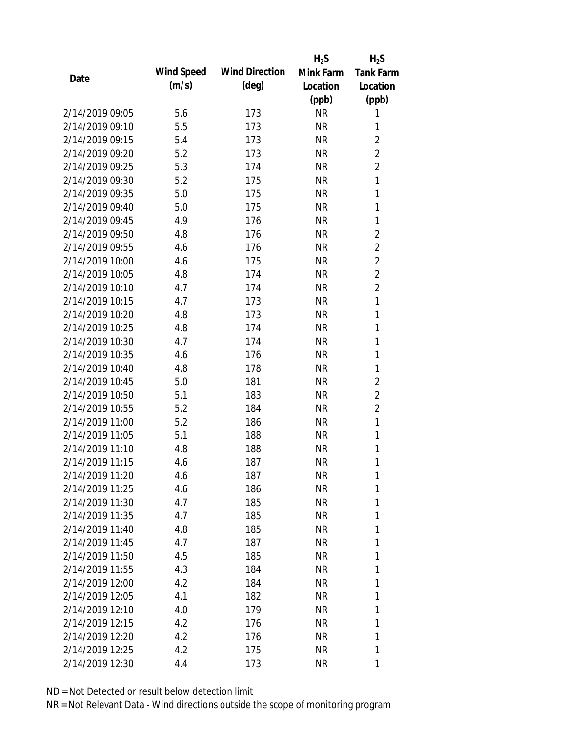| Date | Wind Speed (m/s) | Wind Direction (deg) | $H_2S$ Mink Farm Location (ppb) | $H_2S$ Tank Farm Location (ppb) |
|---|---|---|---|---|
| 2/14/2019 09:05 | 5.6 | 173 | NR | 1 |
| 2/14/2019 09:10 | 5.5 | 173 | NR | 1 |
| 2/14/2019 09:15 | 5.4 | 173 | NR | 2 |
| 2/14/2019 09:20 | 5.2 | 173 | NR | 2 |
| 2/14/2019 09:25 | 5.3 | 174 | NR | 2 |
| 2/14/2019 09:30 | 5.2 | 175 | NR | 1 |
| 2/14/2019 09:35 | 5.0 | 175 | NR | 1 |
| 2/14/2019 09:40 | 5.0 | 175 | NR | 1 |
| 2/14/2019 09:45 | 4.9 | 176 | NR | 1 |
| 2/14/2019 09:50 | 4.8 | 176 | NR | 2 |
| 2/14/2019 09:55 | 4.6 | 176 | NR | 2 |
| 2/14/2019 10:00 | 4.6 | 175 | NR | 2 |
| 2/14/2019 10:05 | 4.8 | 174 | NR | 2 |
| 2/14/2019 10:10 | 4.7 | 174 | NR | 2 |
| 2/14/2019 10:15 | 4.7 | 173 | NR | 1 |
| 2/14/2019 10:20 | 4.8 | 173 | NR | 1 |
| 2/14/2019 10:25 | 4.8 | 174 | NR | 1 |
| 2/14/2019 10:30 | 4.7 | 174 | NR | 1 |
| 2/14/2019 10:35 | 4.6 | 176 | NR | 1 |
| 2/14/2019 10:40 | 4.8 | 178 | NR | 1 |
| 2/14/2019 10:45 | 5.0 | 181 | NR | 2 |
| 2/14/2019 10:50 | 5.1 | 183 | NR | 2 |
| 2/14/2019 10:55 | 5.2 | 184 | NR | 2 |
| 2/14/2019 11:00 | 5.2 | 186 | NR | 1 |
| 2/14/2019 11:05 | 5.1 | 188 | NR | 1 |
| 2/14/2019 11:10 | 4.8 | 188 | NR | 1 |
| 2/14/2019 11:15 | 4.6 | 187 | NR | 1 |
| 2/14/2019 11:20 | 4.6 | 187 | NR | 1 |
| 2/14/2019 11:25 | 4.6 | 186 | NR | 1 |
| 2/14/2019 11:30 | 4.7 | 185 | NR | 1 |
| 2/14/2019 11:35 | 4.7 | 185 | NR | 1 |
| 2/14/2019 11:40 | 4.8 | 185 | NR | 1 |
| 2/14/2019 11:45 | 4.7 | 187 | NR | 1 |
| 2/14/2019 11:50 | 4.5 | 185 | NR | 1 |
| 2/14/2019 11:55 | 4.3 | 184 | NR | 1 |
| 2/14/2019 12:00 | 4.2 | 184 | NR | 1 |
| 2/14/2019 12:05 | 4.1 | 182 | NR | 1 |
| 2/14/2019 12:10 | 4.0 | 179 | NR | 1 |
| 2/14/2019 12:15 | 4.2 | 176 | NR | 1 |
| 2/14/2019 12:20 | 4.2 | 176 | NR | 1 |
| 2/14/2019 12:25 | 4.2 | 175 | NR | 1 |
| 2/14/2019 12:30 | 4.4 | 173 | NR | 1 |

ND = Not Detected or result below detection limit

NR = Not Relevant Data - Wind directions outside the scope of monitoring program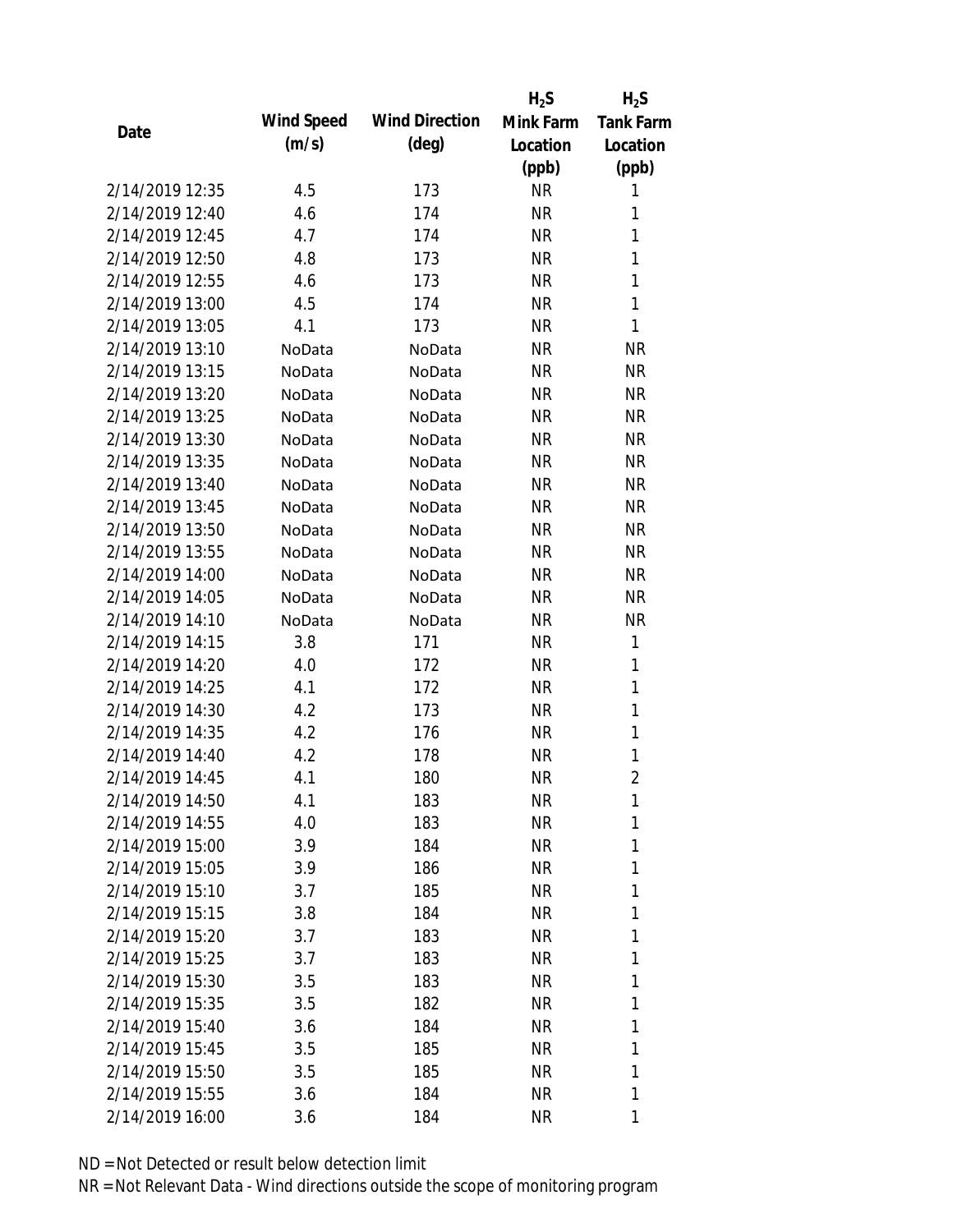| Date | Wind Speed (m/s) | Wind Direction (deg) | $H_2S$ Mink Farm Location (ppb) | $H_2S$ Tank Farm Location (ppb) |
|---|---|---|---|---|
| 2/14/2019 12:35 | 4.5 | 173 | NR | 1 |
| 2/14/2019 12:40 | 4.6 | 174 | NR | 1 |
| 2/14/2019 12:45 | 4.7 | 174 | NR | 1 |
| 2/14/2019 12:50 | 4.8 | 173 | NR | 1 |
| 2/14/2019 12:55 | 4.6 | 173 | NR | 1 |
| 2/14/2019 13:00 | 4.5 | 174 | NR | 1 |
| 2/14/2019 13:05 | 4.1 | 173 | NR | 1 |
| 2/14/2019 13:10 | NoData | NoData | NR | NR |
| 2/14/2019 13:15 | NoData | NoData | NR | NR |
| 2/14/2019 13:20 | NoData | NoData | NR | NR |
| 2/14/2019 13:25 | NoData | NoData | NR | NR |
| 2/14/2019 13:30 | NoData | NoData | NR | NR |
| 2/14/2019 13:35 | NoData | NoData | NR | NR |
| 2/14/2019 13:40 | NoData | NoData | NR | NR |
| 2/14/2019 13:45 | NoData | NoData | NR | NR |
| 2/14/2019 13:50 | NoData | NoData | NR | NR |
| 2/14/2019 13:55 | NoData | NoData | NR | NR |
| 2/14/2019 14:00 | NoData | NoData | NR | NR |
| 2/14/2019 14:05 | NoData | NoData | NR | NR |
| 2/14/2019 14:10 | NoData | NoData | NR | NR |
| 2/14/2019 14:15 | 3.8 | 171 | NR | 1 |
| 2/14/2019 14:20 | 4.0 | 172 | NR | 1 |
| 2/14/2019 14:25 | 4.1 | 172 | NR | 1 |
| 2/14/2019 14:30 | 4.2 | 173 | NR | 1 |
| 2/14/2019 14:35 | 4.2 | 176 | NR | 1 |
| 2/14/2019 14:40 | 4.2 | 178 | NR | 1 |
| 2/14/2019 14:45 | 4.1 | 180 | NR | 2 |
| 2/14/2019 14:50 | 4.1 | 183 | NR | 1 |
| 2/14/2019 14:55 | 4.0 | 183 | NR | 1 |
| 2/14/2019 15:00 | 3.9 | 184 | NR | 1 |
| 2/14/2019 15:05 | 3.9 | 186 | NR | 1 |
| 2/14/2019 15:10 | 3.7 | 185 | NR | 1 |
| 2/14/2019 15:15 | 3.8 | 184 | NR | 1 |
| 2/14/2019 15:20 | 3.7 | 183 | NR | 1 |
| 2/14/2019 15:25 | 3.7 | 183 | NR | 1 |
| 2/14/2019 15:30 | 3.5 | 183 | NR | 1 |
| 2/14/2019 15:35 | 3.5 | 182 | NR | 1 |
| 2/14/2019 15:40 | 3.6 | 184 | NR | 1 |
| 2/14/2019 15:45 | 3.5 | 185 | NR | 1 |
| 2/14/2019 15:50 | 3.5 | 185 | NR | 1 |
| 2/14/2019 15:55 | 3.6 | 184 | NR | 1 |
| 2/14/2019 16:00 | 3.6 | 184 | NR | 1 |

ND = Not Detected or result below detection limit

NR = Not Relevant Data - Wind directions outside the scope of monitoring program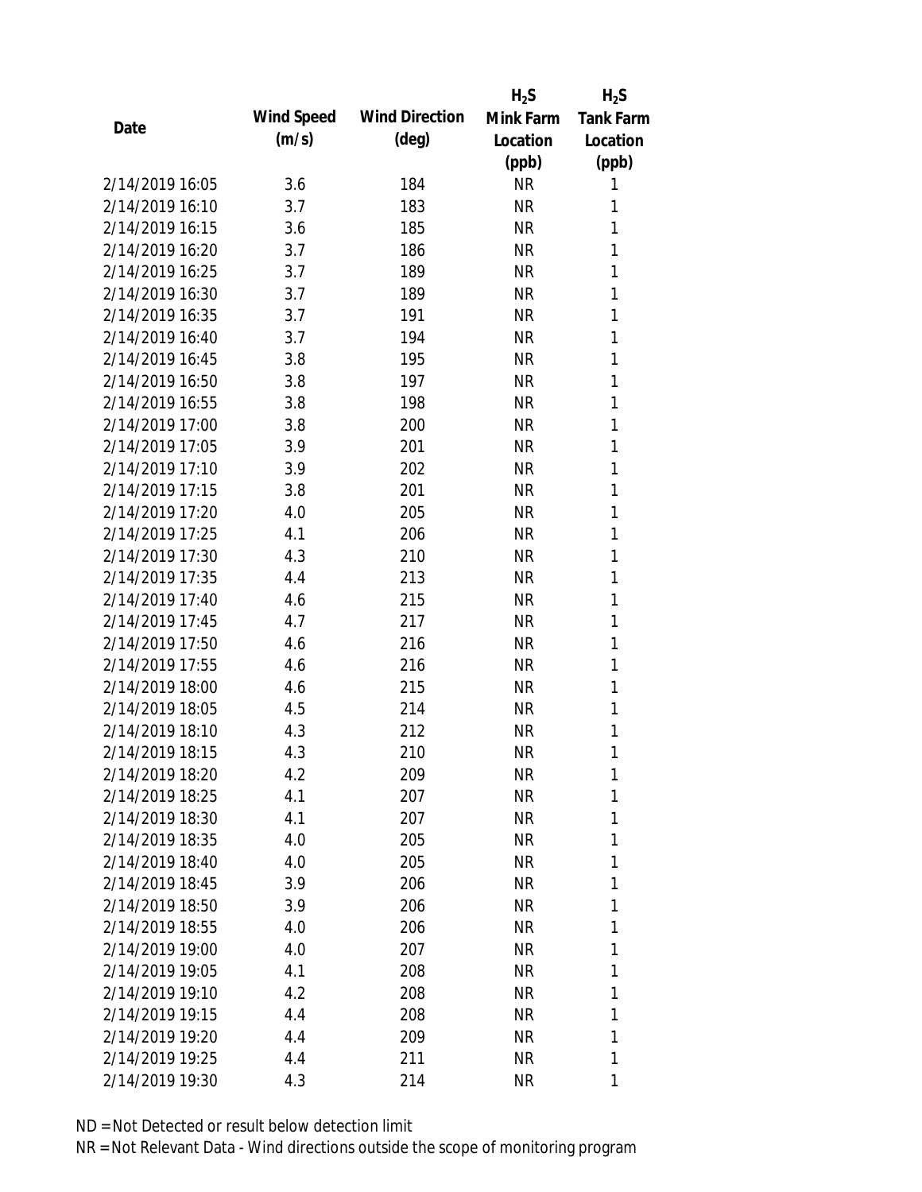| Date | Wind Speed (m/s) | Wind Direction (deg) | $H_2S$ Mink Farm Location (ppb) | $H_2S$ Tank Farm Location (ppb) |
|---|---|---|---|---|
| 2/14/2019 16:05 | 3.6 | 184 | NR | 1 |
| 2/14/2019 16:10 | 3.7 | 183 | NR | 1 |
| 2/14/2019 16:15 | 3.6 | 185 | NR | 1 |
| 2/14/2019 16:20 | 3.7 | 186 | NR | 1 |
| 2/14/2019 16:25 | 3.7 | 189 | NR | 1 |
| 2/14/2019 16:30 | 3.7 | 189 | NR | 1 |
| 2/14/2019 16:35 | 3.7 | 191 | NR | 1 |
| 2/14/2019 16:40 | 3.7 | 194 | NR | 1 |
| 2/14/2019 16:45 | 3.8 | 195 | NR | 1 |
| 2/14/2019 16:50 | 3.8 | 197 | NR | 1 |
| 2/14/2019 16:55 | 3.8 | 198 | NR | 1 |
| 2/14/2019 17:00 | 3.8 | 200 | NR | 1 |
| 2/14/2019 17:05 | 3.9 | 201 | NR | 1 |
| 2/14/2019 17:10 | 3.9 | 202 | NR | 1 |
| 2/14/2019 17:15 | 3.8 | 201 | NR | 1 |
| 2/14/2019 17:20 | 4.0 | 205 | NR | 1 |
| 2/14/2019 17:25 | 4.1 | 206 | NR | 1 |
| 2/14/2019 17:30 | 4.3 | 210 | NR | 1 |
| 2/14/2019 17:35 | 4.4 | 213 | NR | 1 |
| 2/14/2019 17:40 | 4.6 | 215 | NR | 1 |
| 2/14/2019 17:45 | 4.7 | 217 | NR | 1 |
| 2/14/2019 17:50 | 4.6 | 216 | NR | 1 |
| 2/14/2019 17:55 | 4.6 | 216 | NR | 1 |
| 2/14/2019 18:00 | 4.6 | 215 | NR | 1 |
| 2/14/2019 18:05 | 4.5 | 214 | NR | 1 |
| 2/14/2019 18:10 | 4.3 | 212 | NR | 1 |
| 2/14/2019 18:15 | 4.3 | 210 | NR | 1 |
| 2/14/2019 18:20 | 4.2 | 209 | NR | 1 |
| 2/14/2019 18:25 | 4.1 | 207 | NR | 1 |
| 2/14/2019 18:30 | 4.1 | 207 | NR | 1 |
| 2/14/2019 18:35 | 4.0 | 205 | NR | 1 |
| 2/14/2019 18:40 | 4.0 | 205 | NR | 1 |
| 2/14/2019 18:45 | 3.9 | 206 | NR | 1 |
| 2/14/2019 18:50 | 3.9 | 206 | NR | 1 |
| 2/14/2019 18:55 | 4.0 | 206 | NR | 1 |
| 2/14/2019 19:00 | 4.0 | 207 | NR | 1 |
| 2/14/2019 19:05 | 4.1 | 208 | NR | 1 |
| 2/14/2019 19:10 | 4.2 | 208 | NR | 1 |
| 2/14/2019 19:15 | 4.4 | 208 | NR | 1 |
| 2/14/2019 19:20 | 4.4 | 209 | NR | 1 |
| 2/14/2019 19:25 | 4.4 | 211 | NR | 1 |
| 2/14/2019 19:30 | 4.3 | 214 | NR | 1 |

ND = Not Detected or result below detection limit

NR = Not Relevant Data - Wind directions outside the scope of monitoring program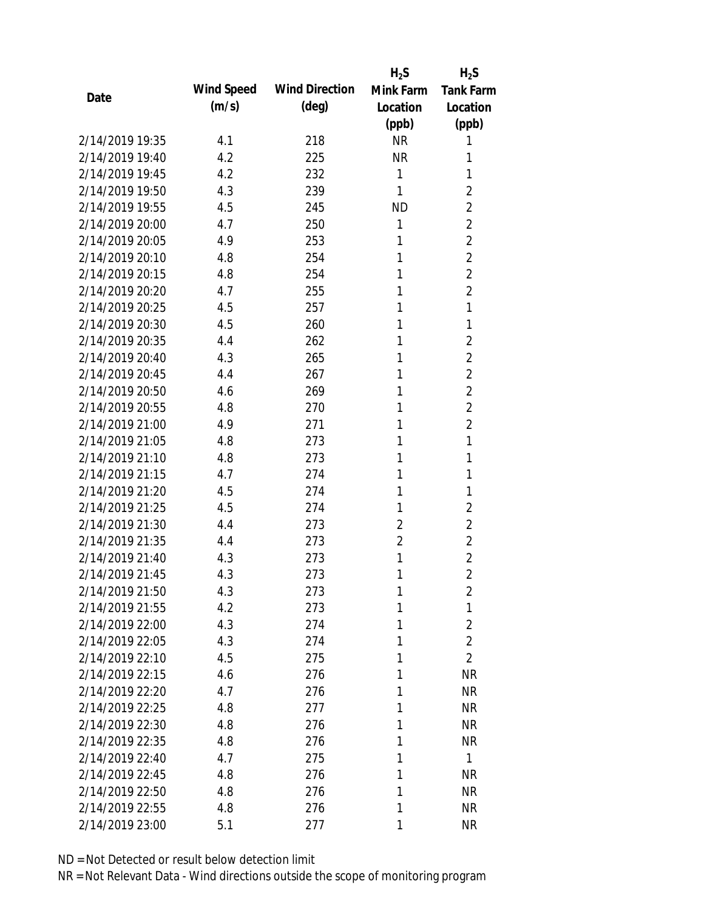| Date | Wind Speed (m/s) | Wind Direction (deg) | $H_2S$ Mink Farm Location (ppb) | $H_2S$ Tank Farm Location (ppb) |
|---|---|---|---|---|
| 2/14/2019 19:35 | 4.1 | 218 | NR | 1 |
| 2/14/2019 19:40 | 4.2 | 225 | NR | 1 |
| 2/14/2019 19:45 | 4.2 | 232 | 1 | 1 |
| 2/14/2019 19:50 | 4.3 | 239 | 1 | 2 |
| 2/14/2019 19:55 | 4.5 | 245 | ND | 2 |
| 2/14/2019 20:00 | 4.7 | 250 | 1 | 2 |
| 2/14/2019 20:05 | 4.9 | 253 | 1 | 2 |
| 2/14/2019 20:10 | 4.8 | 254 | 1 | 2 |
| 2/14/2019 20:15 | 4.8 | 254 | 1 | 2 |
| 2/14/2019 20:20 | 4.7 | 255 | 1 | 2 |
| 2/14/2019 20:25 | 4.5 | 257 | 1 | 1 |
| 2/14/2019 20:30 | 4.5 | 260 | 1 | 1 |
| 2/14/2019 20:35 | 4.4 | 262 | 1 | 2 |
| 2/14/2019 20:40 | 4.3 | 265 | 1 | 2 |
| 2/14/2019 20:45 | 4.4 | 267 | 1 | 2 |
| 2/14/2019 20:50 | 4.6 | 269 | 1 | 2 |
| 2/14/2019 20:55 | 4.8 | 270 | 1 | 2 |
| 2/14/2019 21:00 | 4.9 | 271 | 1 | 2 |
| 2/14/2019 21:05 | 4.8 | 273 | 1 | 1 |
| 2/14/2019 21:10 | 4.8 | 273 | 1 | 1 |
| 2/14/2019 21:15 | 4.7 | 274 | 1 | 1 |
| 2/14/2019 21:20 | 4.5 | 274 | 1 | 1 |
| 2/14/2019 21:25 | 4.5 | 274 | 1 | 2 |
| 2/14/2019 21:30 | 4.4 | 273 | 2 | 2 |
| 2/14/2019 21:35 | 4.4 | 273 | 2 | 2 |
| 2/14/2019 21:40 | 4.3 | 273 | 1 | 2 |
| 2/14/2019 21:45 | 4.3 | 273 | 1 | 2 |
| 2/14/2019 21:50 | 4.3 | 273 | 1 | 2 |
| 2/14/2019 21:55 | 4.2 | 273 | 1 | 1 |
| 2/14/2019 22:00 | 4.3 | 274 | 1 | 2 |
| 2/14/2019 22:05 | 4.3 | 274 | 1 | 2 |
| 2/14/2019 22:10 | 4.5 | 275 | 1 | 2 |
| 2/14/2019 22:15 | 4.6 | 276 | 1 | NR |
| 2/14/2019 22:20 | 4.7 | 276 | 1 | NR |
| 2/14/2019 22:25 | 4.8 | 277 | 1 | NR |
| 2/14/2019 22:30 | 4.8 | 276 | 1 | NR |
| 2/14/2019 22:35 | 4.8 | 276 | 1 | NR |
| 2/14/2019 22:40 | 4.7 | 275 | 1 | 1 |
| 2/14/2019 22:45 | 4.8 | 276 | 1 | NR |
| 2/14/2019 22:50 | 4.8 | 276 | 1 | NR |
| 2/14/2019 22:55 | 4.8 | 276 | 1 | NR |
| 2/14/2019 23:00 | 5.1 | 277 | 1 | NR |

ND = Not Detected or result below detection limit

NR = Not Relevant Data - Wind directions outside the scope of monitoring program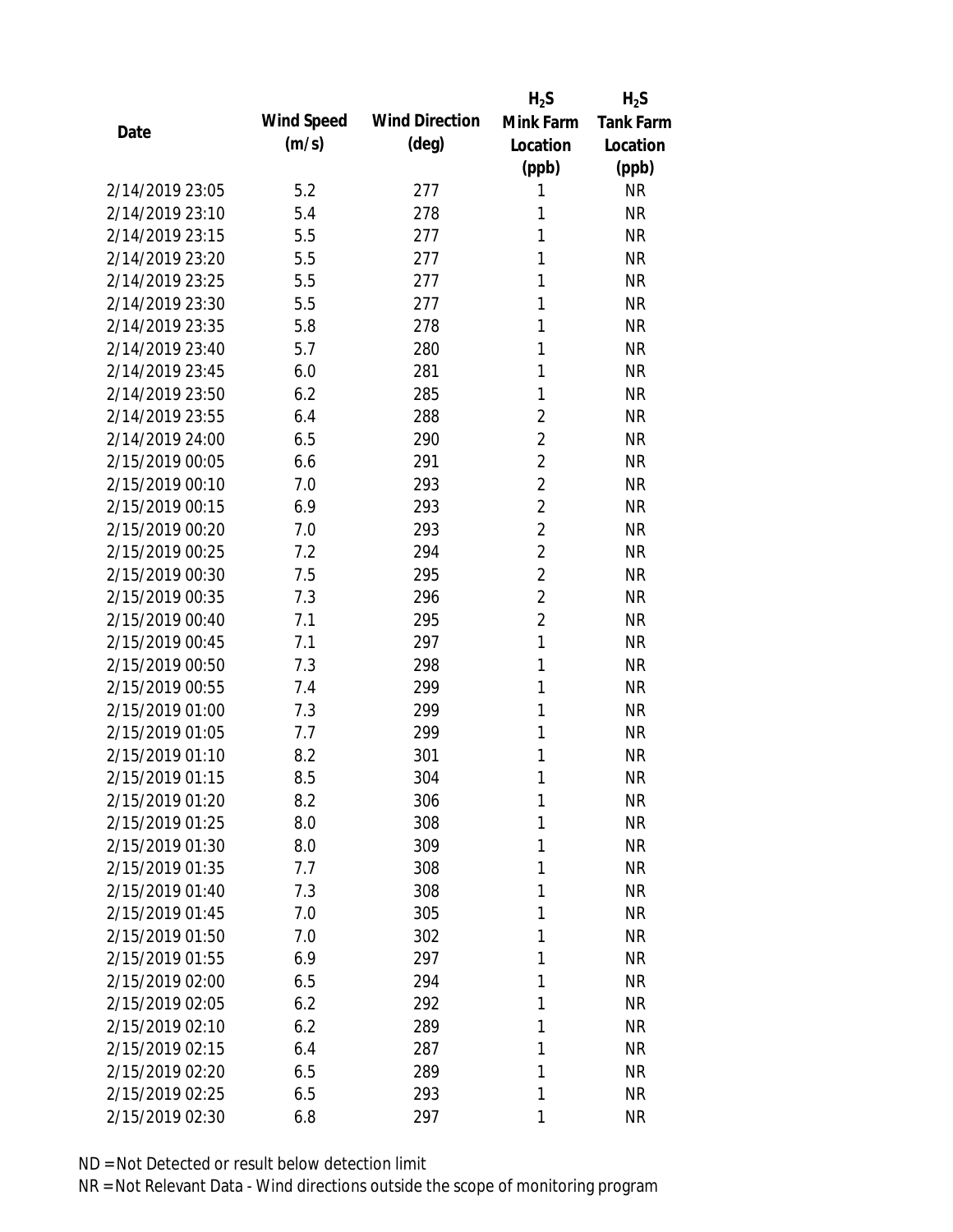| Date | Wind Speed (m/s) | Wind Direction (deg) | $H_2S$ Mink Farm Location (ppb) | $H_2S$ Tank Farm Location (ppb) |
|---|---|---|---|---|
| 2/14/2019 23:05 | 5.2 | 277 | 1 | NR |
| 2/14/2019 23:10 | 5.4 | 278 | 1 | NR |
| 2/14/2019 23:15 | 5.5 | 277 | 1 | NR |
| 2/14/2019 23:20 | 5.5 | 277 | 1 | NR |
| 2/14/2019 23:25 | 5.5 | 277 | 1 | NR |
| 2/14/2019 23:30 | 5.5 | 277 | 1 | NR |
| 2/14/2019 23:35 | 5.8 | 278 | 1 | NR |
| 2/14/2019 23:40 | 5.7 | 280 | 1 | NR |
| 2/14/2019 23:45 | 6.0 | 281 | 1 | NR |
| 2/14/2019 23:50 | 6.2 | 285 | 1 | NR |
| 2/14/2019 23:55 | 6.4 | 288 | 2 | NR |
| 2/14/2019 24:00 | 6.5 | 290 | 2 | NR |
| 2/15/2019 00:05 | 6.6 | 291 | 2 | NR |
| 2/15/2019 00:10 | 7.0 | 293 | 2 | NR |
| 2/15/2019 00:15 | 6.9 | 293 | 2 | NR |
| 2/15/2019 00:20 | 7.0 | 293 | 2 | NR |
| 2/15/2019 00:25 | 7.2 | 294 | 2 | NR |
| 2/15/2019 00:30 | 7.5 | 295 | 2 | NR |
| 2/15/2019 00:35 | 7.3 | 296 | 2 | NR |
| 2/15/2019 00:40 | 7.1 | 295 | 2 | NR |
| 2/15/2019 00:45 | 7.1 | 297 | 1 | NR |
| 2/15/2019 00:50 | 7.3 | 298 | 1 | NR |
| 2/15/2019 00:55 | 7.4 | 299 | 1 | NR |
| 2/15/2019 01:00 | 7.3 | 299 | 1 | NR |
| 2/15/2019 01:05 | 7.7 | 299 | 1 | NR |
| 2/15/2019 01:10 | 8.2 | 301 | 1 | NR |
| 2/15/2019 01:15 | 8.5 | 304 | 1 | NR |
| 2/15/2019 01:20 | 8.2 | 306 | 1 | NR |
| 2/15/2019 01:25 | 8.0 | 308 | 1 | NR |
| 2/15/2019 01:30 | 8.0 | 309 | 1 | NR |
| 2/15/2019 01:35 | 7.7 | 308 | 1 | NR |
| 2/15/2019 01:40 | 7.3 | 308 | 1 | NR |
| 2/15/2019 01:45 | 7.0 | 305 | 1 | NR |
| 2/15/2019 01:50 | 7.0 | 302 | 1 | NR |
| 2/15/2019 01:55 | 6.9 | 297 | 1 | NR |
| 2/15/2019 02:00 | 6.5 | 294 | 1 | NR |
| 2/15/2019 02:05 | 6.2 | 292 | 1 | NR |
| 2/15/2019 02:10 | 6.2 | 289 | 1 | NR |
| 2/15/2019 02:15 | 6.4 | 287 | 1 | NR |
| 2/15/2019 02:20 | 6.5 | 289 | 1 | NR |
| 2/15/2019 02:25 | 6.5 | 293 | 1 | NR |
| 2/15/2019 02:30 | 6.8 | 297 | 1 | NR |

ND = Not Detected or result below detection limit

NR = Not Relevant Data - Wind directions outside the scope of monitoring program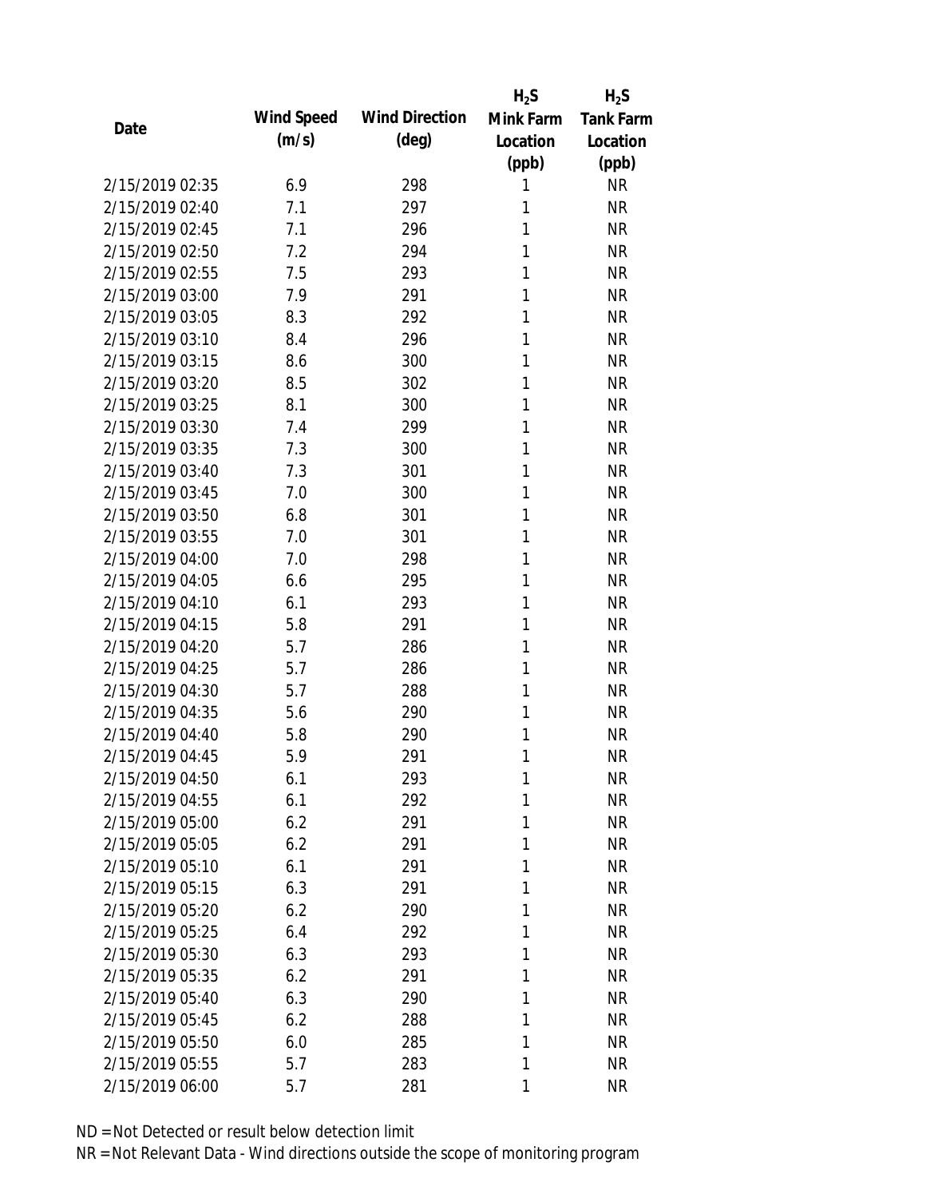| Date | Wind Speed (m/s) | Wind Direction (deg) | $H_2S$ Mink Farm Location (ppb) | $H_2S$ Tank Farm Location (ppb) |
|---|---|---|---|---|
| 2/15/2019 02:35 | 6.9 | 298 | 1 | NR |
| 2/15/2019 02:40 | 7.1 | 297 | 1 | NR |
| 2/15/2019 02:45 | 7.1 | 296 | 1 | NR |
| 2/15/2019 02:50 | 7.2 | 294 | 1 | NR |
| 2/15/2019 02:55 | 7.5 | 293 | 1 | NR |
| 2/15/2019 03:00 | 7.9 | 291 | 1 | NR |
| 2/15/2019 03:05 | 8.3 | 292 | 1 | NR |
| 2/15/2019 03:10 | 8.4 | 296 | 1 | NR |
| 2/15/2019 03:15 | 8.6 | 300 | 1 | NR |
| 2/15/2019 03:20 | 8.5 | 302 | 1 | NR |
| 2/15/2019 03:25 | 8.1 | 300 | 1 | NR |
| 2/15/2019 03:30 | 7.4 | 299 | 1 | NR |
| 2/15/2019 03:35 | 7.3 | 300 | 1 | NR |
| 2/15/2019 03:40 | 7.3 | 301 | 1 | NR |
| 2/15/2019 03:45 | 7.0 | 300 | 1 | NR |
| 2/15/2019 03:50 | 6.8 | 301 | 1 | NR |
| 2/15/2019 03:55 | 7.0 | 301 | 1 | NR |
| 2/15/2019 04:00 | 7.0 | 298 | 1 | NR |
| 2/15/2019 04:05 | 6.6 | 295 | 1 | NR |
| 2/15/2019 04:10 | 6.1 | 293 | 1 | NR |
| 2/15/2019 04:15 | 5.8 | 291 | 1 | NR |
| 2/15/2019 04:20 | 5.7 | 286 | 1 | NR |
| 2/15/2019 04:25 | 5.7 | 286 | 1 | NR |
| 2/15/2019 04:30 | 5.7 | 288 | 1 | NR |
| 2/15/2019 04:35 | 5.6 | 290 | 1 | NR |
| 2/15/2019 04:40 | 5.8 | 290 | 1 | NR |
| 2/15/2019 04:45 | 5.9 | 291 | 1 | NR |
| 2/15/2019 04:50 | 6.1 | 293 | 1 | NR |
| 2/15/2019 04:55 | 6.1 | 292 | 1 | NR |
| 2/15/2019 05:00 | 6.2 | 291 | 1 | NR |
| 2/15/2019 05:05 | 6.2 | 291 | 1 | NR |
| 2/15/2019 05:10 | 6.1 | 291 | 1 | NR |
| 2/15/2019 05:15 | 6.3 | 291 | 1 | NR |
| 2/15/2019 05:20 | 6.2 | 290 | 1 | NR |
| 2/15/2019 05:25 | 6.4 | 292 | 1 | NR |
| 2/15/2019 05:30 | 6.3 | 293 | 1 | NR |
| 2/15/2019 05:35 | 6.2 | 291 | 1 | NR |
| 2/15/2019 05:40 | 6.3 | 290 | 1 | NR |
| 2/15/2019 05:45 | 6.2 | 288 | 1 | NR |
| 2/15/2019 05:50 | 6.0 | 285 | 1 | NR |
| 2/15/2019 05:55 | 5.7 | 283 | 1 | NR |
| 2/15/2019 06:00 | 5.7 | 281 | 1 | NR |

ND = Not Detected or result below detection limit

NR = Not Relevant Data - Wind directions outside the scope of monitoring program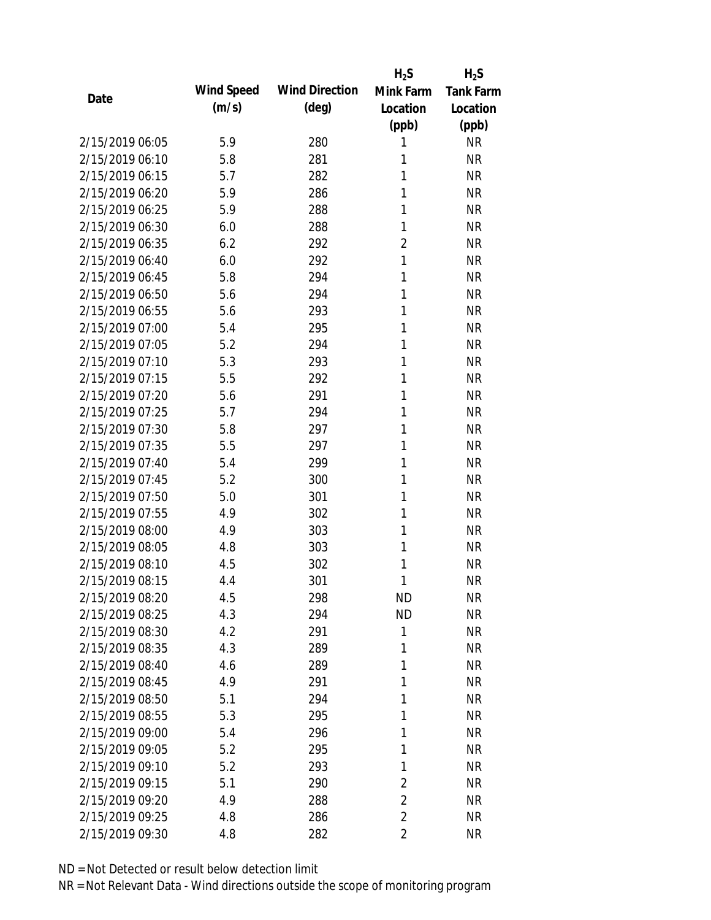| Date | Wind Speed (m/s) | Wind Direction (deg) | $H_2S$ Mink Farm Location (ppb) | $H_2S$ Tank Farm Location (ppb) |
|---|---|---|---|---|
| 2/15/2019 06:05 | 5.9 | 280 | 1 | NR |
| 2/15/2019 06:10 | 5.8 | 281 | 1 | NR |
| 2/15/2019 06:15 | 5.7 | 282 | 1 | NR |
| 2/15/2019 06:20 | 5.9 | 286 | 1 | NR |
| 2/15/2019 06:25 | 5.9 | 288 | 1 | NR |
| 2/15/2019 06:30 | 6.0 | 288 | 1 | NR |
| 2/15/2019 06:35 | 6.2 | 292 | 2 | NR |
| 2/15/2019 06:40 | 6.0 | 292 | 1 | NR |
| 2/15/2019 06:45 | 5.8 | 294 | 1 | NR |
| 2/15/2019 06:50 | 5.6 | 294 | 1 | NR |
| 2/15/2019 06:55 | 5.6 | 293 | 1 | NR |
| 2/15/2019 07:00 | 5.4 | 295 | 1 | NR |
| 2/15/2019 07:05 | 5.2 | 294 | 1 | NR |
| 2/15/2019 07:10 | 5.3 | 293 | 1 | NR |
| 2/15/2019 07:15 | 5.5 | 292 | 1 | NR |
| 2/15/2019 07:20 | 5.6 | 291 | 1 | NR |
| 2/15/2019 07:25 | 5.7 | 294 | 1 | NR |
| 2/15/2019 07:30 | 5.8 | 297 | 1 | NR |
| 2/15/2019 07:35 | 5.5 | 297 | 1 | NR |
| 2/15/2019 07:40 | 5.4 | 299 | 1 | NR |
| 2/15/2019 07:45 | 5.2 | 300 | 1 | NR |
| 2/15/2019 07:50 | 5.0 | 301 | 1 | NR |
| 2/15/2019 07:55 | 4.9 | 302 | 1 | NR |
| 2/15/2019 08:00 | 4.9 | 303 | 1 | NR |
| 2/15/2019 08:05 | 4.8 | 303 | 1 | NR |
| 2/15/2019 08:10 | 4.5 | 302 | 1 | NR |
| 2/15/2019 08:15 | 4.4 | 301 | 1 | NR |
| 2/15/2019 08:20 | 4.5 | 298 | ND | NR |
| 2/15/2019 08:25 | 4.3 | 294 | ND | NR |
| 2/15/2019 08:30 | 4.2 | 291 | 1 | NR |
| 2/15/2019 08:35 | 4.3 | 289 | 1 | NR |
| 2/15/2019 08:40 | 4.6 | 289 | 1 | NR |
| 2/15/2019 08:45 | 4.9 | 291 | 1 | NR |
| 2/15/2019 08:50 | 5.1 | 294 | 1 | NR |
| 2/15/2019 08:55 | 5.3 | 295 | 1 | NR |
| 2/15/2019 09:00 | 5.4 | 296 | 1 | NR |
| 2/15/2019 09:05 | 5.2 | 295 | 1 | NR |
| 2/15/2019 09:10 | 5.2 | 293 | 1 | NR |
| 2/15/2019 09:15 | 5.1 | 290 | 2 | NR |
| 2/15/2019 09:20 | 4.9 | 288 | 2 | NR |
| 2/15/2019 09:25 | 4.8 | 286 | 2 | NR |
| 2/15/2019 09:30 | 4.8 | 282 | 2 | NR |

ND = Not Detected or result below detection limit

NR = Not Relevant Data - Wind directions outside the scope of monitoring program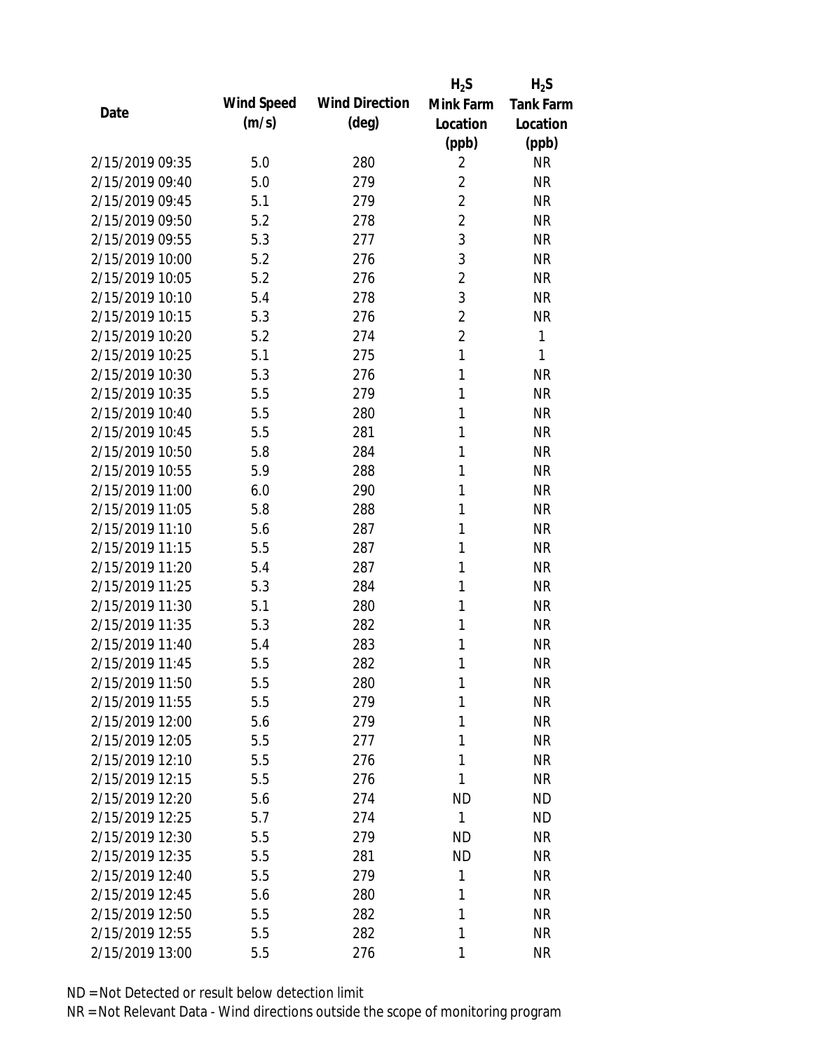| Date | Wind Speed (m/s) | Wind Direction (deg) | $H_2S$ Mink Farm Location (ppb) | $H_2S$ Tank Farm Location (ppb) |
|---|---|---|---|---|
| 2/15/2019 09:35 | 5.0 | 280 | 2 | NR |
| 2/15/2019 09:40 | 5.0 | 279 | 2 | NR |
| 2/15/2019 09:45 | 5.1 | 279 | 2 | NR |
| 2/15/2019 09:50 | 5.2 | 278 | 2 | NR |
| 2/15/2019 09:55 | 5.3 | 277 | 3 | NR |
| 2/15/2019 10:00 | 5.2 | 276 | 3 | NR |
| 2/15/2019 10:05 | 5.2 | 276 | 2 | NR |
| 2/15/2019 10:10 | 5.4 | 278 | 3 | NR |
| 2/15/2019 10:15 | 5.3 | 276 | 2 | NR |
| 2/15/2019 10:20 | 5.2 | 274 | 2 | 1 |
| 2/15/2019 10:25 | 5.1 | 275 | 1 | 1 |
| 2/15/2019 10:30 | 5.3 | 276 | 1 | NR |
| 2/15/2019 10:35 | 5.5 | 279 | 1 | NR |
| 2/15/2019 10:40 | 5.5 | 280 | 1 | NR |
| 2/15/2019 10:45 | 5.5 | 281 | 1 | NR |
| 2/15/2019 10:50 | 5.8 | 284 | 1 | NR |
| 2/15/2019 10:55 | 5.9 | 288 | 1 | NR |
| 2/15/2019 11:00 | 6.0 | 290 | 1 | NR |
| 2/15/2019 11:05 | 5.8 | 288 | 1 | NR |
| 2/15/2019 11:10 | 5.6 | 287 | 1 | NR |
| 2/15/2019 11:15 | 5.5 | 287 | 1 | NR |
| 2/15/2019 11:20 | 5.4 | 287 | 1 | NR |
| 2/15/2019 11:25 | 5.3 | 284 | 1 | NR |
| 2/15/2019 11:30 | 5.1 | 280 | 1 | NR |
| 2/15/2019 11:35 | 5.3 | 282 | 1 | NR |
| 2/15/2019 11:40 | 5.4 | 283 | 1 | NR |
| 2/15/2019 11:45 | 5.5 | 282 | 1 | NR |
| 2/15/2019 11:50 | 5.5 | 280 | 1 | NR |
| 2/15/2019 11:55 | 5.5 | 279 | 1 | NR |
| 2/15/2019 12:00 | 5.6 | 279 | 1 | NR |
| 2/15/2019 12:05 | 5.5 | 277 | 1 | NR |
| 2/15/2019 12:10 | 5.5 | 276 | 1 | NR |
| 2/15/2019 12:15 | 5.5 | 276 | 1 | NR |
| 2/15/2019 12:20 | 5.6 | 274 | ND | ND |
| 2/15/2019 12:25 | 5.7 | 274 | 1 | ND |
| 2/15/2019 12:30 | 5.5 | 279 | ND | NR |
| 2/15/2019 12:35 | 5.5 | 281 | ND | NR |
| 2/15/2019 12:40 | 5.5 | 279 | 1 | NR |
| 2/15/2019 12:45 | 5.6 | 280 | 1 | NR |
| 2/15/2019 12:50 | 5.5 | 282 | 1 | NR |
| 2/15/2019 12:55 | 5.5 | 282 | 1 | NR |
| 2/15/2019 13:00 | 5.5 | 276 | 1 | NR |

ND = Not Detected or result below detection limit

NR = Not Relevant Data - Wind directions outside the scope of monitoring program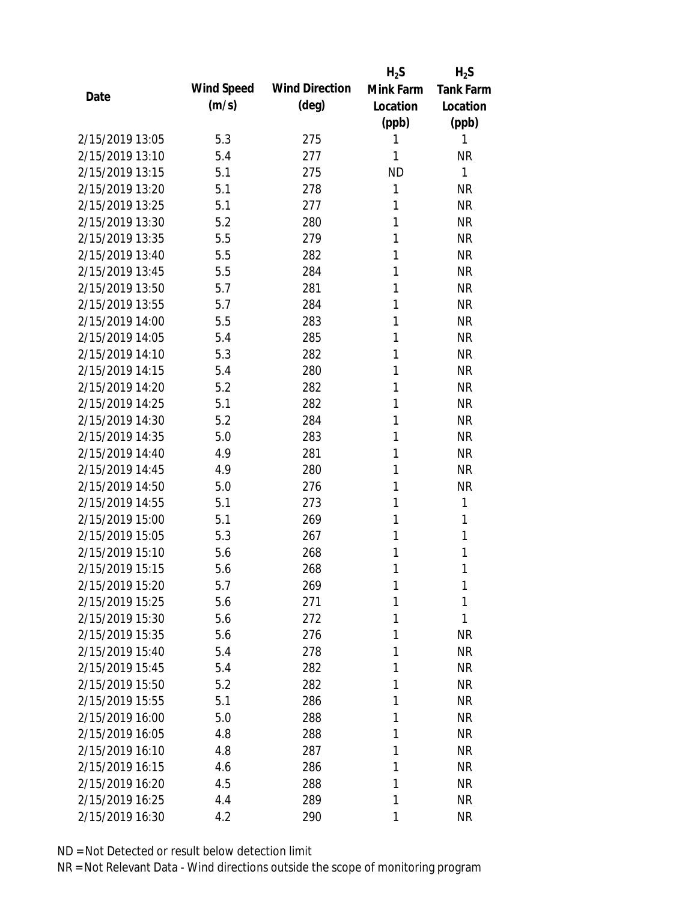| Date | Wind Speed (m/s) | Wind Direction (deg) | $H_2S$ Mink Farm Location (ppb) | $H_2S$ Tank Farm Location (ppb) |
|---|---|---|---|---|
| 2/15/2019 13:05 | 5.3 | 275 | 1 | 1 |
| 2/15/2019 13:10 | 5.4 | 277 | 1 | NR |
| 2/15/2019 13:15 | 5.1 | 275 | ND | 1 |
| 2/15/2019 13:20 | 5.1 | 278 | 1 | NR |
| 2/15/2019 13:25 | 5.1 | 277 | 1 | NR |
| 2/15/2019 13:30 | 5.2 | 280 | 1 | NR |
| 2/15/2019 13:35 | 5.5 | 279 | 1 | NR |
| 2/15/2019 13:40 | 5.5 | 282 | 1 | NR |
| 2/15/2019 13:45 | 5.5 | 284 | 1 | NR |
| 2/15/2019 13:50 | 5.7 | 281 | 1 | NR |
| 2/15/2019 13:55 | 5.7 | 284 | 1 | NR |
| 2/15/2019 14:00 | 5.5 | 283 | 1 | NR |
| 2/15/2019 14:05 | 5.4 | 285 | 1 | NR |
| 2/15/2019 14:10 | 5.3 | 282 | 1 | NR |
| 2/15/2019 14:15 | 5.4 | 280 | 1 | NR |
| 2/15/2019 14:20 | 5.2 | 282 | 1 | NR |
| 2/15/2019 14:25 | 5.1 | 282 | 1 | NR |
| 2/15/2019 14:30 | 5.2 | 284 | 1 | NR |
| 2/15/2019 14:35 | 5.0 | 283 | 1 | NR |
| 2/15/2019 14:40 | 4.9 | 281 | 1 | NR |
| 2/15/2019 14:45 | 4.9 | 280 | 1 | NR |
| 2/15/2019 14:50 | 5.0 | 276 | 1 | NR |
| 2/15/2019 14:55 | 5.1 | 273 | 1 | 1 |
| 2/15/2019 15:00 | 5.1 | 269 | 1 | 1 |
| 2/15/2019 15:05 | 5.3 | 267 | 1 | 1 |
| 2/15/2019 15:10 | 5.6 | 268 | 1 | 1 |
| 2/15/2019 15:15 | 5.6 | 268 | 1 | 1 |
| 2/15/2019 15:20 | 5.7 | 269 | 1 | 1 |
| 2/15/2019 15:25 | 5.6 | 271 | 1 | 1 |
| 2/15/2019 15:30 | 5.6 | 272 | 1 | 1 |
| 2/15/2019 15:35 | 5.6 | 276 | 1 | NR |
| 2/15/2019 15:40 | 5.4 | 278 | 1 | NR |
| 2/15/2019 15:45 | 5.4 | 282 | 1 | NR |
| 2/15/2019 15:50 | 5.2 | 282 | 1 | NR |
| 2/15/2019 15:55 | 5.1 | 286 | 1 | NR |
| 2/15/2019 16:00 | 5.0 | 288 | 1 | NR |
| 2/15/2019 16:05 | 4.8 | 288 | 1 | NR |
| 2/15/2019 16:10 | 4.8 | 287 | 1 | NR |
| 2/15/2019 16:15 | 4.6 | 286 | 1 | NR |
| 2/15/2019 16:20 | 4.5 | 288 | 1 | NR |
| 2/15/2019 16:25 | 4.4 | 289 | 1 | NR |
| 2/15/2019 16:30 | 4.2 | 290 | 1 | NR |

ND = Not Detected or result below detection limit

NR = Not Relevant Data - Wind directions outside the scope of monitoring program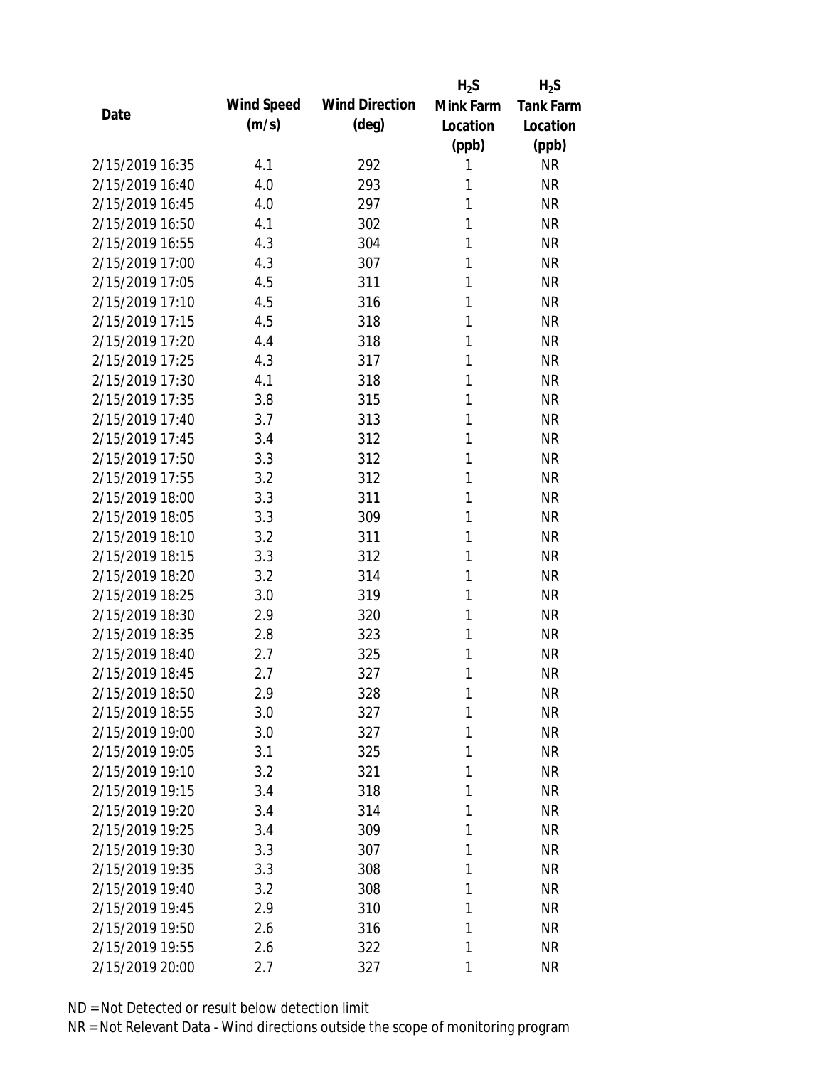| Date | Wind Speed (m/s) | Wind Direction (deg) | $H_2S$ Mink Farm Location (ppb) | $H_2S$ Tank Farm Location (ppb) |
|---|---|---|---|---|
| 2/15/2019 16:35 | 4.1 | 292 | 1 | NR |
| 2/15/2019 16:40 | 4.0 | 293 | 1 | NR |
| 2/15/2019 16:45 | 4.0 | 297 | 1 | NR |
| 2/15/2019 16:50 | 4.1 | 302 | 1 | NR |
| 2/15/2019 16:55 | 4.3 | 304 | 1 | NR |
| 2/15/2019 17:00 | 4.3 | 307 | 1 | NR |
| 2/15/2019 17:05 | 4.5 | 311 | 1 | NR |
| 2/15/2019 17:10 | 4.5 | 316 | 1 | NR |
| 2/15/2019 17:15 | 4.5 | 318 | 1 | NR |
| 2/15/2019 17:20 | 4.4 | 318 | 1 | NR |
| 2/15/2019 17:25 | 4.3 | 317 | 1 | NR |
| 2/15/2019 17:30 | 4.1 | 318 | 1 | NR |
| 2/15/2019 17:35 | 3.8 | 315 | 1 | NR |
| 2/15/2019 17:40 | 3.7 | 313 | 1 | NR |
| 2/15/2019 17:45 | 3.4 | 312 | 1 | NR |
| 2/15/2019 17:50 | 3.3 | 312 | 1 | NR |
| 2/15/2019 17:55 | 3.2 | 312 | 1 | NR |
| 2/15/2019 18:00 | 3.3 | 311 | 1 | NR |
| 2/15/2019 18:05 | 3.3 | 309 | 1 | NR |
| 2/15/2019 18:10 | 3.2 | 311 | 1 | NR |
| 2/15/2019 18:15 | 3.3 | 312 | 1 | NR |
| 2/15/2019 18:20 | 3.2 | 314 | 1 | NR |
| 2/15/2019 18:25 | 3.0 | 319 | 1 | NR |
| 2/15/2019 18:30 | 2.9 | 320 | 1 | NR |
| 2/15/2019 18:35 | 2.8 | 323 | 1 | NR |
| 2/15/2019 18:40 | 2.7 | 325 | 1 | NR |
| 2/15/2019 18:45 | 2.7 | 327 | 1 | NR |
| 2/15/2019 18:50 | 2.9 | 328 | 1 | NR |
| 2/15/2019 18:55 | 3.0 | 327 | 1 | NR |
| 2/15/2019 19:00 | 3.0 | 327 | 1 | NR |
| 2/15/2019 19:05 | 3.1 | 325 | 1 | NR |
| 2/15/2019 19:10 | 3.2 | 321 | 1 | NR |
| 2/15/2019 19:15 | 3.4 | 318 | 1 | NR |
| 2/15/2019 19:20 | 3.4 | 314 | 1 | NR |
| 2/15/2019 19:25 | 3.4 | 309 | 1 | NR |
| 2/15/2019 19:30 | 3.3 | 307 | 1 | NR |
| 2/15/2019 19:35 | 3.3 | 308 | 1 | NR |
| 2/15/2019 19:40 | 3.2 | 308 | 1 | NR |
| 2/15/2019 19:45 | 2.9 | 310 | 1 | NR |
| 2/15/2019 19:50 | 2.6 | 316 | 1 | NR |
| 2/15/2019 19:55 | 2.6 | 322 | 1 | NR |
| 2/15/2019 20:00 | 2.7 | 327 | 1 | NR |

ND = Not Detected or result below detection limit

NR = Not Relevant Data - Wind directions outside the scope of monitoring program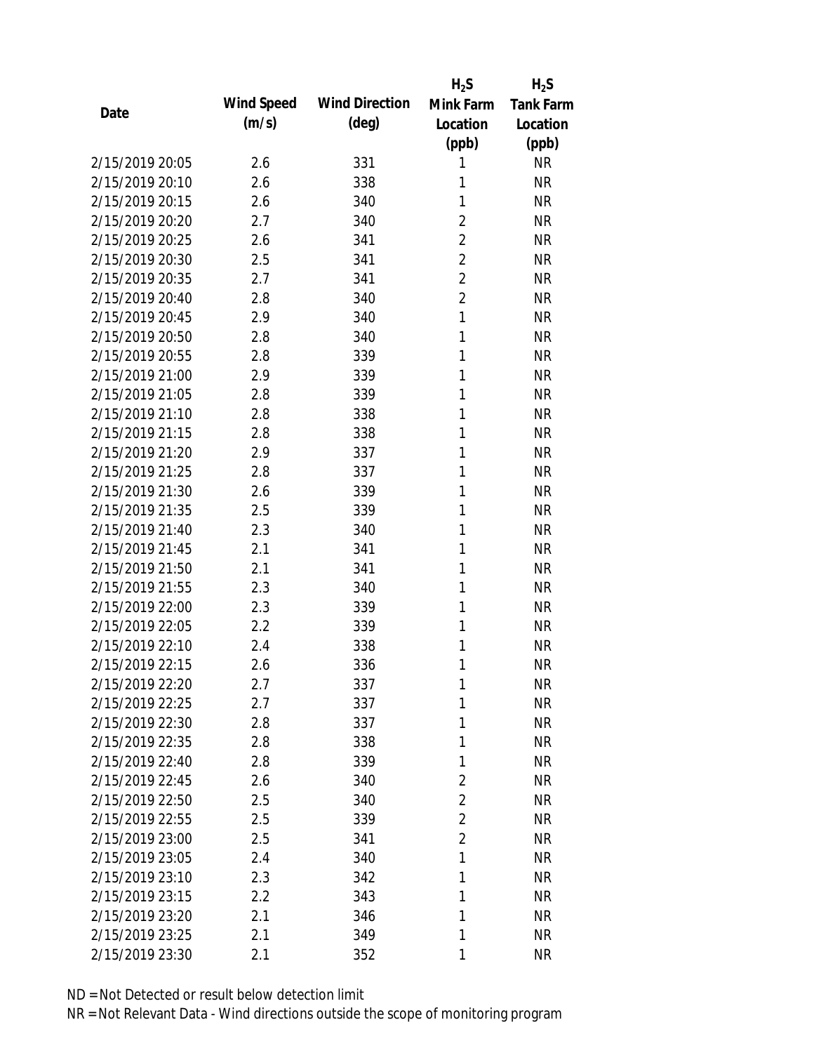| Date | Wind Speed (m/s) | Wind Direction (deg) | $H_2S$ Mink Farm Location (ppb) | $H_2S$ Tank Farm Location (ppb) |
|---|---|---|---|---|
| 2/15/2019 20:05 | 2.6 | 331 | 1 | NR |
| 2/15/2019 20:10 | 2.6 | 338 | 1 | NR |
| 2/15/2019 20:15 | 2.6 | 340 | 1 | NR |
| 2/15/2019 20:20 | 2.7 | 340 | 2 | NR |
| 2/15/2019 20:25 | 2.6 | 341 | 2 | NR |
| 2/15/2019 20:30 | 2.5 | 341 | 2 | NR |
| 2/15/2019 20:35 | 2.7 | 341 | 2 | NR |
| 2/15/2019 20:40 | 2.8 | 340 | 2 | NR |
| 2/15/2019 20:45 | 2.9 | 340 | 1 | NR |
| 2/15/2019 20:50 | 2.8 | 340 | 1 | NR |
| 2/15/2019 20:55 | 2.8 | 339 | 1 | NR |
| 2/15/2019 21:00 | 2.9 | 339 | 1 | NR |
| 2/15/2019 21:05 | 2.8 | 339 | 1 | NR |
| 2/15/2019 21:10 | 2.8 | 338 | 1 | NR |
| 2/15/2019 21:15 | 2.8 | 338 | 1 | NR |
| 2/15/2019 21:20 | 2.9 | 337 | 1 | NR |
| 2/15/2019 21:25 | 2.8 | 337 | 1 | NR |
| 2/15/2019 21:30 | 2.6 | 339 | 1 | NR |
| 2/15/2019 21:35 | 2.5 | 339 | 1 | NR |
| 2/15/2019 21:40 | 2.3 | 340 | 1 | NR |
| 2/15/2019 21:45 | 2.1 | 341 | 1 | NR |
| 2/15/2019 21:50 | 2.1 | 341 | 1 | NR |
| 2/15/2019 21:55 | 2.3 | 340 | 1 | NR |
| 2/15/2019 22:00 | 2.3 | 339 | 1 | NR |
| 2/15/2019 22:05 | 2.2 | 339 | 1 | NR |
| 2/15/2019 22:10 | 2.4 | 338 | 1 | NR |
| 2/15/2019 22:15 | 2.6 | 336 | 1 | NR |
| 2/15/2019 22:20 | 2.7 | 337 | 1 | NR |
| 2/15/2019 22:25 | 2.7 | 337 | 1 | NR |
| 2/15/2019 22:30 | 2.8 | 337 | 1 | NR |
| 2/15/2019 22:35 | 2.8 | 338 | 1 | NR |
| 2/15/2019 22:40 | 2.8 | 339 | 1 | NR |
| 2/15/2019 22:45 | 2.6 | 340 | 2 | NR |
| 2/15/2019 22:50 | 2.5 | 340 | 2 | NR |
| 2/15/2019 22:55 | 2.5 | 339 | 2 | NR |
| 2/15/2019 23:00 | 2.5 | 341 | 2 | NR |
| 2/15/2019 23:05 | 2.4 | 340 | 1 | NR |
| 2/15/2019 23:10 | 2.3 | 342 | 1 | NR |
| 2/15/2019 23:15 | 2.2 | 343 | 1 | NR |
| 2/15/2019 23:20 | 2.1 | 346 | 1 | NR |
| 2/15/2019 23:25 | 2.1 | 349 | 1 | NR |
| 2/15/2019 23:30 | 2.1 | 352 | 1 | NR |

ND = Not Detected or result below detection limit
NR = Not Relevant Data - Wind directions outside the scope of monitoring program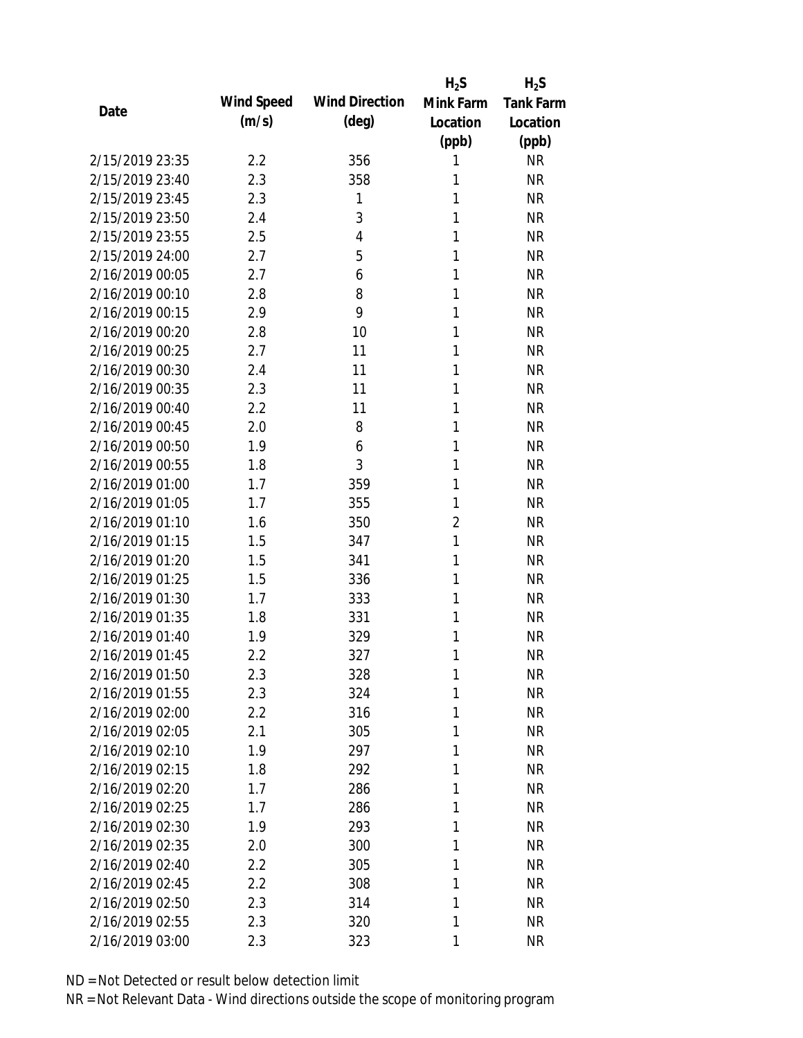| Date | Wind Speed (m/s) | Wind Direction (deg) | $H_2S$ Mink Farm Location (ppb) | $H_2S$ Tank Farm Location (ppb) |
|---|---|---|---|---|
| 2/15/2019 23:35 | 2.2 | 356 | 1 | NR |
| 2/15/2019 23:40 | 2.3 | 358 | 1 | NR |
| 2/15/2019 23:45 | 2.3 | 1 | 1 | NR |
| 2/15/2019 23:50 | 2.4 | 3 | 1 | NR |
| 2/15/2019 23:55 | 2.5 | 4 | 1 | NR |
| 2/15/2019 24:00 | 2.7 | 5 | 1 | NR |
| 2/16/2019 00:05 | 2.7 | 6 | 1 | NR |
| 2/16/2019 00:10 | 2.8 | 8 | 1 | NR |
| 2/16/2019 00:15 | 2.9 | 9 | 1 | NR |
| 2/16/2019 00:20 | 2.8 | 10 | 1 | NR |
| 2/16/2019 00:25 | 2.7 | 11 | 1 | NR |
| 2/16/2019 00:30 | 2.4 | 11 | 1 | NR |
| 2/16/2019 00:35 | 2.3 | 11 | 1 | NR |
| 2/16/2019 00:40 | 2.2 | 11 | 1 | NR |
| 2/16/2019 00:45 | 2.0 | 8 | 1 | NR |
| 2/16/2019 00:50 | 1.9 | 6 | 1 | NR |
| 2/16/2019 00:55 | 1.8 | 3 | 1 | NR |
| 2/16/2019 01:00 | 1.7 | 359 | 1 | NR |
| 2/16/2019 01:05 | 1.7 | 355 | 1 | NR |
| 2/16/2019 01:10 | 1.6 | 350 | 2 | NR |
| 2/16/2019 01:15 | 1.5 | 347 | 1 | NR |
| 2/16/2019 01:20 | 1.5 | 341 | 1 | NR |
| 2/16/2019 01:25 | 1.5 | 336 | 1 | NR |
| 2/16/2019 01:30 | 1.7 | 333 | 1 | NR |
| 2/16/2019 01:35 | 1.8 | 331 | 1 | NR |
| 2/16/2019 01:40 | 1.9 | 329 | 1 | NR |
| 2/16/2019 01:45 | 2.2 | 327 | 1 | NR |
| 2/16/2019 01:50 | 2.3 | 328 | 1 | NR |
| 2/16/2019 01:55 | 2.3 | 324 | 1 | NR |
| 2/16/2019 02:00 | 2.2 | 316 | 1 | NR |
| 2/16/2019 02:05 | 2.1 | 305 | 1 | NR |
| 2/16/2019 02:10 | 1.9 | 297 | 1 | NR |
| 2/16/2019 02:15 | 1.8 | 292 | 1 | NR |
| 2/16/2019 02:20 | 1.7 | 286 | 1 | NR |
| 2/16/2019 02:25 | 1.7 | 286 | 1 | NR |
| 2/16/2019 02:30 | 1.9 | 293 | 1 | NR |
| 2/16/2019 02:35 | 2.0 | 300 | 1 | NR |
| 2/16/2019 02:40 | 2.2 | 305 | 1 | NR |
| 2/16/2019 02:45 | 2.2 | 308 | 1 | NR |
| 2/16/2019 02:50 | 2.3 | 314 | 1 | NR |
| 2/16/2019 02:55 | 2.3 | 320 | 1 | NR |
| 2/16/2019 03:00 | 2.3 | 323 | 1 | NR |

ND = Not Detected or result below detection limit

NR = Not Relevant Data - Wind directions outside the scope of monitoring program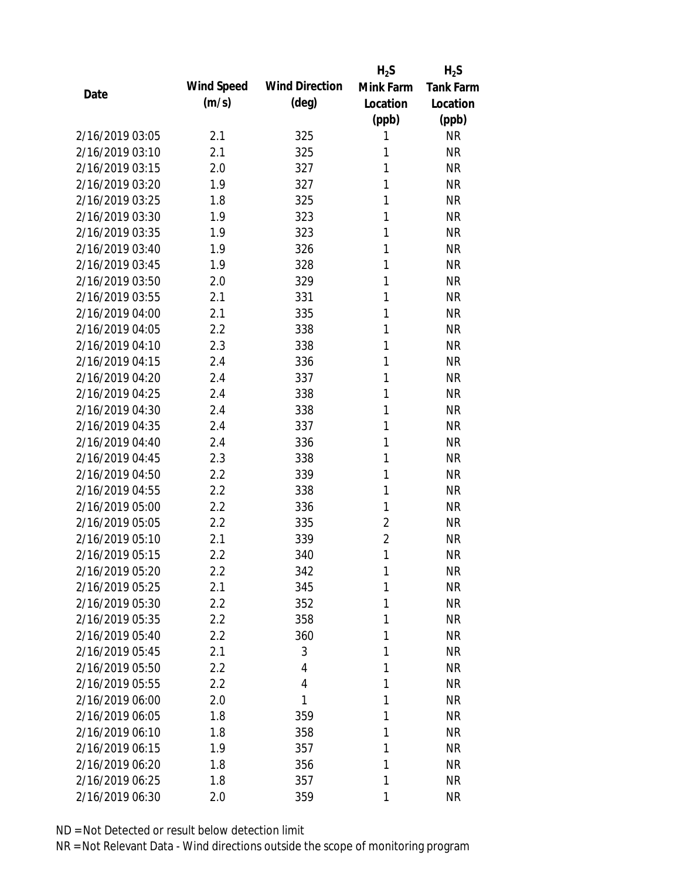| Date | Wind Speed (m/s) | Wind Direction (deg) | $H_2S$ Mink Farm Location (ppb) | $H_2S$ Tank Farm Location (ppb) |
|---|---|---|---|---|
| 2/16/2019 03:05 | 2.1 | 325 | 1 | NR |
| 2/16/2019 03:10 | 2.1 | 325 | 1 | NR |
| 2/16/2019 03:15 | 2.0 | 327 | 1 | NR |
| 2/16/2019 03:20 | 1.9 | 327 | 1 | NR |
| 2/16/2019 03:25 | 1.8 | 325 | 1 | NR |
| 2/16/2019 03:30 | 1.9 | 323 | 1 | NR |
| 2/16/2019 03:35 | 1.9 | 323 | 1 | NR |
| 2/16/2019 03:40 | 1.9 | 326 | 1 | NR |
| 2/16/2019 03:45 | 1.9 | 328 | 1 | NR |
| 2/16/2019 03:50 | 2.0 | 329 | 1 | NR |
| 2/16/2019 03:55 | 2.1 | 331 | 1 | NR |
| 2/16/2019 04:00 | 2.1 | 335 | 1 | NR |
| 2/16/2019 04:05 | 2.2 | 338 | 1 | NR |
| 2/16/2019 04:10 | 2.3 | 338 | 1 | NR |
| 2/16/2019 04:15 | 2.4 | 336 | 1 | NR |
| 2/16/2019 04:20 | 2.4 | 337 | 1 | NR |
| 2/16/2019 04:25 | 2.4 | 338 | 1 | NR |
| 2/16/2019 04:30 | 2.4 | 338 | 1 | NR |
| 2/16/2019 04:35 | 2.4 | 337 | 1 | NR |
| 2/16/2019 04:40 | 2.4 | 336 | 1 | NR |
| 2/16/2019 04:45 | 2.3 | 338 | 1 | NR |
| 2/16/2019 04:50 | 2.2 | 339 | 1 | NR |
| 2/16/2019 04:55 | 2.2 | 338 | 1 | NR |
| 2/16/2019 05:00 | 2.2 | 336 | 1 | NR |
| 2/16/2019 05:05 | 2.2 | 335 | 2 | NR |
| 2/16/2019 05:10 | 2.1 | 339 | 2 | NR |
| 2/16/2019 05:15 | 2.2 | 340 | 1 | NR |
| 2/16/2019 05:20 | 2.2 | 342 | 1 | NR |
| 2/16/2019 05:25 | 2.1 | 345 | 1 | NR |
| 2/16/2019 05:30 | 2.2 | 352 | 1 | NR |
| 2/16/2019 05:35 | 2.2 | 358 | 1 | NR |
| 2/16/2019 05:40 | 2.2 | 360 | 1 | NR |
| 2/16/2019 05:45 | 2.1 | 3 | 1 | NR |
| 2/16/2019 05:50 | 2.2 | 4 | 1 | NR |
| 2/16/2019 05:55 | 2.2 | 4 | 1 | NR |
| 2/16/2019 06:00 | 2.0 | 1 | 1 | NR |
| 2/16/2019 06:05 | 1.8 | 359 | 1 | NR |
| 2/16/2019 06:10 | 1.8 | 358 | 1 | NR |
| 2/16/2019 06:15 | 1.9 | 357 | 1 | NR |
| 2/16/2019 06:20 | 1.8 | 356 | 1 | NR |
| 2/16/2019 06:25 | 1.8 | 357 | 1 | NR |
| 2/16/2019 06:30 | 2.0 | 359 | 1 | NR |

ND = Not Detected or result below detection limit

NR = Not Relevant Data - Wind directions outside the scope of monitoring program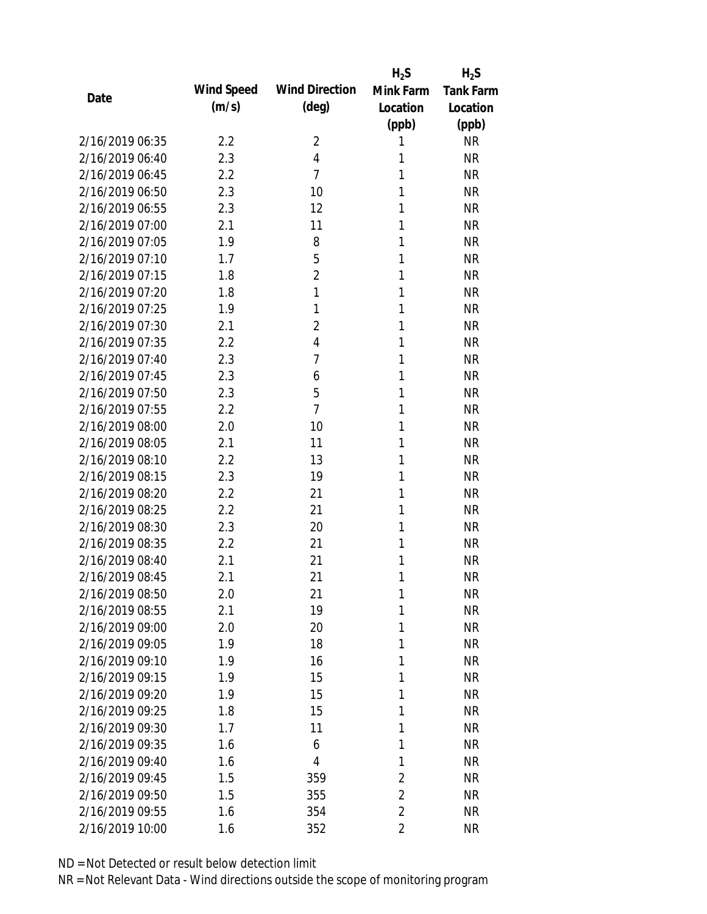| Date | Wind Speed (m/s) | Wind Direction (deg) | $H_2S$ Mink Farm Location (ppb) | $H_2S$ Tank Farm Location (ppb) |
|---|---|---|---|---|
| 2/16/2019 06:35 | 2.2 | 2 | 1 | NR |
| 2/16/2019 06:40 | 2.3 | 4 | 1 | NR |
| 2/16/2019 06:45 | 2.2 | 7 | 1 | NR |
| 2/16/2019 06:50 | 2.3 | 10 | 1 | NR |
| 2/16/2019 06:55 | 2.3 | 12 | 1 | NR |
| 2/16/2019 07:00 | 2.1 | 11 | 1 | NR |
| 2/16/2019 07:05 | 1.9 | 8 | 1 | NR |
| 2/16/2019 07:10 | 1.7 | 5 | 1 | NR |
| 2/16/2019 07:15 | 1.8 | 2 | 1 | NR |
| 2/16/2019 07:20 | 1.8 | 1 | 1 | NR |
| 2/16/2019 07:25 | 1.9 | 1 | 1 | NR |
| 2/16/2019 07:30 | 2.1 | 2 | 1 | NR |
| 2/16/2019 07:35 | 2.2 | 4 | 1 | NR |
| 2/16/2019 07:40 | 2.3 | 7 | 1 | NR |
| 2/16/2019 07:45 | 2.3 | 6 | 1 | NR |
| 2/16/2019 07:50 | 2.3 | 5 | 1 | NR |
| 2/16/2019 07:55 | 2.2 | 7 | 1 | NR |
| 2/16/2019 08:00 | 2.0 | 10 | 1 | NR |
| 2/16/2019 08:05 | 2.1 | 11 | 1 | NR |
| 2/16/2019 08:10 | 2.2 | 13 | 1 | NR |
| 2/16/2019 08:15 | 2.3 | 19 | 1 | NR |
| 2/16/2019 08:20 | 2.2 | 21 | 1 | NR |
| 2/16/2019 08:25 | 2.2 | 21 | 1 | NR |
| 2/16/2019 08:30 | 2.3 | 20 | 1 | NR |
| 2/16/2019 08:35 | 2.2 | 21 | 1 | NR |
| 2/16/2019 08:40 | 2.1 | 21 | 1 | NR |
| 2/16/2019 08:45 | 2.1 | 21 | 1 | NR |
| 2/16/2019 08:50 | 2.0 | 21 | 1 | NR |
| 2/16/2019 08:55 | 2.1 | 19 | 1 | NR |
| 2/16/2019 09:00 | 2.0 | 20 | 1 | NR |
| 2/16/2019 09:05 | 1.9 | 18 | 1 | NR |
| 2/16/2019 09:10 | 1.9 | 16 | 1 | NR |
| 2/16/2019 09:15 | 1.9 | 15 | 1 | NR |
| 2/16/2019 09:20 | 1.9 | 15 | 1 | NR |
| 2/16/2019 09:25 | 1.8 | 15 | 1 | NR |
| 2/16/2019 09:30 | 1.7 | 11 | 1 | NR |
| 2/16/2019 09:35 | 1.6 | 6 | 1 | NR |
| 2/16/2019 09:40 | 1.6 | 4 | 1 | NR |
| 2/16/2019 09:45 | 1.5 | 359 | 2 | NR |
| 2/16/2019 09:50 | 1.5 | 355 | 2 | NR |
| 2/16/2019 09:55 | 1.6 | 354 | 2 | NR |
| 2/16/2019 10:00 | 1.6 | 352 | 2 | NR |

ND = Not Detected or result below detection limit

NR = Not Relevant Data - Wind directions outside the scope of monitoring program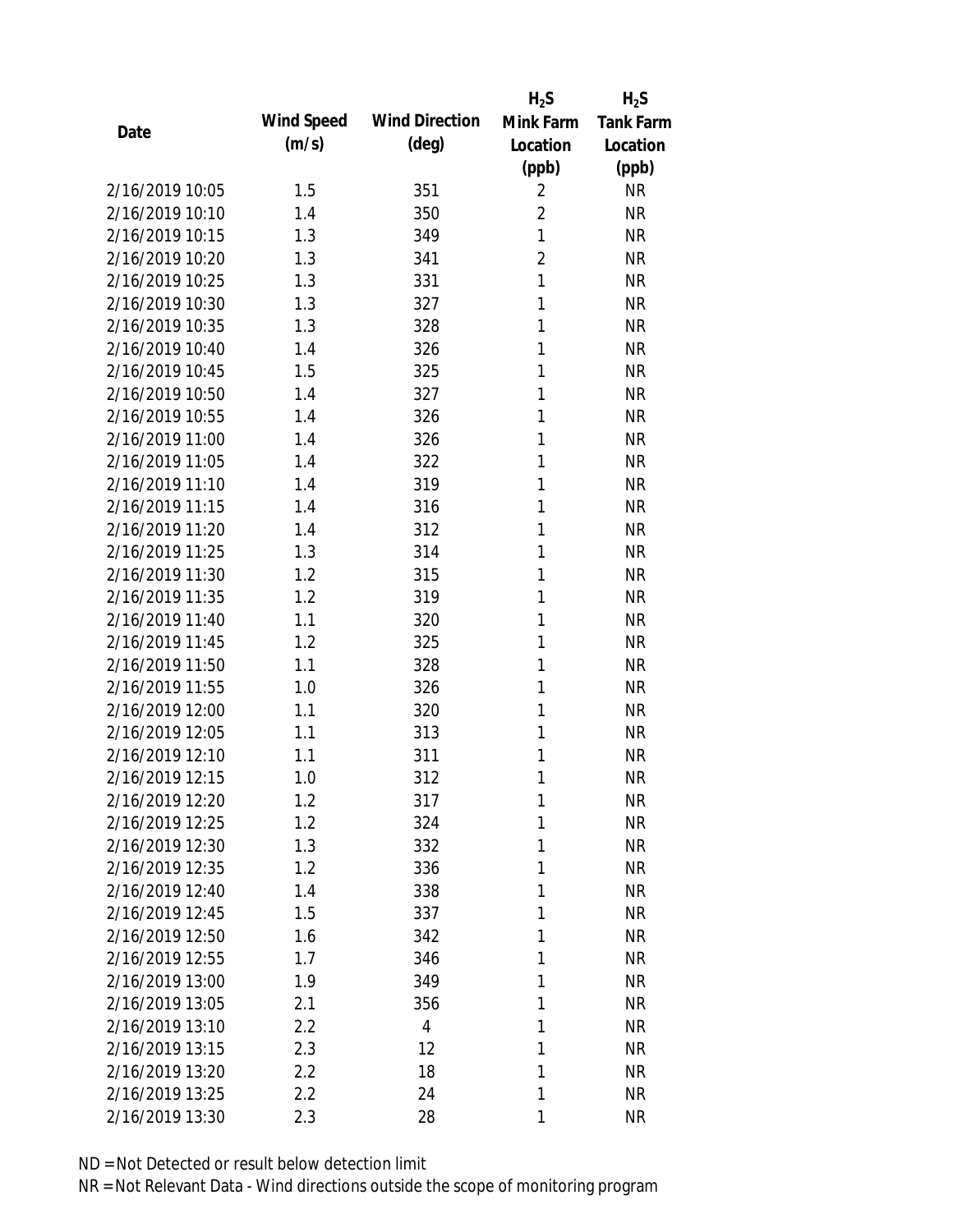| Date | Wind Speed (m/s) | Wind Direction (deg) | $H_2S$ Mink Farm Location (ppb) | $H_2S$ Tank Farm Location (ppb) |
|---|---|---|---|---|
| 2/16/2019 10:05 | 1.5 | 351 | 2 | NR |
| 2/16/2019 10:10 | 1.4 | 350 | 2 | NR |
| 2/16/2019 10:15 | 1.3 | 349 | 1 | NR |
| 2/16/2019 10:20 | 1.3 | 341 | 2 | NR |
| 2/16/2019 10:25 | 1.3 | 331 | 1 | NR |
| 2/16/2019 10:30 | 1.3 | 327 | 1 | NR |
| 2/16/2019 10:35 | 1.3 | 328 | 1 | NR |
| 2/16/2019 10:40 | 1.4 | 326 | 1 | NR |
| 2/16/2019 10:45 | 1.5 | 325 | 1 | NR |
| 2/16/2019 10:50 | 1.4 | 327 | 1 | NR |
| 2/16/2019 10:55 | 1.4 | 326 | 1 | NR |
| 2/16/2019 11:00 | 1.4 | 326 | 1 | NR |
| 2/16/2019 11:05 | 1.4 | 322 | 1 | NR |
| 2/16/2019 11:10 | 1.4 | 319 | 1 | NR |
| 2/16/2019 11:15 | 1.4 | 316 | 1 | NR |
| 2/16/2019 11:20 | 1.4 | 312 | 1 | NR |
| 2/16/2019 11:25 | 1.3 | 314 | 1 | NR |
| 2/16/2019 11:30 | 1.2 | 315 | 1 | NR |
| 2/16/2019 11:35 | 1.2 | 319 | 1 | NR |
| 2/16/2019 11:40 | 1.1 | 320 | 1 | NR |
| 2/16/2019 11:45 | 1.2 | 325 | 1 | NR |
| 2/16/2019 11:50 | 1.1 | 328 | 1 | NR |
| 2/16/2019 11:55 | 1.0 | 326 | 1 | NR |
| 2/16/2019 12:00 | 1.1 | 320 | 1 | NR |
| 2/16/2019 12:05 | 1.1 | 313 | 1 | NR |
| 2/16/2019 12:10 | 1.1 | 311 | 1 | NR |
| 2/16/2019 12:15 | 1.0 | 312 | 1 | NR |
| 2/16/2019 12:20 | 1.2 | 317 | 1 | NR |
| 2/16/2019 12:25 | 1.2 | 324 | 1 | NR |
| 2/16/2019 12:30 | 1.3 | 332 | 1 | NR |
| 2/16/2019 12:35 | 1.2 | 336 | 1 | NR |
| 2/16/2019 12:40 | 1.4 | 338 | 1 | NR |
| 2/16/2019 12:45 | 1.5 | 337 | 1 | NR |
| 2/16/2019 12:50 | 1.6 | 342 | 1 | NR |
| 2/16/2019 12:55 | 1.7 | 346 | 1 | NR |
| 2/16/2019 13:00 | 1.9 | 349 | 1 | NR |
| 2/16/2019 13:05 | 2.1 | 356 | 1 | NR |
| 2/16/2019 13:10 | 2.2 | 4 | 1 | NR |
| 2/16/2019 13:15 | 2.3 | 12 | 1 | NR |
| 2/16/2019 13:20 | 2.2 | 18 | 1 | NR |
| 2/16/2019 13:25 | 2.2 | 24 | 1 | NR |
| 2/16/2019 13:30 | 2.3 | 28 | 1 | NR |

ND = Not Detected or result below detection limit

NR = Not Relevant Data - Wind directions outside the scope of monitoring program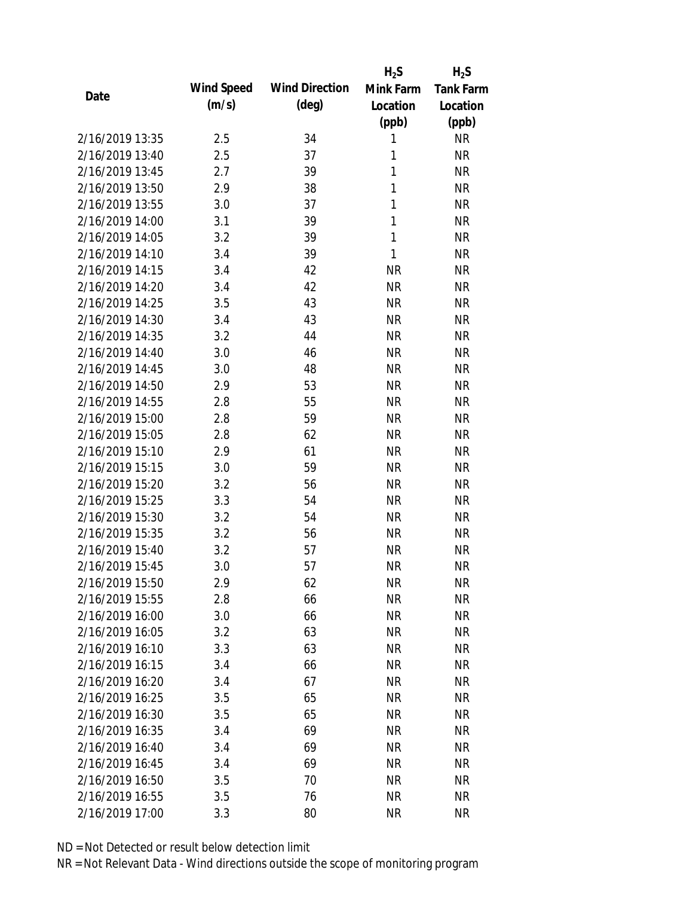| Date | Wind Speed (m/s) | Wind Direction (deg) | $H_2S$ Mink Farm Location (ppb) | $H_2S$ Tank Farm Location (ppb) |
|---|---|---|---|---|
| 2/16/2019 13:35 | 2.5 | 34 | 1 | NR |
| 2/16/2019 13:40 | 2.5 | 37 | 1 | NR |
| 2/16/2019 13:45 | 2.7 | 39 | 1 | NR |
| 2/16/2019 13:50 | 2.9 | 38 | 1 | NR |
| 2/16/2019 13:55 | 3.0 | 37 | 1 | NR |
| 2/16/2019 14:00 | 3.1 | 39 | 1 | NR |
| 2/16/2019 14:05 | 3.2 | 39 | 1 | NR |
| 2/16/2019 14:10 | 3.4 | 39 | 1 | NR |
| 2/16/2019 14:15 | 3.4 | 42 | NR | NR |
| 2/16/2019 14:20 | 3.4 | 42 | NR | NR |
| 2/16/2019 14:25 | 3.5 | 43 | NR | NR |
| 2/16/2019 14:30 | 3.4 | 43 | NR | NR |
| 2/16/2019 14:35 | 3.2 | 44 | NR | NR |
| 2/16/2019 14:40 | 3.0 | 46 | NR | NR |
| 2/16/2019 14:45 | 3.0 | 48 | NR | NR |
| 2/16/2019 14:50 | 2.9 | 53 | NR | NR |
| 2/16/2019 14:55 | 2.8 | 55 | NR | NR |
| 2/16/2019 15:00 | 2.8 | 59 | NR | NR |
| 2/16/2019 15:05 | 2.8 | 62 | NR | NR |
| 2/16/2019 15:10 | 2.9 | 61 | NR | NR |
| 2/16/2019 15:15 | 3.0 | 59 | NR | NR |
| 2/16/2019 15:20 | 3.2 | 56 | NR | NR |
| 2/16/2019 15:25 | 3.3 | 54 | NR | NR |
| 2/16/2019 15:30 | 3.2 | 54 | NR | NR |
| 2/16/2019 15:35 | 3.2 | 56 | NR | NR |
| 2/16/2019 15:40 | 3.2 | 57 | NR | NR |
| 2/16/2019 15:45 | 3.0 | 57 | NR | NR |
| 2/16/2019 15:50 | 2.9 | 62 | NR | NR |
| 2/16/2019 15:55 | 2.8 | 66 | NR | NR |
| 2/16/2019 16:00 | 3.0 | 66 | NR | NR |
| 2/16/2019 16:05 | 3.2 | 63 | NR | NR |
| 2/16/2019 16:10 | 3.3 | 63 | NR | NR |
| 2/16/2019 16:15 | 3.4 | 66 | NR | NR |
| 2/16/2019 16:20 | 3.4 | 67 | NR | NR |
| 2/16/2019 16:25 | 3.5 | 65 | NR | NR |
| 2/16/2019 16:30 | 3.5 | 65 | NR | NR |
| 2/16/2019 16:35 | 3.4 | 69 | NR | NR |
| 2/16/2019 16:40 | 3.4 | 69 | NR | NR |
| 2/16/2019 16:45 | 3.4 | 69 | NR | NR |
| 2/16/2019 16:50 | 3.5 | 70 | NR | NR |
| 2/16/2019 16:55 | 3.5 | 76 | NR | NR |
| 2/16/2019 17:00 | 3.3 | 80 | NR | NR |

ND = Not Detected or result below detection limit
NR = Not Relevant Data - Wind directions outside the scope of monitoring program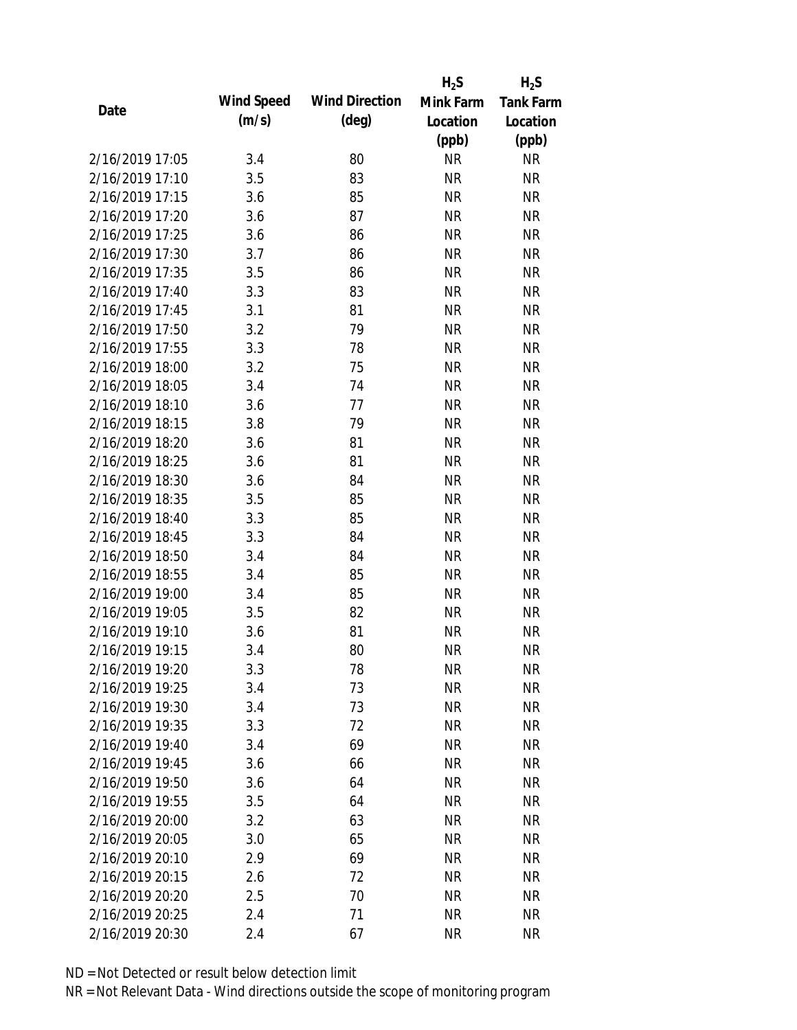| Date | Wind Speed (m/s) | Wind Direction (deg) | $H_2S$ Mink Farm Location (ppb) | $H_2S$ Tank Farm Location (ppb) |
|---|---|---|---|---|
| 2/16/2019 17:05 | 3.4 | 80 | NR | NR |
| 2/16/2019 17:10 | 3.5 | 83 | NR | NR |
| 2/16/2019 17:15 | 3.6 | 85 | NR | NR |
| 2/16/2019 17:20 | 3.6 | 87 | NR | NR |
| 2/16/2019 17:25 | 3.6 | 86 | NR | NR |
| 2/16/2019 17:30 | 3.7 | 86 | NR | NR |
| 2/16/2019 17:35 | 3.5 | 86 | NR | NR |
| 2/16/2019 17:40 | 3.3 | 83 | NR | NR |
| 2/16/2019 17:45 | 3.1 | 81 | NR | NR |
| 2/16/2019 17:50 | 3.2 | 79 | NR | NR |
| 2/16/2019 17:55 | 3.3 | 78 | NR | NR |
| 2/16/2019 18:00 | 3.2 | 75 | NR | NR |
| 2/16/2019 18:05 | 3.4 | 74 | NR | NR |
| 2/16/2019 18:10 | 3.6 | 77 | NR | NR |
| 2/16/2019 18:15 | 3.8 | 79 | NR | NR |
| 2/16/2019 18:20 | 3.6 | 81 | NR | NR |
| 2/16/2019 18:25 | 3.6 | 81 | NR | NR |
| 2/16/2019 18:30 | 3.6 | 84 | NR | NR |
| 2/16/2019 18:35 | 3.5 | 85 | NR | NR |
| 2/16/2019 18:40 | 3.3 | 85 | NR | NR |
| 2/16/2019 18:45 | 3.3 | 84 | NR | NR |
| 2/16/2019 18:50 | 3.4 | 84 | NR | NR |
| 2/16/2019 18:55 | 3.4 | 85 | NR | NR |
| 2/16/2019 19:00 | 3.4 | 85 | NR | NR |
| 2/16/2019 19:05 | 3.5 | 82 | NR | NR |
| 2/16/2019 19:10 | 3.6 | 81 | NR | NR |
| 2/16/2019 19:15 | 3.4 | 80 | NR | NR |
| 2/16/2019 19:20 | 3.3 | 78 | NR | NR |
| 2/16/2019 19:25 | 3.4 | 73 | NR | NR |
| 2/16/2019 19:30 | 3.4 | 73 | NR | NR |
| 2/16/2019 19:35 | 3.3 | 72 | NR | NR |
| 2/16/2019 19:40 | 3.4 | 69 | NR | NR |
| 2/16/2019 19:45 | 3.6 | 66 | NR | NR |
| 2/16/2019 19:50 | 3.6 | 64 | NR | NR |
| 2/16/2019 19:55 | 3.5 | 64 | NR | NR |
| 2/16/2019 20:00 | 3.2 | 63 | NR | NR |
| 2/16/2019 20:05 | 3.0 | 65 | NR | NR |
| 2/16/2019 20:10 | 2.9 | 69 | NR | NR |
| 2/16/2019 20:15 | 2.6 | 72 | NR | NR |
| 2/16/2019 20:20 | 2.5 | 70 | NR | NR |
| 2/16/2019 20:25 | 2.4 | 71 | NR | NR |
| 2/16/2019 20:30 | 2.4 | 67 | NR | NR |

ND = Not Detected or result below detection limit

NR = Not Relevant Data - Wind directions outside the scope of monitoring program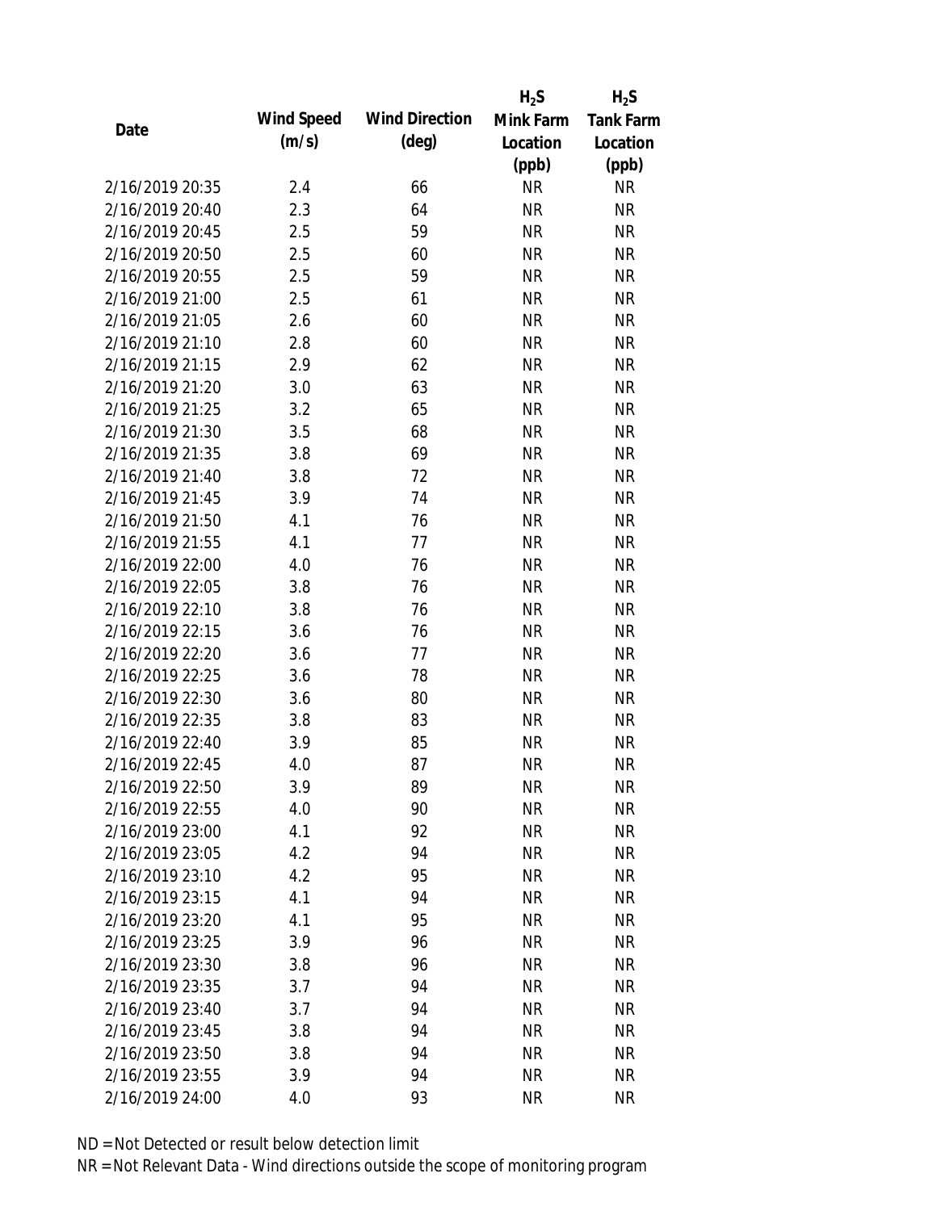| Date | Wind Speed (m/s) | Wind Direction (deg) | $H_2S$ Mink Farm Location (ppb) | $H_2S$ Tank Farm Location (ppb) |
|---|---|---|---|---|
| 2/16/2019 20:35 | 2.4 | 66 | NR | NR |
| 2/16/2019 20:40 | 2.3 | 64 | NR | NR |
| 2/16/2019 20:45 | 2.5 | 59 | NR | NR |
| 2/16/2019 20:50 | 2.5 | 60 | NR | NR |
| 2/16/2019 20:55 | 2.5 | 59 | NR | NR |
| 2/16/2019 21:00 | 2.5 | 61 | NR | NR |
| 2/16/2019 21:05 | 2.6 | 60 | NR | NR |
| 2/16/2019 21:10 | 2.8 | 60 | NR | NR |
| 2/16/2019 21:15 | 2.9 | 62 | NR | NR |
| 2/16/2019 21:20 | 3.0 | 63 | NR | NR |
| 2/16/2019 21:25 | 3.2 | 65 | NR | NR |
| 2/16/2019 21:30 | 3.5 | 68 | NR | NR |
| 2/16/2019 21:35 | 3.8 | 69 | NR | NR |
| 2/16/2019 21:40 | 3.8 | 72 | NR | NR |
| 2/16/2019 21:45 | 3.9 | 74 | NR | NR |
| 2/16/2019 21:50 | 4.1 | 76 | NR | NR |
| 2/16/2019 21:55 | 4.1 | 77 | NR | NR |
| 2/16/2019 22:00 | 4.0 | 76 | NR | NR |
| 2/16/2019 22:05 | 3.8 | 76 | NR | NR |
| 2/16/2019 22:10 | 3.8 | 76 | NR | NR |
| 2/16/2019 22:15 | 3.6 | 76 | NR | NR |
| 2/16/2019 22:20 | 3.6 | 77 | NR | NR |
| 2/16/2019 22:25 | 3.6 | 78 | NR | NR |
| 2/16/2019 22:30 | 3.6 | 80 | NR | NR |
| 2/16/2019 22:35 | 3.8 | 83 | NR | NR |
| 2/16/2019 22:40 | 3.9 | 85 | NR | NR |
| 2/16/2019 22:45 | 4.0 | 87 | NR | NR |
| 2/16/2019 22:50 | 3.9 | 89 | NR | NR |
| 2/16/2019 22:55 | 4.0 | 90 | NR | NR |
| 2/16/2019 23:00 | 4.1 | 92 | NR | NR |
| 2/16/2019 23:05 | 4.2 | 94 | NR | NR |
| 2/16/2019 23:10 | 4.2 | 95 | NR | NR |
| 2/16/2019 23:15 | 4.1 | 94 | NR | NR |
| 2/16/2019 23:20 | 4.1 | 95 | NR | NR |
| 2/16/2019 23:25 | 3.9 | 96 | NR | NR |
| 2/16/2019 23:30 | 3.8 | 96 | NR | NR |
| 2/16/2019 23:35 | 3.7 | 94 | NR | NR |
| 2/16/2019 23:40 | 3.7 | 94 | NR | NR |
| 2/16/2019 23:45 | 3.8 | 94 | NR | NR |
| 2/16/2019 23:50 | 3.8 | 94 | NR | NR |
| 2/16/2019 23:55 | 3.9 | 94 | NR | NR |
| 2/16/2019 24:00 | 4.0 | 93 | NR | NR |

ND = Not Detected or result below detection limit

NR = Not Relevant Data - Wind directions outside the scope of monitoring program